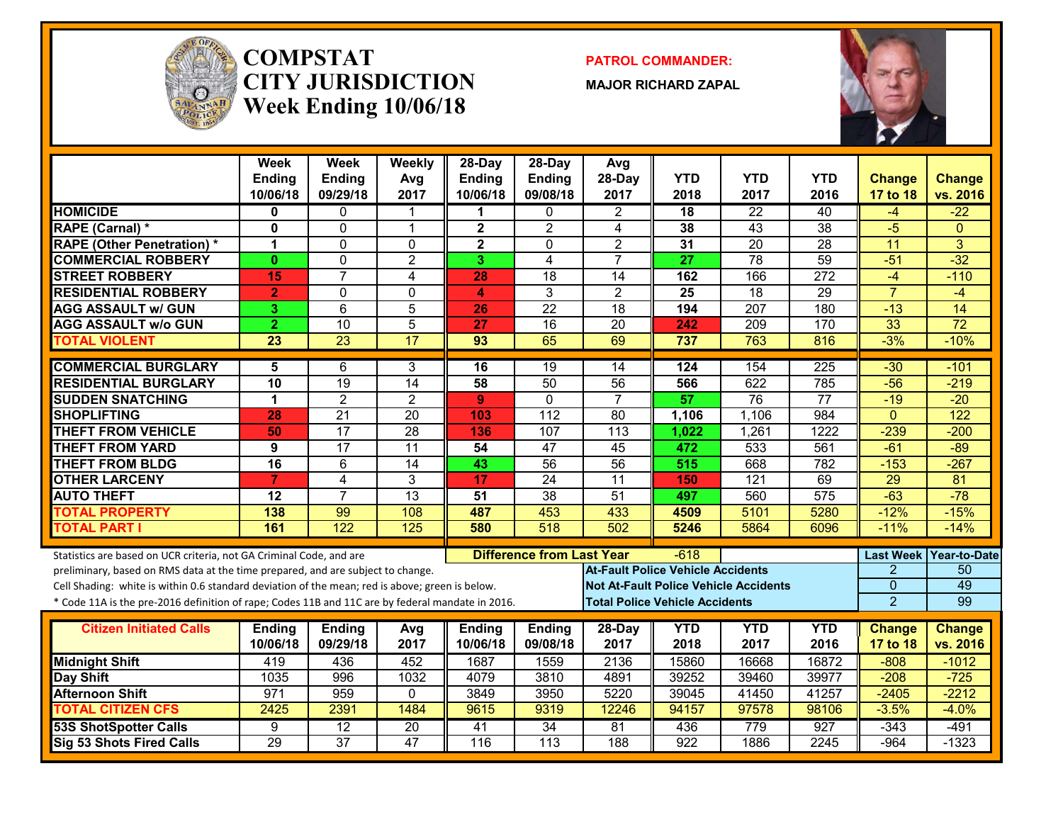# COMPSTAT
# CITY JURISDICTION
# Week Ending 10/06/18

**PATROL COMMANDER:**

**MAJOR RICHARD ZAPAL**

| | Week Ending 10/06/18 | Week Ending 09/29/18 | Weekly Avg 2017 | 28-Day Ending 10/06/18 | 28-Day Ending 09/08/18 | Avg 28-Day 2017 | YTD 2018 | YTD 2017 | YTD 2016 | Change 17 to 18 | Change vs. 2016 |
|---|---|---|---|---|---|---|---|---|---|---|---|
| HOMICIDE | 0 | 0 | 1 | 1 | 0 | 2 | 18 | 22 | 40 | -4 | -22 |
| RAPE (Carnal) * | 0 | 0 | 1 | 2 | 2 | 4 | 38 | 43 | 38 | -5 | 0 |
| RAPE (Other Penetration) * | 1 | 0 | 0 | 2 | 0 | 2 | 31 | 20 | 28 | 11 | 3 |
| COMMERCIAL ROBBERY | 0 | 0 | 2 | 3 | 4 | 7 | 27 | 78 | 59 | -51 | -32 |
| STREET ROBBERY | 15 | 7 | 4 | 28 | 18 | 14 | 162 | 166 | 272 | -4 | -110 |
| RESIDENTIAL ROBBERY | 2 | 0 | 0 | 4 | 3 | 2 | 25 | 18 | 29 | 7 | -4 |
| AGG ASSAULT w/ GUN | 3 | 6 | 5 | 26 | 22 | 18 | 194 | 207 | 180 | -13 | 14 |
| AGG ASSAULT w/o GUN | 2 | 10 | 5 | 27 | 16 | 20 | 242 | 209 | 170 | 33 | 72 |
| TOTAL VIOLENT | 23 | 23 | 17 | 93 | 65 | 69 | 737 | 763 | 816 | -3% | -10% |
| COMMERCIAL BURGLARY | 5 | 6 | 3 | 16 | 19 | 14 | 124 | 154 | 225 | -30 | -101 |
| RESIDENTIAL BURGLARY | 10 | 19 | 14 | 58 | 50 | 56 | 566 | 622 | 785 | -56 | -219 |
| SUDDEN SNATCHING | 1 | 2 | 2 | 9 | 0 | 7 | 57 | 76 | 77 | -19 | -20 |
| SHOPLIFTING | 28 | 21 | 20 | 103 | 112 | 80 | 1,106 | 1,106 | 984 | 0 | 122 |
| THEFT FROM VEHICLE | 50 | 17 | 28 | 136 | 107 | 113 | 1,022 | 1,261 | 1222 | -239 | -200 |
| THEFT FROM YARD | 9 | 17 | 11 | 54 | 47 | 45 | 472 | 533 | 561 | -61 | -89 |
| THEFT FROM BLDG | 16 | 6 | 14 | 43 | 56 | 56 | 515 | 668 | 782 | -153 | -267 |
| OTHER LARCENY | 7 | 4 | 3 | 17 | 24 | 11 | 150 | 121 | 69 | 29 | 81 |
| AUTO THEFT | 12 | 7 | 13 | 51 | 38 | 51 | 497 | 560 | 575 | -63 | -78 |
| TOTAL PROPERTY | 138 | 99 | 108 | 487 | 453 | 433 | 4509 | 5101 | 5280 | -12% | -15% |
| TOTAL PART I | 161 | 122 | 125 | 580 | 518 | 502 | 5246 | 5864 | 6096 | -11% | -14% |

Statistics are based on UCR criteria, not GA Criminal Code, and are preliminary, based on RMS data at the time prepared, and are subject to change.
Cell Shading: white is within 0.6 standard deviation of the mean; red is above; green is below.
* Code 11A is the pre-2016 definition of rape; Codes 11B and 11C are by federal mandate in 2016.

**Difference from Last Year:** -618

| | Last Week | Year-to-Date |
|---|---|---|
| At-Fault Police Vehicle Accidents | 2 | 50 |
| Not At-Fault Police Vehicle Accidents | 0 | 49 |
| Total Police Vehicle Accidents | 2 | 99 |

| Citizen Initiated Calls | Ending 10/06/18 | Ending 09/29/18 | Avg 2017 | Ending 10/06/18 | Ending 09/08/18 | 28-Day 2017 | YTD 2018 | YTD 2017 | YTD 2016 | Change 17 to 18 | Change vs. 2016 |
|---|---|---|---|---|---|---|---|---|---|---|---|
| Midnight Shift | 419 | 436 | 452 | 1687 | 1559 | 2136 | 15860 | 16668 | 16872 | -808 | -1012 |
| Day Shift | 1035 | 996 | 1032 | 4079 | 3810 | 4891 | 39252 | 39460 | 39977 | -208 | -725 |
| Afternoon Shift | 971 | 959 | 0 | 3849 | 3950 | 5220 | 39045 | 41450 | 41257 | -2405 | -2212 |
| TOTAL CITIZEN CFS | 2425 | 2391 | 1484 | 9615 | 9319 | 12246 | 94157 | 97578 | 98106 | -3.5% | -4.0% |
| 53S ShotSpotter Calls | 9 | 12 | 20 | 41 | 34 | 81 | 436 | 779 | 927 | -343 | -491 |
| Sig 53 Shots Fired Calls | 29 | 37 | 47 | 116 | 113 | 188 | 922 | 1886 | 2245 | -964 | -1323 |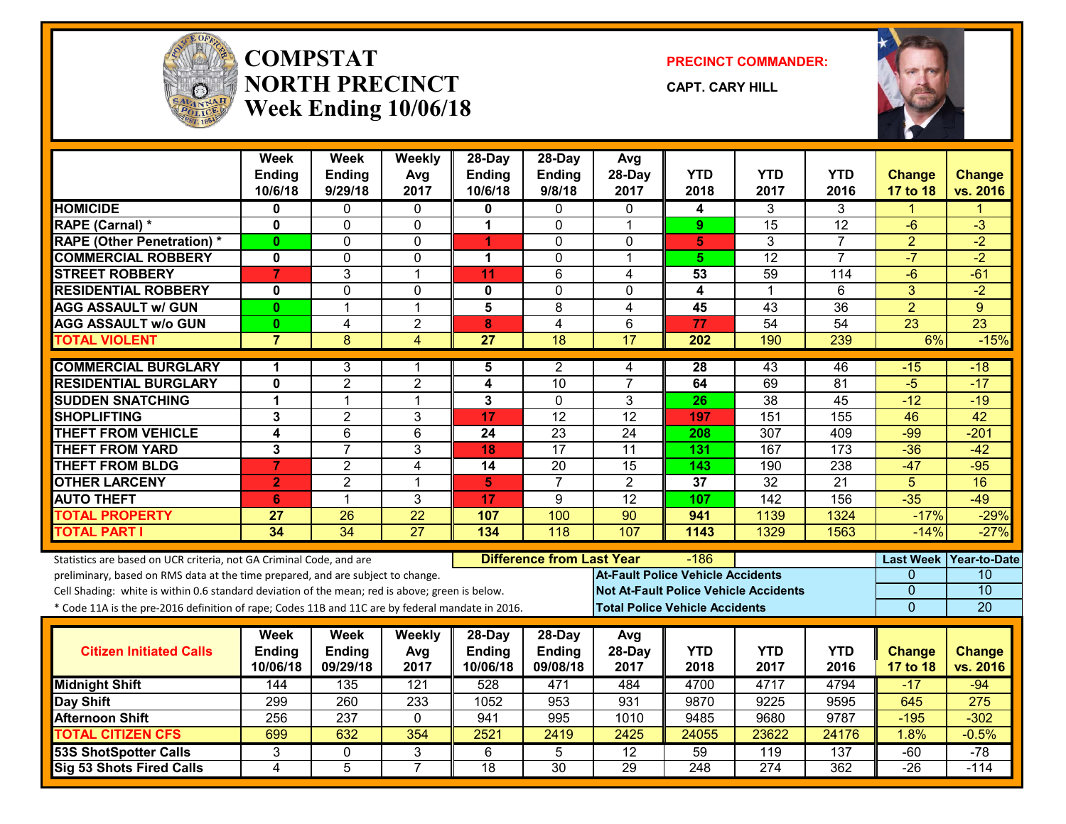# COMPSTAT NORTH PRECINCT

## Week Ending 10/06/18

**PRECINCT COMMANDER:**

**CAPT. CARY HILL**

| | Week Ending 10/6/18 | Week Ending 9/29/18 | Weekly Avg 2017 | 28-Day Ending 10/6/18 | 28-Day Ending 9/8/18 | Avg 28-Day 2017 | YTD 2018 | YTD 2017 | YTD 2016 | Change 17 to 18 | Change vs. 2016 |
|---|---|---|---|---|---|---|---|---|---|---|---|
| HOMICIDE | 0 | 0 | 0 | 0 | 0 | 0 | 4 | 3 | 3 | 1 | 1 |
| RAPE (Carnal) * | 0 | 0 | 0 | 1 | 0 | 1 | 9 | 15 | 12 | -6 | -3 |
| RAPE (Other Penetration) * | 0 | 0 | 0 | 1 | 0 | 0 | 5 | 3 | 7 | 2 | -2 |
| COMMERCIAL ROBBERY | 0 | 0 | 0 | 1 | 0 | 1 | 5 | 12 | 7 | -7 | -2 |
| STREET ROBBERY | 7 | 3 | 1 | 11 | 6 | 4 | 53 | 59 | 114 | -6 | -61 |
| RESIDENTIAL ROBBERY | 0 | 0 | 0 | 0 | 0 | 0 | 4 | 1 | 6 | 3 | -2 |
| AGG ASSAULT w/ GUN | 0 | 1 | 1 | 5 | 8 | 4 | 45 | 43 | 36 | 2 | 9 |
| AGG ASSAULT w/o GUN | 0 | 4 | 2 | 8 | 4 | 6 | 77 | 54 | 54 | 23 | 23 |
| TOTAL VIOLENT | 7 | 8 | 4 | 27 | 18 | 17 | 202 | 190 | 239 | 6% | -15% |
| COMMERCIAL BURGLARY | 1 | 3 | 1 | 5 | 2 | 4 | 28 | 43 | 46 | -15 | -18 |
| RESIDENTIAL BURGLARY | 0 | 2 | 2 | 4 | 10 | 7 | 64 | 69 | 81 | -5 | -17 |
| SUDDEN SNATCHING | 1 | 1 | 1 | 3 | 0 | 3 | 26 | 38 | 45 | -12 | -19 |
| SHOPLIFTING | 3 | 2 | 3 | 17 | 12 | 12 | 197 | 151 | 155 | 46 | 42 |
| THEFT FROM VEHICLE | 4 | 6 | 6 | 24 | 23 | 24 | 208 | 307 | 409 | -99 | -201 |
| THEFT FROM YARD | 3 | 7 | 3 | 18 | 17 | 11 | 131 | 167 | 173 | -36 | -42 |
| THEFT FROM BLDG | 7 | 2 | 4 | 14 | 20 | 15 | 143 | 190 | 238 | -47 | -95 |
| OTHER LARCENY | 2 | 2 | 1 | 5 | 7 | 2 | 37 | 32 | 21 | 5 | 16 |
| AUTO THEFT | 6 | 1 | 3 | 17 | 9 | 12 | 107 | 142 | 156 | -35 | -49 |
| TOTAL PROPERTY | 27 | 26 | 22 | 107 | 100 | 90 | 941 | 1139 | 1324 | -17% | -29% |
| TOTAL PART I | 34 | 34 | 27 | 134 | 118 | 107 | 1143 | 1329 | 1563 | -14% | -27% |

Statistics are based on UCR criteria, not GA Criminal Code, and are preliminary, based on RMS data at the time prepared, and are subject to change.

Cell Shading: white is within 0.6 standard deviation of the mean; red is above; green is below.

* Code 11A is the pre-2016 definition of rape; Codes 11B and 11C are by federal mandate in 2016.

**Difference from Last Year:** -186

| | Last Week | Year-to-Date |
|---|---|---|
| At-Fault Police Vehicle Accidents | 0 | 10 |
| Not At-Fault Police Vehicle Accidents | 0 | 10 |
| Total Police Vehicle Accidents | 0 | 20 |

| Citizen Initiated Calls | Week Ending 10/06/18 | Week Ending 09/29/18 | Weekly Avg 2017 | 28-Day Ending 10/06/18 | 28-Day Ending 09/08/18 | Avg 28-Day 2017 | YTD 2018 | YTD 2017 | YTD 2016 | Change 17 to 18 | Change vs. 2016 |
|---|---|---|---|---|---|---|---|---|---|---|---|
| Midnight Shift | 144 | 135 | 121 | 528 | 471 | 484 | 4700 | 4717 | 4794 | -17 | -94 |
| Day Shift | 299 | 260 | 233 | 1052 | 953 | 931 | 9870 | 9225 | 9595 | 645 | 275 |
| Afternoon Shift | 256 | 237 | 0 | 941 | 995 | 1010 | 9485 | 9680 | 9787 | -195 | -302 |
| TOTAL CITIZEN CFS | 699 | 632 | 354 | 2521 | 2419 | 2425 | 24055 | 23622 | 24176 | 1.8% | -0.5% |
| 53S ShotSpotter Calls | 3 | 0 | 3 | 6 | 5 | 12 | 59 | 119 | 137 | -60 | -78 |
| Sig 53 Shots Fired Calls | 4 | 5 | 7 | 18 | 30 | 29 | 248 | 274 | 362 | -26 | -114 |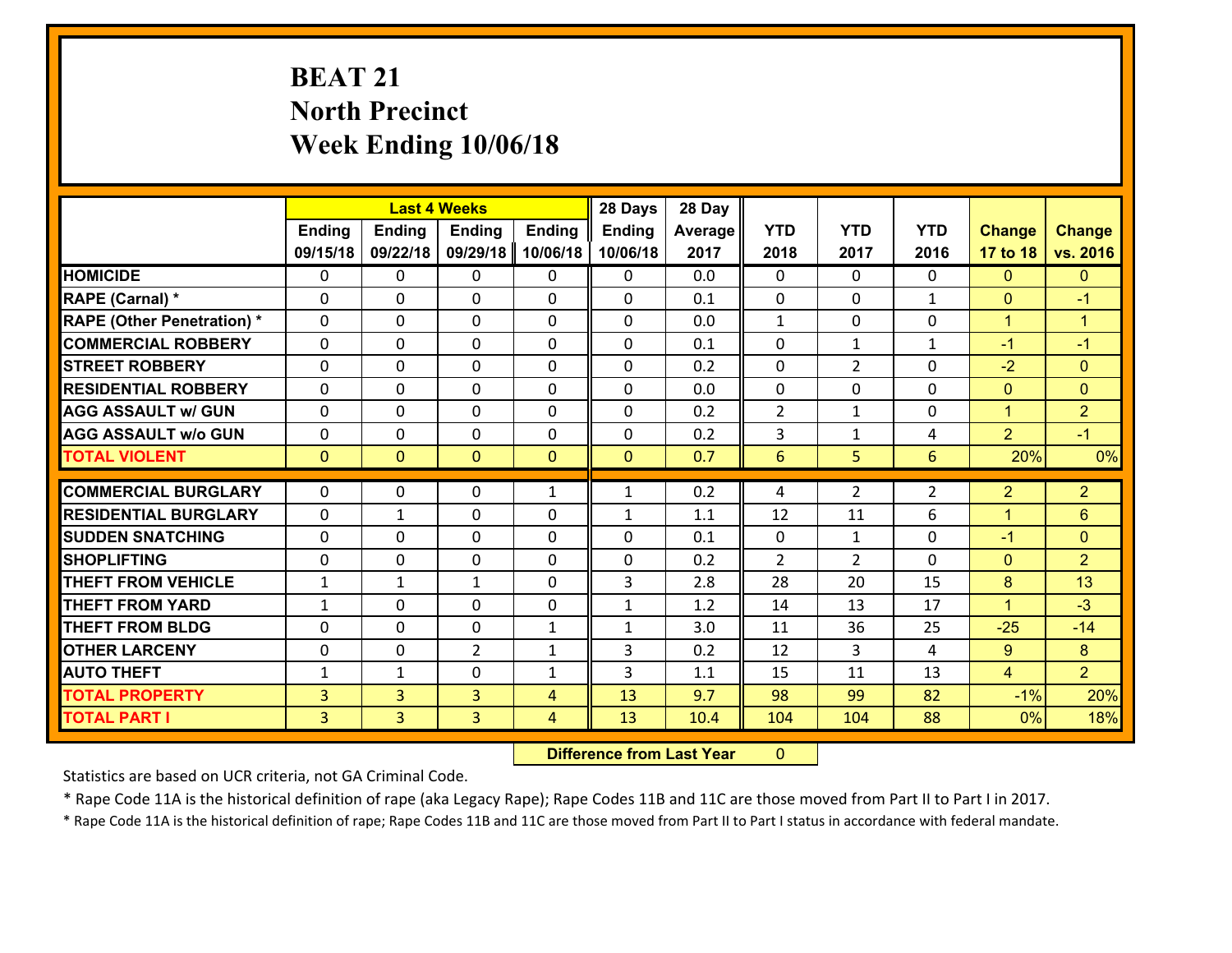# BEAT 21
## North Precinct
## Week Ending 10/06/18

| | Last 4 Weeks | | | | 28 Days | 28 Day | | | | | |
|---|---|---|---|---|---|---|---|---|---|---|---|
| | Ending 09/15/18 | Ending 09/22/18 | Ending 09/29/18 | Ending 10/06/18 | Ending 10/06/18 | Average 2017 | YTD 2018 | YTD 2017 | YTD 2016 | Change 17 to 18 | Change vs. 2016 |
| HOMICIDE | 0 | 0 | 0 | 0 | 0 | 0.0 | 0 | 0 | 0 | 0 | 0 |
| RAPE (Carnal) * | 0 | 0 | 0 | 0 | 0 | 0.1 | 0 | 0 | 1 | 0 | -1 |
| RAPE (Other Penetration) * | 0 | 0 | 0 | 0 | 0 | 0.0 | 1 | 0 | 0 | 1 | 1 |
| COMMERCIAL ROBBERY | 0 | 0 | 0 | 0 | 0 | 0.1 | 0 | 1 | 1 | -1 | -1 |
| STREET ROBBERY | 0 | 0 | 0 | 0 | 0 | 0.2 | 0 | 2 | 0 | -2 | 0 |
| RESIDENTIAL ROBBERY | 0 | 0 | 0 | 0 | 0 | 0.0 | 0 | 0 | 0 | 0 | 0 |
| AGG ASSAULT w/ GUN | 0 | 0 | 0 | 0 | 0 | 0.2 | 2 | 1 | 0 | 1 | 2 |
| AGG ASSAULT w/o GUN | 0 | 0 | 0 | 0 | 0 | 0.2 | 3 | 1 | 4 | 2 | -1 |
| TOTAL VIOLENT | 0 | 0 | 0 | 0 | 0 | 0.7 | 6 | 5 | 6 | 20% | 0% |
| COMMERCIAL BURGLARY | 0 | 0 | 0 | 1 | 1 | 0.2 | 4 | 2 | 2 | 2 | 2 |
| RESIDENTIAL BURGLARY | 0 | 1 | 0 | 0 | 1 | 1.1 | 12 | 11 | 6 | 1 | 6 |
| SUDDEN SNATCHING | 0 | 0 | 0 | 0 | 0 | 0.1 | 0 | 1 | 0 | -1 | 0 |
| SHOPLIFTING | 0 | 0 | 0 | 0 | 0 | 0.2 | 2 | 2 | 0 | 0 | 2 |
| THEFT FROM VEHICLE | 1 | 1 | 1 | 0 | 3 | 2.8 | 28 | 20 | 15 | 8 | 13 |
| THEFT FROM YARD | 1 | 0 | 0 | 0 | 1 | 1.2 | 14 | 13 | 17 | 1 | -3 |
| THEFT FROM BLDG | 0 | 0 | 0 | 1 | 1 | 3.0 | 11 | 36 | 25 | -25 | -14 |
| OTHER LARCENY | 0 | 0 | 2 | 1 | 3 | 0.2 | 12 | 3 | 4 | 9 | 8 |
| AUTO THEFT | 1 | 1 | 0 | 1 | 3 | 1.1 | 15 | 11 | 13 | 4 | 2 |
| TOTAL PROPERTY | 3 | 3 | 3 | 4 | 13 | 9.7 | 98 | 99 | 82 | -1% | 20% |
| TOTAL PART I | 3 | 3 | 3 | 4 | 13 | 10.4 | 104 | 104 | 88 | 0% | 18% |

**Difference from Last Year** 0

Statistics are based on UCR criteria, not GA Criminal Code.

* Rape Code 11A is the historical definition of rape (aka Legacy Rape); Rape Codes 11B and 11C are those moved from Part II to Part I in 2017.

* Rape Code 11A is the historical definition of rape; Rape Codes 11B and 11C are those moved from Part II to Part I status in accordance with federal mandate.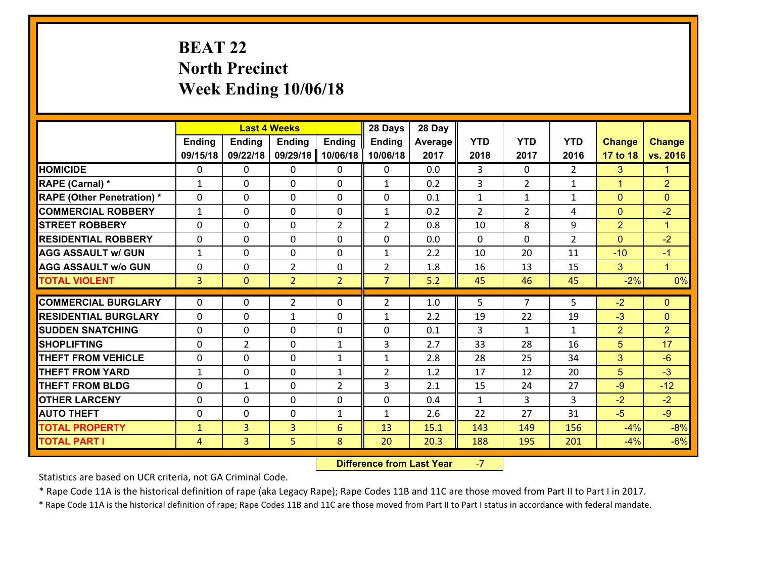# BEAT 22
# North Precinct
# Week Ending 10/06/18

| | Last 4 Weeks | | | | 28 Days | 28 Day | | | | | |
|---|---|---|---|---|---|---|---|---|---|---|---|
| | Ending 09/15/18 | Ending 09/22/18 | Ending 09/29/18 | Ending 10/06/18 | Ending 10/06/18 | Average 2017 | YTD 2018 | YTD 2017 | YTD 2016 | Change 17 to 18 | Change vs. 2016 |
| **HOMICIDE** | 0 | 0 | 0 | 0 | 0 | 0.0 | 3 | 0 | 2 | 3 | 1 |
| **RAPE (Carnal) *** | 1 | 0 | 0 | 0 | 1 | 0.2 | 3 | 2 | 1 | 1 | 2 |
| **RAPE (Other Penetration) *** | 0 | 0 | 0 | 0 | 0 | 0.1 | 1 | 1 | 1 | 0 | 0 |
| **COMMERCIAL ROBBERY** | 1 | 0 | 0 | 0 | 1 | 0.2 | 2 | 2 | 4 | 0 | -2 |
| **STREET ROBBERY** | 0 | 0 | 0 | 2 | 2 | 0.8 | 10 | 8 | 9 | 2 | 1 |
| **RESIDENTIAL ROBBERY** | 0 | 0 | 0 | 0 | 0 | 0.0 | 0 | 0 | 2 | 0 | -2 |
| **AGG ASSAULT w/ GUN** | 1 | 0 | 0 | 0 | 1 | 2.2 | 10 | 20 | 11 | -10 | -1 |
| **AGG ASSAULT w/o GUN** | 0 | 0 | 2 | 0 | 2 | 1.8 | 16 | 13 | 15 | 3 | 1 |
| **TOTAL VIOLENT** | 3 | 0 | 2 | 2 | 7 | 5.2 | 45 | 46 | 45 | -2% | 0% |
| **COMMERCIAL BURGLARY** | 0 | 0 | 2 | 0 | 2 | 1.0 | 5 | 7 | 5 | -2 | 0 |
| **RESIDENTIAL BURGLARY** | 0 | 0 | 1 | 0 | 1 | 2.2 | 19 | 22 | 19 | -3 | 0 |
| **SUDDEN SNATCHING** | 0 | 0 | 0 | 0 | 0 | 0.1 | 3 | 1 | 1 | 2 | 2 |
| **SHOPLIFTING** | 0 | 2 | 0 | 1 | 3 | 2.7 | 33 | 28 | 16 | 5 | 17 |
| **THEFT FROM VEHICLE** | 0 | 0 | 0 | 1 | 1 | 2.8 | 28 | 25 | 34 | 3 | -6 |
| **THEFT FROM YARD** | 1 | 0 | 0 | 1 | 2 | 1.2 | 17 | 12 | 20 | 5 | -3 |
| **THEFT FROM BLDG** | 0 | 1 | 0 | 2 | 3 | 2.1 | 15 | 24 | 27 | -9 | -12 |
| **OTHER LARCENY** | 0 | 0 | 0 | 0 | 0 | 0.4 | 1 | 3 | 3 | -2 | -2 |
| **AUTO THEFT** | 0 | 0 | 0 | 1 | 1 | 2.6 | 22 | 27 | 31 | -5 | -9 |
| **TOTAL PROPERTY** | 1 | 3 | 3 | 6 | 13 | 15.1 | 143 | 149 | 156 | -4% | -8% |
| **TOTAL PART I** | 4 | 3 | 5 | 8 | 20 | 20.3 | 188 | 195 | 201 | -4% | -6% |

**Difference from Last Year** -7

Statistics are based on UCR criteria, not GA Criminal Code.

* Rape Code 11A is the historical definition of rape (aka Legacy Rape); Rape Codes 11B and 11C are those moved from Part II to Part I in 2017.

* Rape Code 11A is the historical definition of rape; Rape Codes 11B and 11C are those moved from Part II to Part I status in accordance with federal mandate.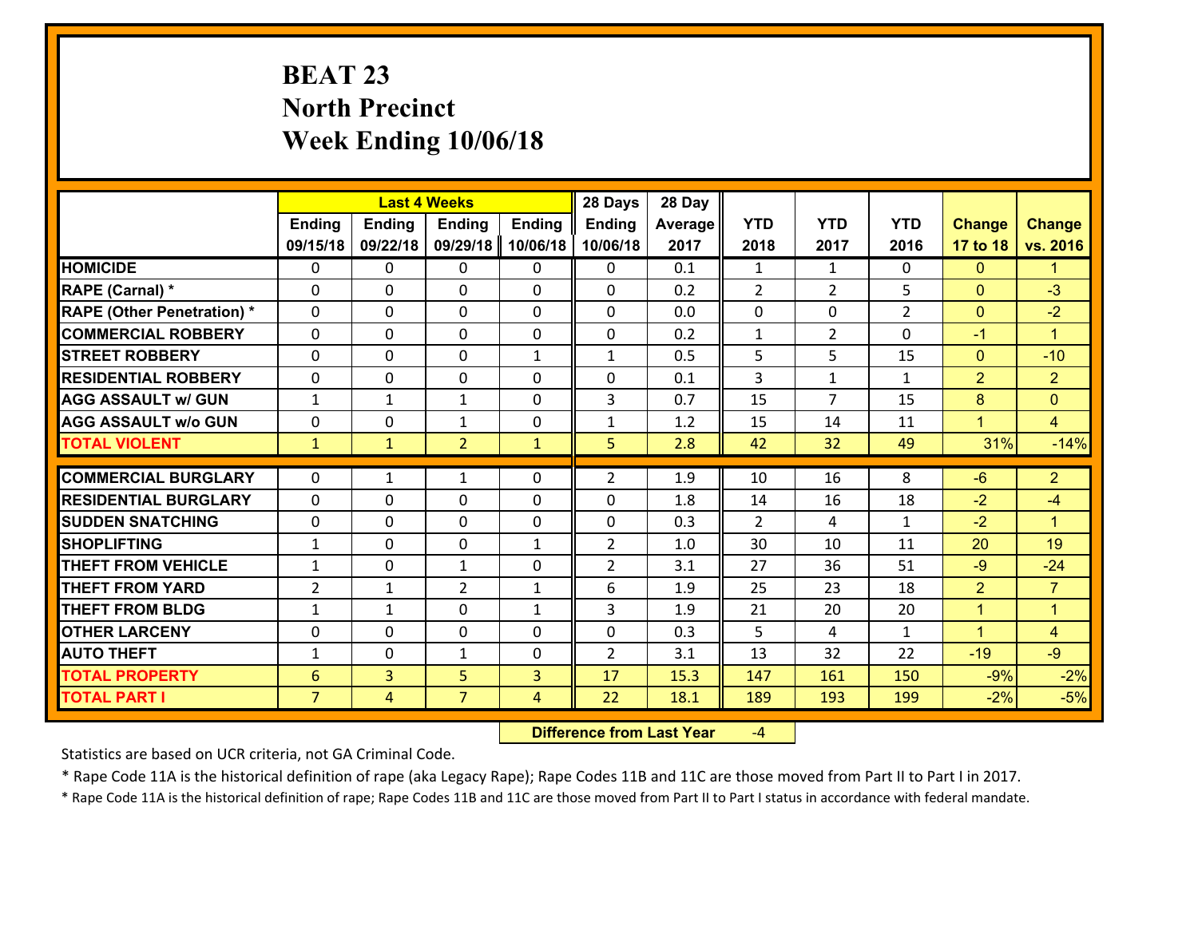# BEAT 23
# North Precinct
# Week Ending 10/06/18

| | Last 4 Weeks | | | | 28 Days | 28 Day | | | | | |
|---|---|---|---|---|---|---|---|---|---|---|---|
| | Ending 09/15/18 | Ending 09/22/18 | Ending 09/29/18 | Ending 10/06/18 | Ending 10/06/18 | Average 2017 | YTD 2018 | YTD 2017 | YTD 2016 | Change 17 to 18 | Change vs. 2016 |
| **HOMICIDE** | 0 | 0 | 0 | 0 | 0 | 0.1 | 1 | 1 | 0 | 0 | 1 |
| **RAPE (Carnal) *** | 0 | 0 | 0 | 0 | 0 | 0.2 | 2 | 2 | 5 | 0 | -3 |
| **RAPE (Other Penetration) *** | 0 | 0 | 0 | 0 | 0 | 0.0 | 0 | 0 | 2 | 0 | -2 |
| **COMMERCIAL ROBBERY** | 0 | 0 | 0 | 0 | 0 | 0.2 | 1 | 2 | 0 | -1 | 1 |
| **STREET ROBBERY** | 0 | 0 | 0 | 1 | 1 | 0.5 | 5 | 5 | 15 | 0 | -10 |
| **RESIDENTIAL ROBBERY** | 0 | 0 | 0 | 0 | 0 | 0.1 | 3 | 1 | 1 | 2 | 2 |
| **AGG ASSAULT w/ GUN** | 1 | 1 | 1 | 0 | 3 | 0.7 | 15 | 7 | 15 | 8 | 0 |
| **AGG ASSAULT w/o GUN** | 0 | 0 | 1 | 0 | 1 | 1.2 | 15 | 14 | 11 | 1 | 4 |
| **TOTAL VIOLENT** | 1 | 1 | 2 | 1 | 5 | 2.8 | 42 | 32 | 49 | 31% | -14% |
| **COMMERCIAL BURGLARY** | 0 | 1 | 1 | 0 | 2 | 1.9 | 10 | 16 | 8 | -6 | 2 |
| **RESIDENTIAL BURGLARY** | 0 | 0 | 0 | 0 | 0 | 1.8 | 14 | 16 | 18 | -2 | -4 |
| **SUDDEN SNATCHING** | 0 | 0 | 0 | 0 | 0 | 0.3 | 2 | 4 | 1 | -2 | 1 |
| **SHOPLIFTING** | 1 | 0 | 0 | 1 | 2 | 1.0 | 30 | 10 | 11 | 20 | 19 |
| **THEFT FROM VEHICLE** | 1 | 0 | 1 | 0 | 2 | 3.1 | 27 | 36 | 51 | -9 | -24 |
| **THEFT FROM YARD** | 2 | 1 | 2 | 1 | 6 | 1.9 | 25 | 23 | 18 | 2 | 7 |
| **THEFT FROM BLDG** | 1 | 1 | 0 | 1 | 3 | 1.9 | 21 | 20 | 20 | 1 | 1 |
| **OTHER LARCENY** | 0 | 0 | 0 | 0 | 0 | 0.3 | 5 | 4 | 1 | 1 | 4 |
| **AUTO THEFT** | 1 | 0 | 1 | 0 | 2 | 3.1 | 13 | 32 | 22 | -19 | -9 |
| **TOTAL PROPERTY** | 6 | 3 | 5 | 3 | 17 | 15.3 | 147 | 161 | 150 | -9% | -2% |
| **TOTAL PART I** | 7 | 4 | 7 | 4 | 22 | 18.1 | 189 | 193 | 199 | -2% | -5% |

**Difference from Last Year** -4

Statistics are based on UCR criteria, not GA Criminal Code.

* Rape Code 11A is the historical definition of rape (aka Legacy Rape); Rape Codes 11B and 11C are those moved from Part II to Part I in 2017.

* Rape Code 11A is the historical definition of rape; Rape Codes 11B and 11C are those moved from Part II to Part I status in accordance with federal mandate.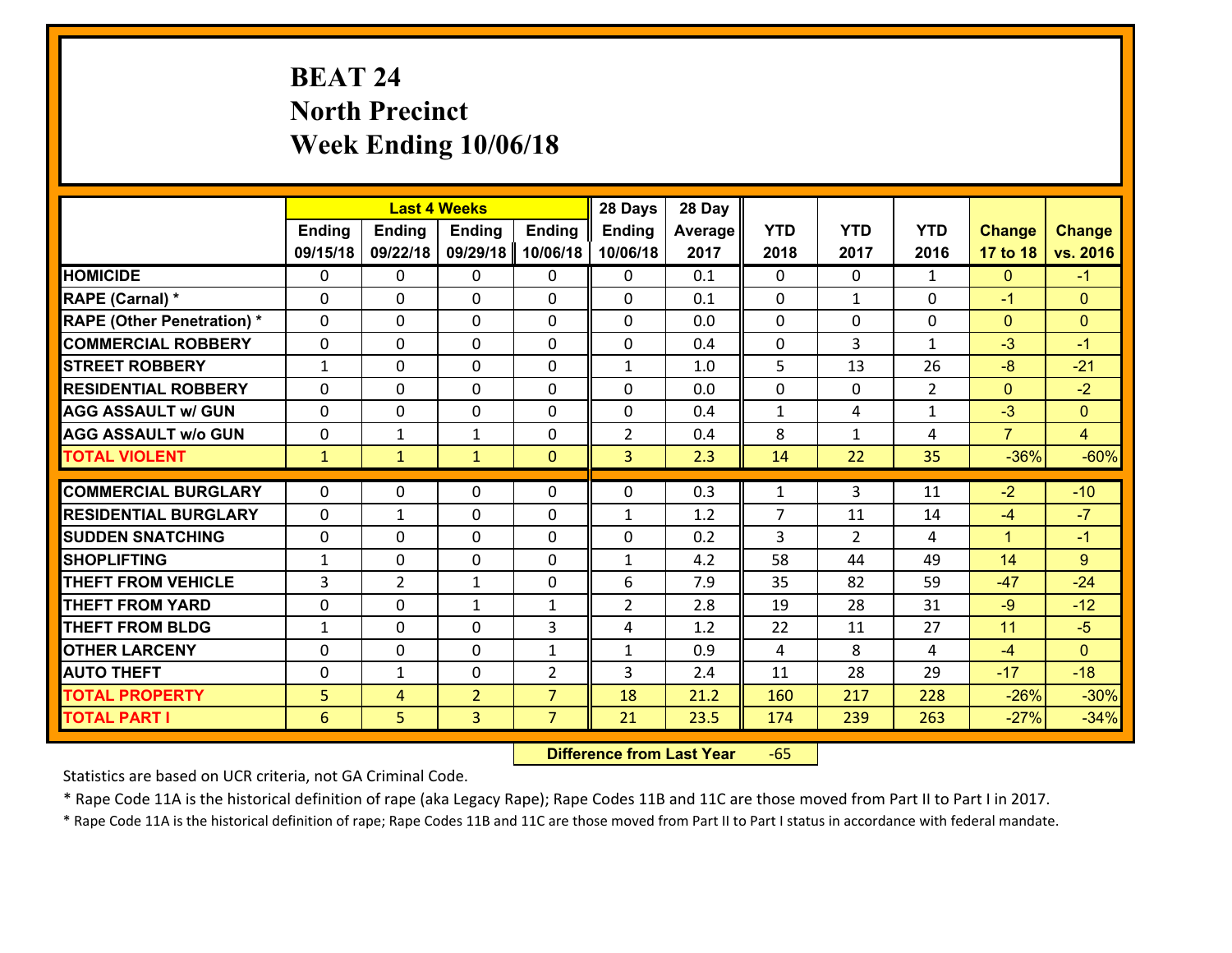# BEAT 24
# North Precinct
# Week Ending 10/06/18

| | Last 4 Weeks | | | | 28 Days | 28 Day | | | | | |
|---|---|---|---|---|---|---|---|---|---|---|---|
| | Ending 09/15/18 | Ending 09/22/18 | Ending 09/29/18 | Ending 10/06/18 | Ending 10/06/18 | Average 2017 | YTD 2018 | YTD 2017 | YTD 2016 | Change 17 to 18 | Change vs. 2016 |
| HOMICIDE | 0 | 0 | 0 | 0 | 0 | 0.1 | 0 | 0 | 1 | 0 | -1 |
| RAPE (Carnal) * | 0 | 0 | 0 | 0 | 0 | 0.1 | 0 | 1 | 0 | -1 | 0 |
| RAPE (Other Penetration) * | 0 | 0 | 0 | 0 | 0 | 0.0 | 0 | 0 | 0 | 0 | 0 |
| COMMERCIAL ROBBERY | 0 | 0 | 0 | 0 | 0 | 0.4 | 0 | 3 | 1 | -3 | -1 |
| STREET ROBBERY | 1 | 0 | 0 | 0 | 1 | 1.0 | 5 | 13 | 26 | -8 | -21 |
| RESIDENTIAL ROBBERY | 0 | 0 | 0 | 0 | 0 | 0.0 | 0 | 0 | 2 | 0 | -2 |
| AGG ASSAULT w/ GUN | 0 | 0 | 0 | 0 | 0 | 0.4 | 1 | 4 | 1 | -3 | 0 |
| AGG ASSAULT w/o GUN | 0 | 1 | 1 | 0 | 2 | 0.4 | 8 | 1 | 4 | 7 | 4 |
| TOTAL VIOLENT | 1 | 1 | 1 | 0 | 3 | 2.3 | 14 | 22 | 35 | -36% | -60% |
| COMMERCIAL BURGLARY | 0 | 0 | 0 | 0 | 0 | 0.3 | 1 | 3 | 11 | -2 | -10 |
| RESIDENTIAL BURGLARY | 0 | 1 | 0 | 0 | 1 | 1.2 | 7 | 11 | 14 | -4 | -7 |
| SUDDEN SNATCHING | 0 | 0 | 0 | 0 | 0 | 0.2 | 3 | 2 | 4 | 1 | -1 |
| SHOPLIFTING | 1 | 0 | 0 | 0 | 1 | 4.2 | 58 | 44 | 49 | 14 | 9 |
| THEFT FROM VEHICLE | 3 | 2 | 1 | 0 | 6 | 7.9 | 35 | 82 | 59 | -47 | -24 |
| THEFT FROM YARD | 0 | 0 | 1 | 1 | 2 | 2.8 | 19 | 28 | 31 | -9 | -12 |
| THEFT FROM BLDG | 1 | 0 | 0 | 3 | 4 | 1.2 | 22 | 11 | 27 | 11 | -5 |
| OTHER LARCENY | 0 | 0 | 0 | 1 | 1 | 0.9 | 4 | 8 | 4 | -4 | 0 |
| AUTO THEFT | 0 | 1 | 0 | 2 | 3 | 2.4 | 11 | 28 | 29 | -17 | -18 |
| TOTAL PROPERTY | 5 | 4 | 2 | 7 | 18 | 21.2 | 160 | 217 | 228 | -26% | -30% |
| TOTAL PART I | 6 | 5 | 3 | 7 | 21 | 23.5 | 174 | 239 | 263 | -27% | -34% |

**Difference from Last Year** -65

Statistics are based on UCR criteria, not GA Criminal Code.

* Rape Code 11A is the historical definition of rape (aka Legacy Rape); Rape Codes 11B and 11C are those moved from Part II to Part I in 2017.

* Rape Code 11A is the historical definition of rape; Rape Codes 11B and 11C are those moved from Part II to Part I status in accordance with federal mandate.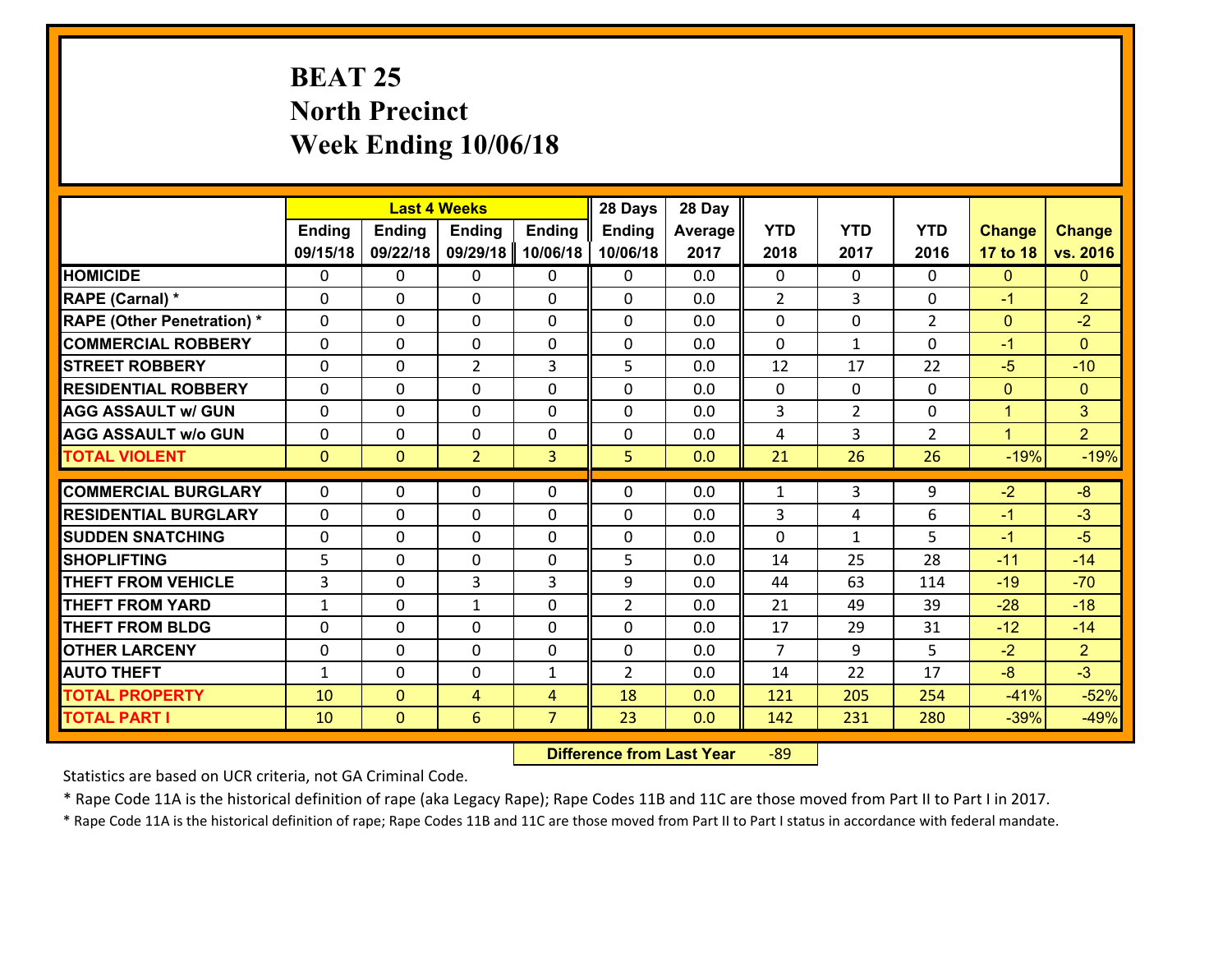# BEAT 25
# North Precinct
# Week Ending 10/06/18

| | Last 4 Weeks | | | | 28 Days | 28 Day | | | | | |
|---|---|---|---|---|---|---|---|---|---|---|---|
| | Ending 09/15/18 | Ending 09/22/18 | Ending 09/29/18 | Ending 10/06/18 | Ending 10/06/18 | Average 2017 | YTD 2018 | YTD 2017 | YTD 2016 | Change 17 to 18 | Change vs. 2016 |
| HOMICIDE | 0 | 0 | 0 | 0 | 0 | 0.0 | 0 | 0 | 0 | 0 | 0 |
| RAPE (Carnal) * | 0 | 0 | 0 | 0 | 0 | 0.0 | 2 | 3 | 0 | -1 | 2 |
| RAPE (Other Penetration) * | 0 | 0 | 0 | 0 | 0 | 0.0 | 0 | 0 | 2 | 0 | -2 |
| COMMERCIAL ROBBERY | 0 | 0 | 0 | 0 | 0 | 0.0 | 0 | 1 | 0 | -1 | 0 |
| STREET ROBBERY | 0 | 0 | 2 | 3 | 5 | 0.0 | 12 | 17 | 22 | -5 | -10 |
| RESIDENTIAL ROBBERY | 0 | 0 | 0 | 0 | 0 | 0.0 | 0 | 0 | 0 | 0 | 0 |
| AGG ASSAULT w/ GUN | 0 | 0 | 0 | 0 | 0 | 0.0 | 3 | 2 | 0 | 1 | 3 |
| AGG ASSAULT w/o GUN | 0 | 0 | 0 | 0 | 0 | 0.0 | 4 | 3 | 2 | 1 | 2 |
| TOTAL VIOLENT | 0 | 0 | 2 | 3 | 5 | 0.0 | 21 | 26 | 26 | -19% | -19% |
| COMMERCIAL BURGLARY | 0 | 0 | 0 | 0 | 0 | 0.0 | 1 | 3 | 9 | -2 | -8 |
| RESIDENTIAL BURGLARY | 0 | 0 | 0 | 0 | 0 | 0.0 | 3 | 4 | 6 | -1 | -3 |
| SUDDEN SNATCHING | 0 | 0 | 0 | 0 | 0 | 0.0 | 0 | 1 | 5 | -1 | -5 |
| SHOPLIFTING | 5 | 0 | 0 | 0 | 5 | 0.0 | 14 | 25 | 28 | -11 | -14 |
| THEFT FROM VEHICLE | 3 | 0 | 3 | 3 | 9 | 0.0 | 44 | 63 | 114 | -19 | -70 |
| THEFT FROM YARD | 1 | 0 | 1 | 0 | 2 | 0.0 | 21 | 49 | 39 | -28 | -18 |
| THEFT FROM BLDG | 0 | 0 | 0 | 0 | 0 | 0.0 | 17 | 29 | 31 | -12 | -14 |
| OTHER LARCENY | 0 | 0 | 0 | 0 | 0 | 0.0 | 7 | 9 | 5 | -2 | 2 |
| AUTO THEFT | 1 | 0 | 0 | 1 | 2 | 0.0 | 14 | 22 | 17 | -8 | -3 |
| TOTAL PROPERTY | 10 | 0 | 4 | 4 | 18 | 0.0 | 121 | 205 | 254 | -41% | -52% |
| TOTAL PART I | 10 | 0 | 6 | 7 | 23 | 0.0 | 142 | 231 | 280 | -39% | -49% |

**Difference from Last Year** -89

Statistics are based on UCR criteria, not GA Criminal Code.

* Rape Code 11A is the historical definition of rape (aka Legacy Rape); Rape Codes 11B and 11C are those moved from Part II to Part I in 2017.

* Rape Code 11A is the historical definition of rape; Rape Codes 11B and 11C are those moved from Part II to Part I status in accordance with federal mandate.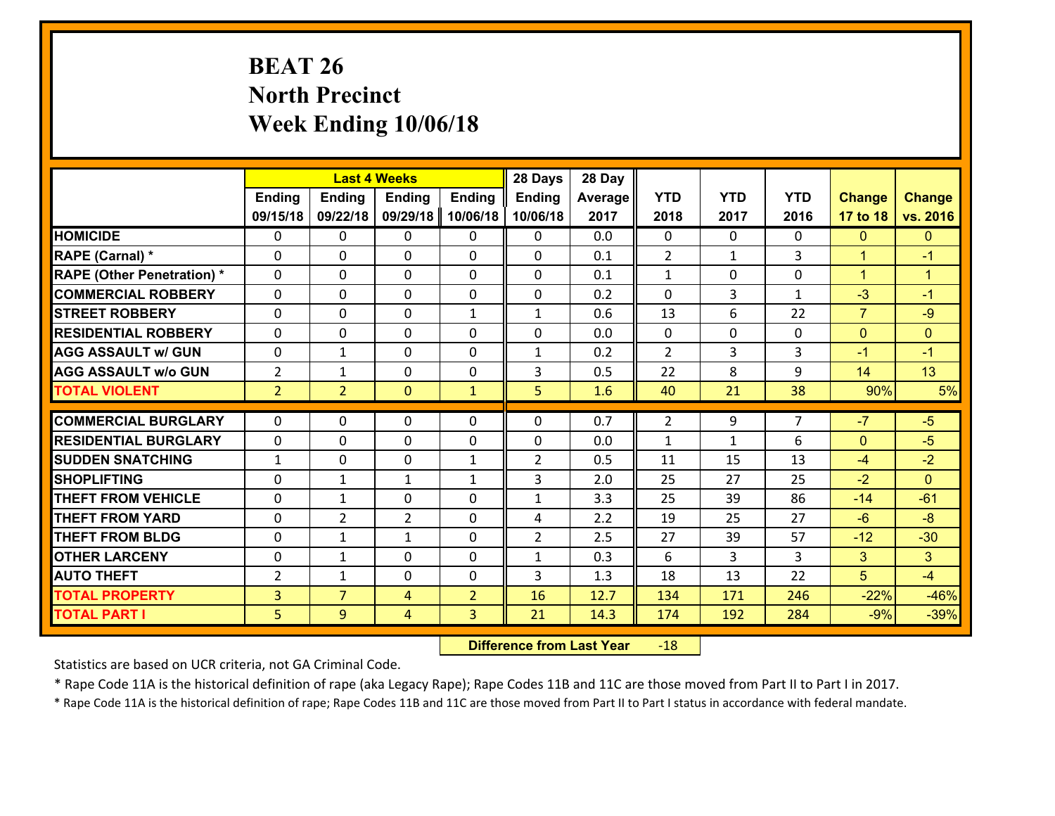# BEAT 26
## North Precinct
## Week Ending 10/06/18

| | Last 4 Weeks | | | | 28 Days | 28 Day | | | | | |
|---|---|---|---|---|---|---|---|---|---|---|---|
| | Ending 09/15/18 | Ending 09/22/18 | Ending 09/29/18 | Ending 10/06/18 | Ending 10/06/18 | Average 2017 | YTD 2018 | YTD 2017 | YTD 2016 | Change 17 to 18 | Change vs. 2016 |
| HOMICIDE | 0 | 0 | 0 | 0 | 0 | 0.0 | 0 | 0 | 0 | 0 | 0 |
| RAPE (Carnal) * | 0 | 0 | 0 | 0 | 0 | 0.1 | 2 | 1 | 3 | 1 | -1 |
| RAPE (Other Penetration) * | 0 | 0 | 0 | 0 | 0 | 0.1 | 1 | 0 | 0 | 1 | 1 |
| COMMERCIAL ROBBERY | 0 | 0 | 0 | 0 | 0 | 0.2 | 0 | 3 | 1 | -3 | -1 |
| STREET ROBBERY | 0 | 0 | 0 | 1 | 1 | 0.6 | 13 | 6 | 22 | 7 | -9 |
| RESIDENTIAL ROBBERY | 0 | 0 | 0 | 0 | 0 | 0.0 | 0 | 0 | 0 | 0 | 0 |
| AGG ASSAULT w/ GUN | 0 | 1 | 0 | 0 | 1 | 0.2 | 2 | 3 | 3 | -1 | -1 |
| AGG ASSAULT w/o GUN | 2 | 1 | 0 | 0 | 3 | 0.5 | 22 | 8 | 9 | 14 | 13 |
| TOTAL VIOLENT | 2 | 2 | 0 | 1 | 5 | 1.6 | 40 | 21 | 38 | 90% | 5% |
| COMMERCIAL BURGLARY | 0 | 0 | 0 | 0 | 0 | 0.7 | 2 | 9 | 7 | -7 | -5 |
| RESIDENTIAL BURGLARY | 0 | 0 | 0 | 0 | 0 | 0.0 | 1 | 1 | 6 | 0 | -5 |
| SUDDEN SNATCHING | 1 | 0 | 0 | 1 | 2 | 0.5 | 11 | 15 | 13 | -4 | -2 |
| SHOPLIFTING | 0 | 1 | 1 | 1 | 3 | 2.0 | 25 | 27 | 25 | -2 | 0 |
| THEFT FROM VEHICLE | 0 | 1 | 0 | 0 | 1 | 3.3 | 25 | 39 | 86 | -14 | -61 |
| THEFT FROM YARD | 0 | 2 | 2 | 0 | 4 | 2.2 | 19 | 25 | 27 | -6 | -8 |
| THEFT FROM BLDG | 0 | 1 | 1 | 0 | 2 | 2.5 | 27 | 39 | 57 | -12 | -30 |
| OTHER LARCENY | 0 | 1 | 0 | 0 | 1 | 0.3 | 6 | 3 | 3 | 3 | 3 |
| AUTO THEFT | 2 | 1 | 0 | 0 | 3 | 1.3 | 18 | 13 | 22 | 5 | -4 |
| TOTAL PROPERTY | 3 | 7 | 4 | 2 | 16 | 12.7 | 134 | 171 | 246 | -22% | -46% |
| TOTAL PART I | 5 | 9 | 4 | 3 | 21 | 14.3 | 174 | 192 | 284 | -9% | -39% |

**Difference from Last Year** -18

Statistics are based on UCR criteria, not GA Criminal Code.

* Rape Code 11A is the historical definition of rape (aka Legacy Rape); Rape Codes 11B and 11C are those moved from Part II to Part I in 2017.

* Rape Code 11A is the historical definition of rape; Rape Codes 11B and 11C are those moved from Part II to Part I status in accordance with federal mandate.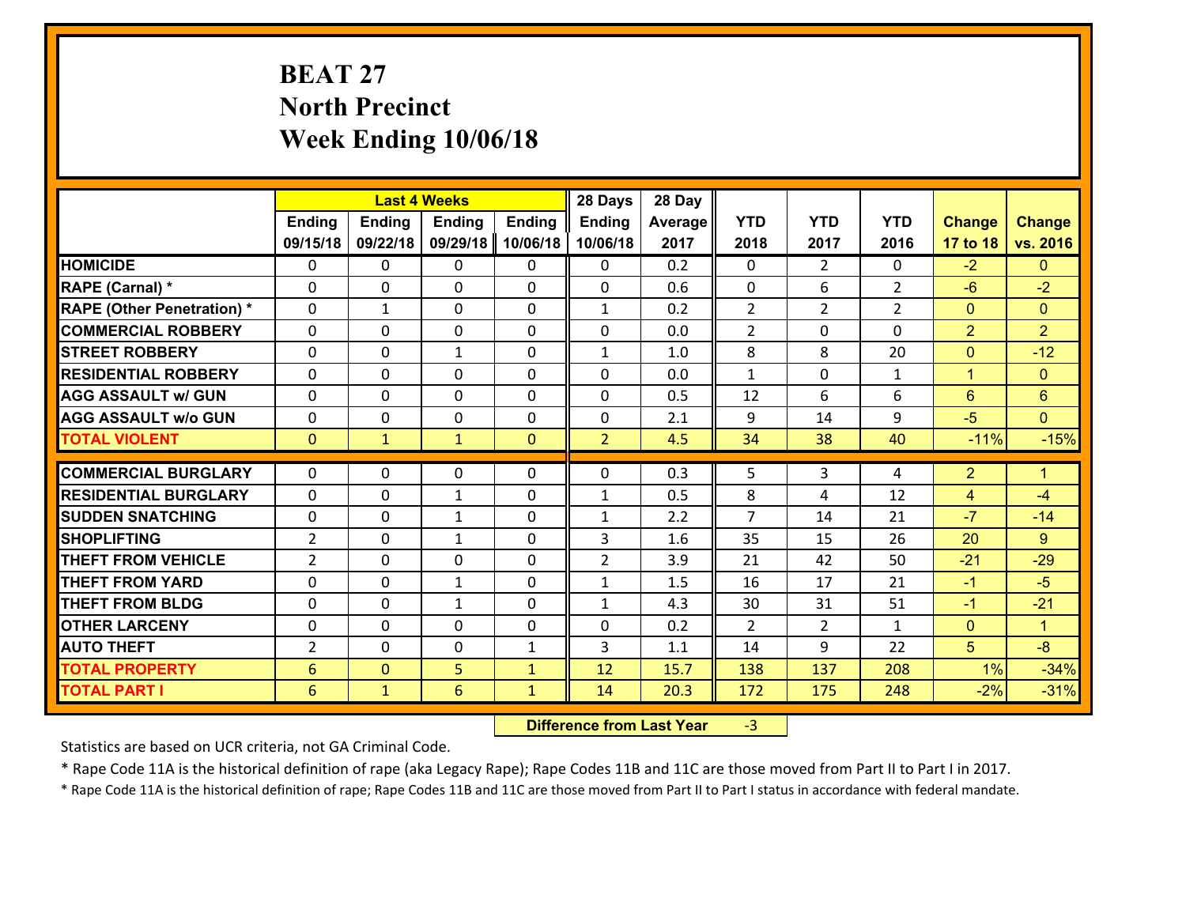# BEAT 27
# North Precinct
# Week Ending 10/06/18

| | Last 4 Weeks | | | | 28 Days | 28 Day | | | | | |
|---|---|---|---|---|---|---|---|---|---|---|---|
| | Ending 09/15/18 | Ending 09/22/18 | Ending 09/29/18 | Ending 10/06/18 | Ending 10/06/18 | Average 2017 | YTD 2018 | YTD 2017 | YTD 2016 | Change 17 to 18 | Change vs. 2016 |
| HOMICIDE | 0 | 0 | 0 | 0 | 0 | 0.2 | 0 | 2 | 0 | -2 | 0 |
| RAPE (Carnal) * | 0 | 0 | 0 | 0 | 0 | 0.6 | 0 | 6 | 2 | -6 | -2 |
| RAPE (Other Penetration) * | 0 | 1 | 0 | 0 | 1 | 0.2 | 2 | 2 | 2 | 0 | 0 |
| COMMERCIAL ROBBERY | 0 | 0 | 0 | 0 | 0 | 0.0 | 2 | 0 | 0 | 2 | 2 |
| STREET ROBBERY | 0 | 0 | 1 | 0 | 1 | 1.0 | 8 | 8 | 20 | 0 | -12 |
| RESIDENTIAL ROBBERY | 0 | 0 | 0 | 0 | 0 | 0.0 | 1 | 0 | 1 | 1 | 0 |
| AGG ASSAULT w/ GUN | 0 | 0 | 0 | 0 | 0 | 0.5 | 12 | 6 | 6 | 6 | 6 |
| AGG ASSAULT w/o GUN | 0 | 0 | 0 | 0 | 0 | 2.1 | 9 | 14 | 9 | -5 | 0 |
| TOTAL VIOLENT | 0 | 1 | 1 | 0 | 2 | 4.5 | 34 | 38 | 40 | -11% | -15% |
| COMMERCIAL BURGLARY | 0 | 0 | 0 | 0 | 0 | 0.3 | 5 | 3 | 4 | 2 | 1 |
| RESIDENTIAL BURGLARY | 0 | 0 | 1 | 0 | 1 | 0.5 | 8 | 4 | 12 | 4 | -4 |
| SUDDEN SNATCHING | 0 | 0 | 1 | 0 | 1 | 2.2 | 7 | 14 | 21 | -7 | -14 |
| SHOPLIFTING | 2 | 0 | 1 | 0 | 3 | 1.6 | 35 | 15 | 26 | 20 | 9 |
| THEFT FROM VEHICLE | 2 | 0 | 0 | 0 | 2 | 3.9 | 21 | 42 | 50 | -21 | -29 |
| THEFT FROM YARD | 0 | 0 | 1 | 0 | 1 | 1.5 | 16 | 17 | 21 | -1 | -5 |
| THEFT FROM BLDG | 0 | 0 | 1 | 0 | 1 | 4.3 | 30 | 31 | 51 | -1 | -21 |
| OTHER LARCENY | 0 | 0 | 0 | 0 | 0 | 0.2 | 2 | 2 | 1 | 0 | 1 |
| AUTO THEFT | 2 | 0 | 0 | 1 | 3 | 1.1 | 14 | 9 | 22 | 5 | -8 |
| TOTAL PROPERTY | 6 | 0 | 5 | 1 | 12 | 15.7 | 138 | 137 | 208 | 1% | -34% |
| TOTAL PART I | 6 | 1 | 6 | 1 | 14 | 20.3 | 172 | 175 | 248 | -2% | -31% |

**Difference from Last Year** -3

Statistics are based on UCR criteria, not GA Criminal Code.

* Rape Code 11A is the historical definition of rape (aka Legacy Rape); Rape Codes 11B and 11C are those moved from Part II to Part I in 2017.

* Rape Code 11A is the historical definition of rape; Rape Codes 11B and 11C are those moved from Part II to Part I status in accordance with federal mandate.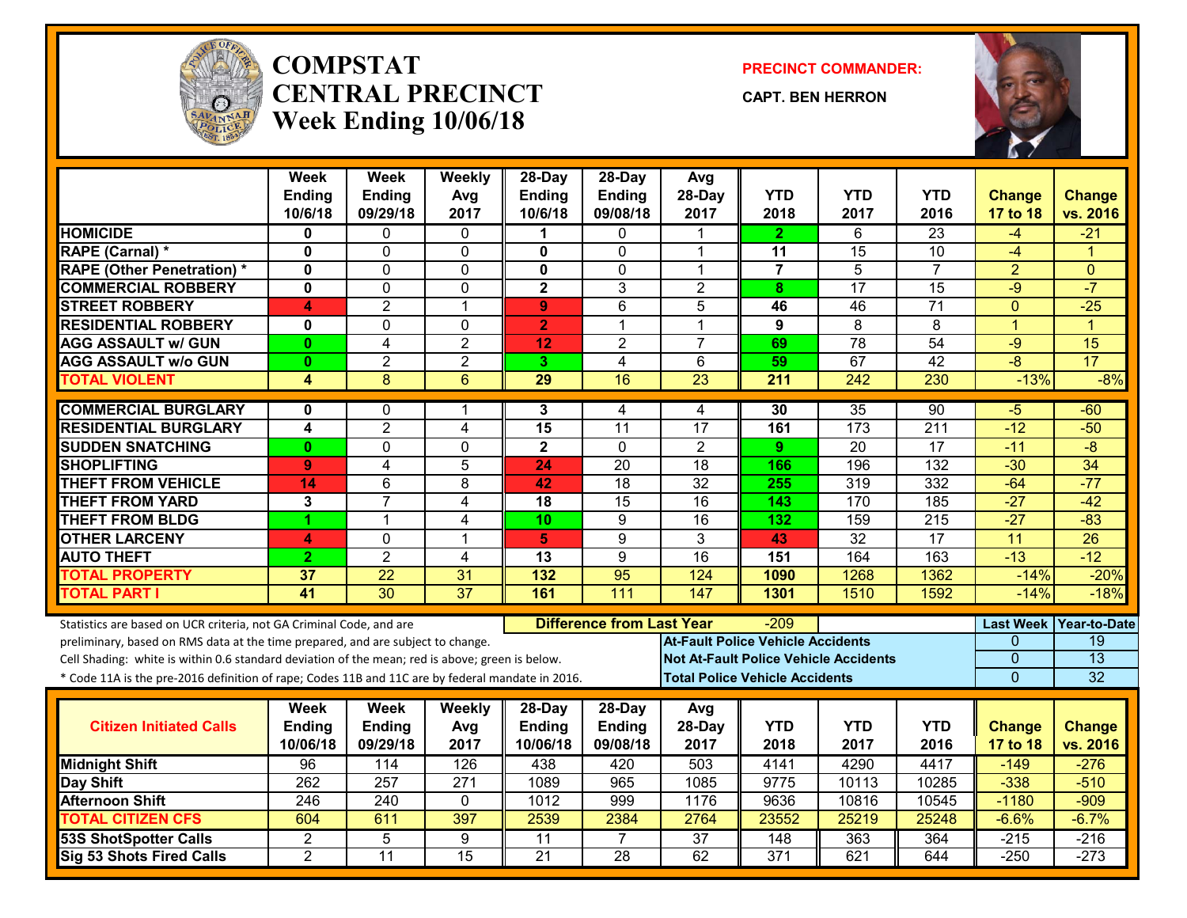# COMPSTAT
# CENTRAL PRECINCT
## Week Ending 10/06/18

**PRECINCT COMMANDER:**

**CAPT. BEN HERRON**

| | Week Ending 10/6/18 | Week Ending 09/29/18 | Weekly Avg 2017 | 28-Day Ending 10/6/18 | 28-Day Ending 09/08/18 | Avg 28-Day 2017 | YTD 2018 | YTD 2017 | YTD 2016 | Change 17 to 18 | Change vs. 2016 |
|---|---|---|---|---|---|---|---|---|---|---|---|
| HOMICIDE | 0 | 0 | 0 | 1 | 0 | 1 | 2 | 6 | 23 | -4 | -21 |
| RAPE (Carnal) * | 0 | 0 | 0 | 0 | 0 | 1 | 11 | 15 | 10 | -4 | 1 |
| RAPE (Other Penetration) * | 0 | 0 | 0 | 0 | 0 | 1 | 7 | 5 | 7 | 2 | 0 |
| COMMERCIAL ROBBERY | 0 | 0 | 0 | 2 | 3 | 2 | 8 | 17 | 15 | -9 | -7 |
| STREET ROBBERY | 4 | 2 | 1 | 9 | 6 | 5 | 46 | 46 | 71 | 0 | -25 |
| RESIDENTIAL ROBBERY | 0 | 0 | 0 | 2 | 1 | 1 | 9 | 8 | 8 | 1 | 1 |
| AGG ASSAULT w/ GUN | 0 | 4 | 2 | 12 | 2 | 7 | 69 | 78 | 54 | -9 | 15 |
| AGG ASSAULT w/o GUN | 0 | 2 | 2 | 3 | 4 | 6 | 59 | 67 | 42 | -8 | 17 |
| TOTAL VIOLENT | 4 | 8 | 6 | 29 | 16 | 23 | 211 | 242 | 230 | -13% | -8% |
| COMMERCIAL BURGLARY | 0 | 0 | 1 | 3 | 4 | 4 | 30 | 35 | 90 | -5 | -60 |
| RESIDENTIAL BURGLARY | 4 | 2 | 4 | 15 | 11 | 17 | 161 | 173 | 211 | -12 | -50 |
| SUDDEN SNATCHING | 0 | 0 | 0 | 2 | 0 | 2 | 9 | 20 | 17 | -11 | -8 |
| SHOPLIFTING | 9 | 4 | 5 | 24 | 20 | 18 | 166 | 196 | 132 | -30 | 34 |
| THEFT FROM VEHICLE | 14 | 6 | 8 | 42 | 18 | 32 | 255 | 319 | 332 | -64 | -77 |
| THEFT FROM YARD | 3 | 7 | 4 | 18 | 15 | 16 | 143 | 170 | 185 | -27 | -42 |
| THEFT FROM BLDG | 1 | 1 | 4 | 10 | 9 | 16 | 132 | 159 | 215 | -27 | -83 |
| OTHER LARCENY | 4 | 0 | 1 | 5 | 9 | 3 | 43 | 32 | 17 | 11 | 26 |
| AUTO THEFT | 2 | 2 | 4 | 13 | 9 | 16 | 151 | 164 | 163 | -13 | -12 |
| TOTAL PROPERTY | 37 | 22 | 31 | 132 | 95 | 124 | 1090 | 1268 | 1362 | -14% | -20% |
| TOTAL PART I | 41 | 30 | 37 | 161 | 111 | 147 | 1301 | 1510 | 1592 | -14% | -18% |

Statistics are based on UCR criteria, not GA Criminal Code, and are preliminary, based on RMS data at the time prepared, and are subject to change.

Cell Shading: white is within 0.6 standard deviation of the mean; red is above; green is below.

* Code 11A is the pre-2016 definition of rape; Codes 11B and 11C are by federal mandate in 2016.

| Difference from Last Year | -209 | Last Week | Year-to-Date |
|---|---|---|---|
| At-Fault Police Vehicle Accidents | | 0 | 19 |
| Not At-Fault Police Vehicle Accidents | | 0 | 13 |
| Total Police Vehicle Accidents | | 0 | 32 |

| Citizen Initiated Calls | Week Ending 10/06/18 | Week Ending 09/29/18 | Weekly Avg 2017 | 28-Day Ending 10/06/18 | 28-Day Ending 09/08/18 | Avg 28-Day 2017 | YTD 2018 | YTD 2017 | YTD 2016 | Change 17 to 18 | Change vs. 2016 |
|---|---|---|---|---|---|---|---|---|---|---|---|
| Midnight Shift | 96 | 114 | 126 | 438 | 420 | 503 | 4141 | 4290 | 4417 | -149 | -276 |
| Day Shift | 262 | 257 | 271 | 1089 | 965 | 1085 | 9775 | 10113 | 10285 | -338 | -510 |
| Afternoon Shift | 246 | 240 | 0 | 1012 | 999 | 1176 | 9636 | 10816 | 10545 | -1180 | -909 |
| TOTAL CITIZEN CFS | 604 | 611 | 397 | 2539 | 2384 | 2764 | 23552 | 25219 | 25248 | -6.6% | -6.7% |
| 53S ShotSpotter Calls | 2 | 5 | 9 | 11 | 7 | 37 | 148 | 363 | 364 | -215 | -216 |
| Sig 53 Shots Fired Calls | 2 | 11 | 15 | 21 | 28 | 62 | 371 | 621 | 644 | -250 | -273 |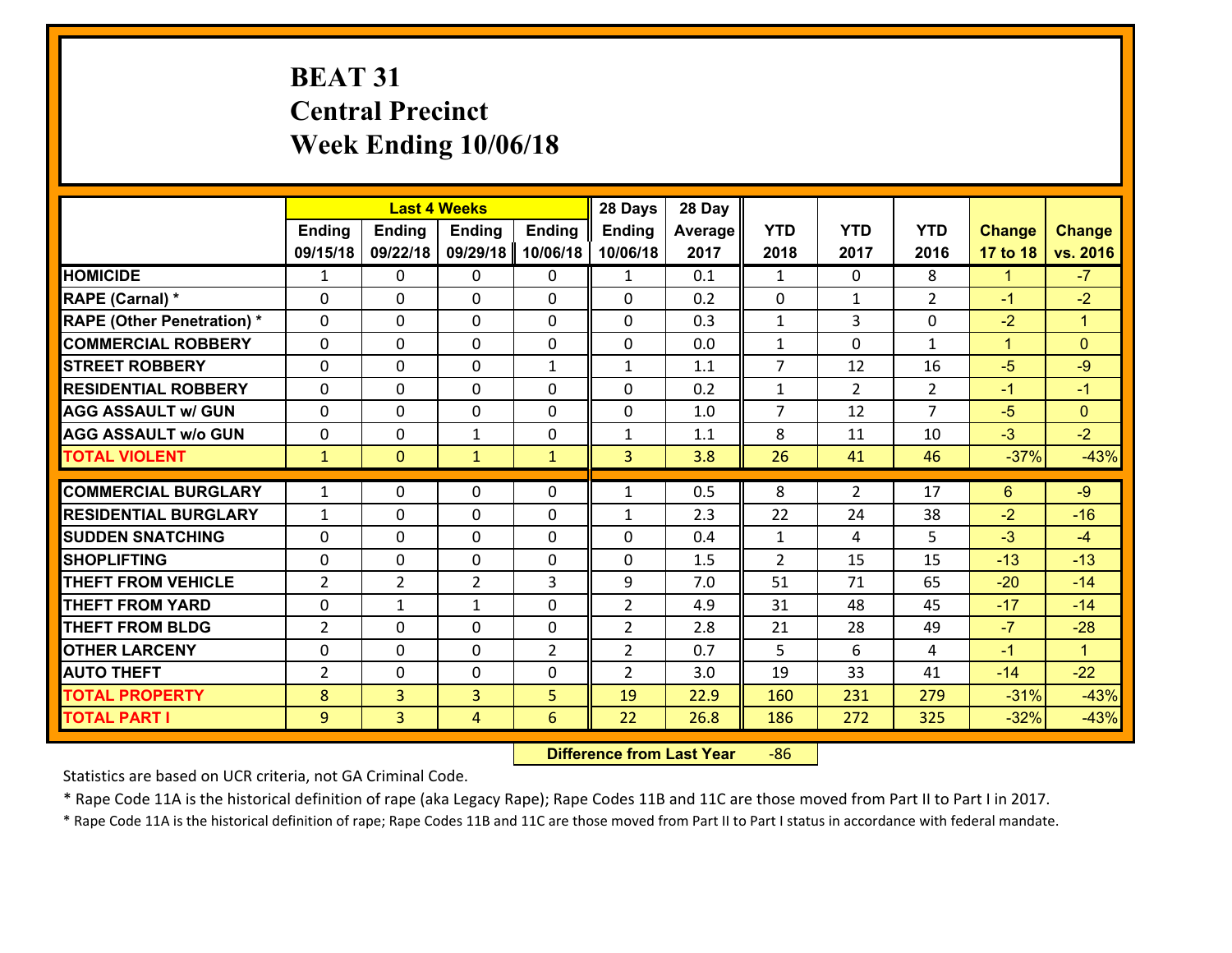# BEAT 31
# Central Precinct
# Week Ending 10/06/18

| | Last 4 Weeks | | | | 28 Days | 28 Day | | | | | |
|---|---|---|---|---|---|---|---|---|---|---|---|
| | Ending 09/15/18 | Ending 09/22/18 | Ending 09/29/18 | Ending 10/06/18 | Ending 10/06/18 | Average 2017 | YTD 2018 | YTD 2017 | YTD 2016 | Change 17 to 18 | Change vs. 2016 |
| **HOMICIDE** | 1 | 0 | 0 | 0 | 1 | 0.1 | 1 | 0 | 8 | 1 | -7 |
| **RAPE (Carnal) *** | 0 | 0 | 0 | 0 | 0 | 0.2 | 0 | 1 | 2 | -1 | -2 |
| **RAPE (Other Penetration) *** | 0 | 0 | 0 | 0 | 0 | 0.3 | 1 | 3 | 0 | -2 | 1 |
| **COMMERCIAL ROBBERY** | 0 | 0 | 0 | 0 | 0 | 0.0 | 1 | 0 | 1 | 1 | 0 |
| **STREET ROBBERY** | 0 | 0 | 0 | 1 | 1 | 1.1 | 7 | 12 | 16 | -5 | -9 |
| **RESIDENTIAL ROBBERY** | 0 | 0 | 0 | 0 | 0 | 0.2 | 1 | 2 | 2 | -1 | -1 |
| **AGG ASSAULT w/ GUN** | 0 | 0 | 0 | 0 | 0 | 1.0 | 7 | 12 | 7 | -5 | 0 |
| **AGG ASSAULT w/o GUN** | 0 | 0 | 1 | 0 | 1 | 1.1 | 8 | 11 | 10 | -3 | -2 |
| **TOTAL VIOLENT** | 1 | 0 | 1 | 1 | 3 | 3.8 | 26 | 41 | 46 | -37% | -43% |
| **COMMERCIAL BURGLARY** | 1 | 0 | 0 | 0 | 1 | 0.5 | 8 | 2 | 17 | 6 | -9 |
| **RESIDENTIAL BURGLARY** | 1 | 0 | 0 | 0 | 1 | 2.3 | 22 | 24 | 38 | -2 | -16 |
| **SUDDEN SNATCHING** | 0 | 0 | 0 | 0 | 0 | 0.4 | 1 | 4 | 5 | -3 | -4 |
| **SHOPLIFTING** | 0 | 0 | 0 | 0 | 0 | 1.5 | 2 | 15 | 15 | -13 | -13 |
| **THEFT FROM VEHICLE** | 2 | 2 | 2 | 3 | 9 | 7.0 | 51 | 71 | 65 | -20 | -14 |
| **THEFT FROM YARD** | 0 | 1 | 1 | 0 | 2 | 4.9 | 31 | 48 | 45 | -17 | -14 |
| **THEFT FROM BLDG** | 2 | 0 | 0 | 0 | 2 | 2.8 | 21 | 28 | 49 | -7 | -28 |
| **OTHER LARCENY** | 0 | 0 | 0 | 2 | 2 | 0.7 | 5 | 6 | 4 | -1 | 1 |
| **AUTO THEFT** | 2 | 0 | 0 | 0 | 2 | 3.0 | 19 | 33 | 41 | -14 | -22 |
| **TOTAL PROPERTY** | 8 | 3 | 3 | 5 | 19 | 22.9 | 160 | 231 | 279 | -31% | -43% |
| **TOTAL PART I** | 9 | 3 | 4 | 6 | 22 | 26.8 | 186 | 272 | 325 | -32% | -43% |

**Difference from Last Year** -86

Statistics are based on UCR criteria, not GA Criminal Code.

* Rape Code 11A is the historical definition of rape (aka Legacy Rape); Rape Codes 11B and 11C are those moved from Part II to Part I in 2017.

* Rape Code 11A is the historical definition of rape; Rape Codes 11B and 11C are those moved from Part II to Part I status in accordance with federal mandate.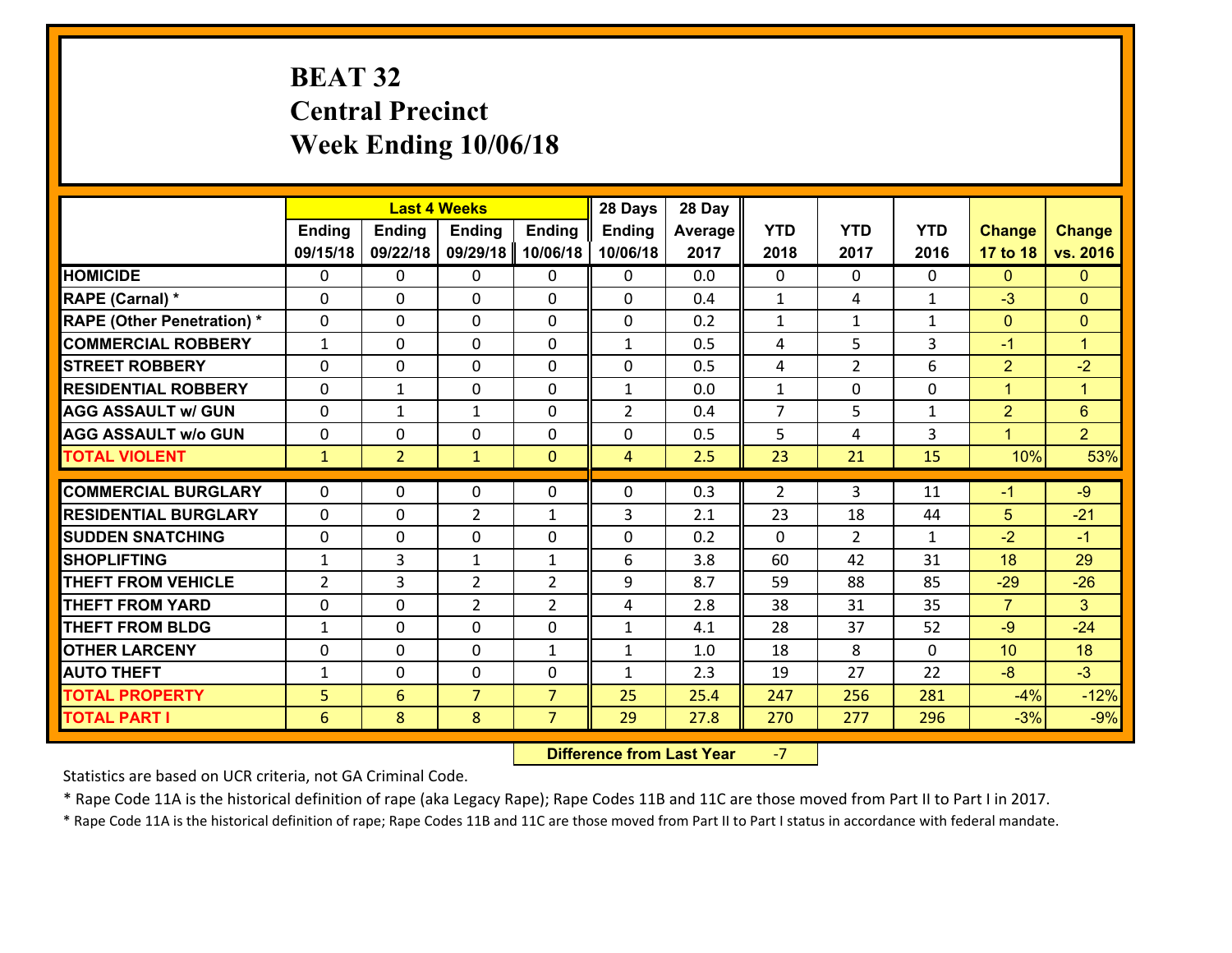# BEAT 32
## Central Precinct
## Week Ending 10/06/18

| | Last 4 Weeks | | | | 28 Days | 28 Day | | | | | |
|---|---|---|---|---|---|---|---|---|---|---|---|
| | Ending 09/15/18 | Ending 09/22/18 | Ending 09/29/18 | Ending 10/06/18 | Ending 10/06/18 | Average 2017 | YTD 2018 | YTD 2017 | YTD 2016 | Change 17 to 18 | Change vs. 2016 |
| HOMICIDE | 0 | 0 | 0 | 0 | 0 | 0.0 | 0 | 0 | 0 | 0 | 0 |
| RAPE (Carnal) * | 0 | 0 | 0 | 0 | 0 | 0.4 | 1 | 4 | 1 | -3 | 0 |
| RAPE (Other Penetration) * | 0 | 0 | 0 | 0 | 0 | 0.2 | 1 | 1 | 1 | 0 | 0 |
| COMMERCIAL ROBBERY | 1 | 0 | 0 | 0 | 1 | 0.5 | 4 | 5 | 3 | -1 | 1 |
| STREET ROBBERY | 0 | 0 | 0 | 0 | 0 | 0.5 | 4 | 2 | 6 | 2 | -2 |
| RESIDENTIAL ROBBERY | 0 | 1 | 0 | 0 | 1 | 0.0 | 1 | 0 | 0 | 1 | 1 |
| AGG ASSAULT w/ GUN | 0 | 1 | 1 | 0 | 2 | 0.4 | 7 | 5 | 1 | 2 | 6 |
| AGG ASSAULT w/o GUN | 0 | 0 | 0 | 0 | 0 | 0.5 | 5 | 4 | 3 | 1 | 2 |
| TOTAL VIOLENT | 1 | 2 | 1 | 0 | 4 | 2.5 | 23 | 21 | 15 | 10% | 53% |
| COMMERCIAL BURGLARY | 0 | 0 | 0 | 0 | 0 | 0.3 | 2 | 3 | 11 | -1 | -9 |
| RESIDENTIAL BURGLARY | 0 | 0 | 2 | 1 | 3 | 2.1 | 23 | 18 | 44 | 5 | -21 |
| SUDDEN SNATCHING | 0 | 0 | 0 | 0 | 0 | 0.2 | 0 | 2 | 1 | -2 | -1 |
| SHOPLIFTING | 1 | 3 | 1 | 1 | 6 | 3.8 | 60 | 42 | 31 | 18 | 29 |
| THEFT FROM VEHICLE | 2 | 3 | 2 | 2 | 9 | 8.7 | 59 | 88 | 85 | -29 | -26 |
| THEFT FROM YARD | 0 | 0 | 2 | 2 | 4 | 2.8 | 38 | 31 | 35 | 7 | 3 |
| THEFT FROM BLDG | 1 | 0 | 0 | 0 | 1 | 4.1 | 28 | 37 | 52 | -9 | -24 |
| OTHER LARCENY | 0 | 0 | 0 | 1 | 1 | 1.0 | 18 | 8 | 0 | 10 | 18 |
| AUTO THEFT | 1 | 0 | 0 | 0 | 1 | 2.3 | 19 | 27 | 22 | -8 | -3 |
| TOTAL PROPERTY | 5 | 6 | 7 | 7 | 25 | 25.4 | 247 | 256 | 281 | -4% | -12% |
| TOTAL PART I | 6 | 8 | 8 | 7 | 29 | 27.8 | 270 | 277 | 296 | -3% | -9% |

**Difference from Last Year** -7

Statistics are based on UCR criteria, not GA Criminal Code.

* Rape Code 11A is the historical definition of rape (aka Legacy Rape); Rape Codes 11B and 11C are those moved from Part II to Part I in 2017.

* Rape Code 11A is the historical definition of rape; Rape Codes 11B and 11C are those moved from Part II to Part I status in accordance with federal mandate.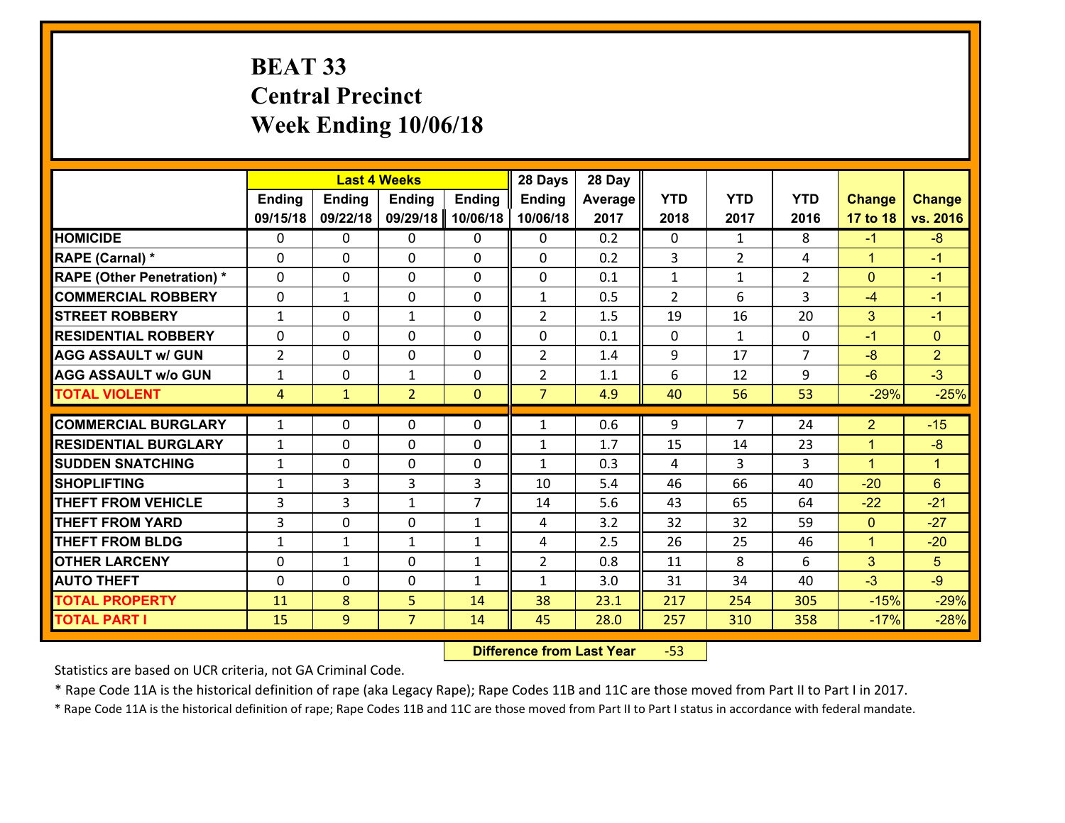# BEAT 33
# Central Precinct
# Week Ending 10/06/18

| | Last 4 Weeks | | | | 28 Days | 28 Day | | | | | |
|---|---|---|---|---|---|---|---|---|---|---|---|
| | Ending 09/15/18 | Ending 09/22/18 | Ending 09/29/18 | Ending 10/06/18 | Ending 10/06/18 | Average 2017 | YTD 2018 | YTD 2017 | YTD 2016 | Change 17 to 18 | Change vs. 2016 |
| **HOMICIDE** | 0 | 0 | 0 | 0 | 0 | 0.2 | 0 | 1 | 8 | -1 | -8 |
| **RAPE (Carnal) *** | 0 | 0 | 0 | 0 | 0 | 0.2 | 3 | 2 | 4 | 1 | -1 |
| **RAPE (Other Penetration) *** | 0 | 0 | 0 | 0 | 0 | 0.1 | 1 | 1 | 2 | 0 | -1 |
| **COMMERCIAL ROBBERY** | 0 | 1 | 0 | 0 | 1 | 0.5 | 2 | 6 | 3 | -4 | -1 |
| **STREET ROBBERY** | 1 | 0 | 1 | 0 | 2 | 1.5 | 19 | 16 | 20 | 3 | -1 |
| **RESIDENTIAL ROBBERY** | 0 | 0 | 0 | 0 | 0 | 0.1 | 0 | 1 | 0 | -1 | 0 |
| **AGG ASSAULT w/ GUN** | 2 | 0 | 0 | 0 | 2 | 1.4 | 9 | 17 | 7 | -8 | 2 |
| **AGG ASSAULT w/o GUN** | 1 | 0 | 1 | 0 | 2 | 1.1 | 6 | 12 | 9 | -6 | -3 |
| **TOTAL VIOLENT** | 4 | 1 | 2 | 0 | 7 | 4.9 | 40 | 56 | 53 | -29% | -25% |
| **COMMERCIAL BURGLARY** | 1 | 0 | 0 | 0 | 1 | 0.6 | 9 | 7 | 24 | 2 | -15 |
| **RESIDENTIAL BURGLARY** | 1 | 0 | 0 | 0 | 1 | 1.7 | 15 | 14 | 23 | 1 | -8 |
| **SUDDEN SNATCHING** | 1 | 0 | 0 | 0 | 1 | 0.3 | 4 | 3 | 3 | 1 | 1 |
| **SHOPLIFTING** | 1 | 3 | 3 | 3 | 10 | 5.4 | 46 | 66 | 40 | -20 | 6 |
| **THEFT FROM VEHICLE** | 3 | 3 | 1 | 7 | 14 | 5.6 | 43 | 65 | 64 | -22 | -21 |
| **THEFT FROM YARD** | 3 | 0 | 0 | 1 | 4 | 3.2 | 32 | 32 | 59 | 0 | -27 |
| **THEFT FROM BLDG** | 1 | 1 | 1 | 1 | 4 | 2.5 | 26 | 25 | 46 | 1 | -20 |
| **OTHER LARCENY** | 0 | 1 | 0 | 1 | 2 | 0.8 | 11 | 8 | 6 | 3 | 5 |
| **AUTO THEFT** | 0 | 0 | 0 | 1 | 1 | 3.0 | 31 | 34 | 40 | -3 | -9 |
| **TOTAL PROPERTY** | 11 | 8 | 5 | 14 | 38 | 23.1 | 217 | 254 | 305 | -15% | -29% |
| **TOTAL PART I** | 15 | 9 | 7 | 14 | 45 | 28.0 | 257 | 310 | 358 | -17% | -28% |

**Difference from Last Year** -53

Statistics are based on UCR criteria, not GA Criminal Code.

* Rape Code 11A is the historical definition of rape (aka Legacy Rape); Rape Codes 11B and 11C are those moved from Part II to Part I in 2017.

* Rape Code 11A is the historical definition of rape; Rape Codes 11B and 11C are those moved from Part II to Part I status in accordance with federal mandate.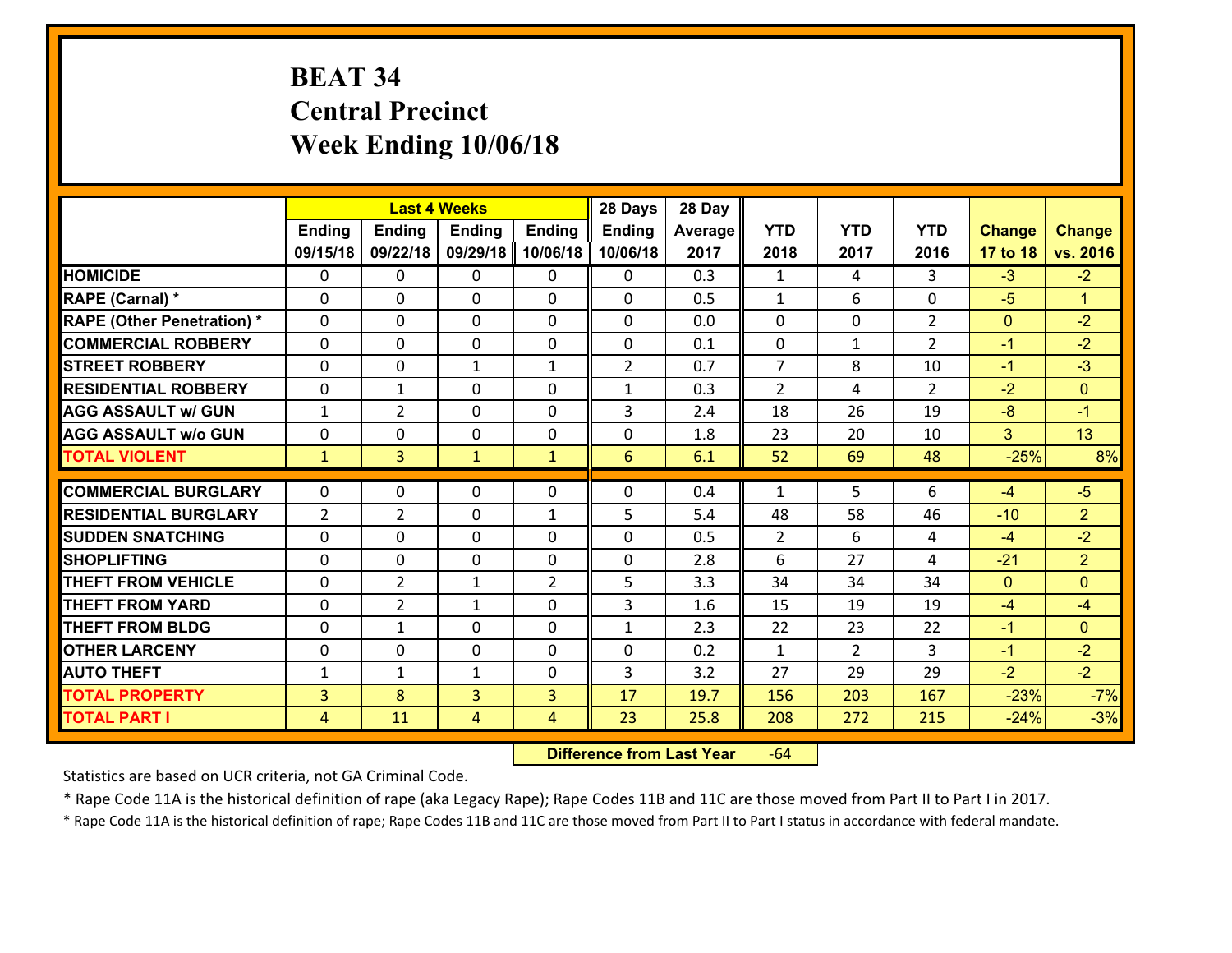# BEAT 34
## Central Precinct
## Week Ending 10/06/18

| | Last 4 Weeks | | | | 28 Days | 28 Day | | | | | |
|---|---|---|---|---|---|---|---|---|---|---|---|
| | Ending 09/15/18 | Ending 09/22/18 | Ending 09/29/18 | Ending 10/06/18 | Ending 10/06/18 | Average 2017 | YTD 2018 | YTD 2017 | YTD 2016 | Change 17 to 18 | Change vs. 2016 |
| **HOMICIDE** | 0 | 0 | 0 | 0 | 0 | 0.3 | 1 | 4 | 3 | -3 | -2 |
| **RAPE (Carnal) *** | 0 | 0 | 0 | 0 | 0 | 0.5 | 1 | 6 | 0 | -5 | 1 |
| **RAPE (Other Penetration) *** | 0 | 0 | 0 | 0 | 0 | 0.0 | 0 | 0 | 2 | 0 | -2 |
| **COMMERCIAL ROBBERY** | 0 | 0 | 0 | 0 | 0 | 0.1 | 0 | 1 | 2 | -1 | -2 |
| **STREET ROBBERY** | 0 | 0 | 1 | 1 | 2 | 0.7 | 7 | 8 | 10 | -1 | -3 |
| **RESIDENTIAL ROBBERY** | 0 | 1 | 0 | 0 | 1 | 0.3 | 2 | 4 | 2 | -2 | 0 |
| **AGG ASSAULT w/ GUN** | 1 | 2 | 0 | 0 | 3 | 2.4 | 18 | 26 | 19 | -8 | -1 |
| **AGG ASSAULT w/o GUN** | 0 | 0 | 0 | 0 | 0 | 1.8 | 23 | 20 | 10 | 3 | 13 |
| **TOTAL VIOLENT** | 1 | 3 | 1 | 1 | 6 | 6.1 | 52 | 69 | 48 | -25% | 8% |
| **COMMERCIAL BURGLARY** | 0 | 0 | 0 | 0 | 0 | 0.4 | 1 | 5 | 6 | -4 | -5 |
| **RESIDENTIAL BURGLARY** | 2 | 2 | 0 | 1 | 5 | 5.4 | 48 | 58 | 46 | -10 | 2 |
| **SUDDEN SNATCHING** | 0 | 0 | 0 | 0 | 0 | 0.5 | 2 | 6 | 4 | -4 | -2 |
| **SHOPLIFTING** | 0 | 0 | 0 | 0 | 0 | 2.8 | 6 | 27 | 4 | -21 | 2 |
| **THEFT FROM VEHICLE** | 0 | 2 | 1 | 2 | 5 | 3.3 | 34 | 34 | 34 | 0 | 0 |
| **THEFT FROM YARD** | 0 | 2 | 1 | 0 | 3 | 1.6 | 15 | 19 | 19 | -4 | -4 |
| **THEFT FROM BLDG** | 0 | 1 | 0 | 0 | 1 | 2.3 | 22 | 23 | 22 | -1 | 0 |
| **OTHER LARCENY** | 0 | 0 | 0 | 0 | 0 | 0.2 | 1 | 2 | 3 | -1 | -2 |
| **AUTO THEFT** | 1 | 1 | 1 | 0 | 3 | 3.2 | 27 | 29 | 29 | -2 | -2 |
| **TOTAL PROPERTY** | 3 | 8 | 3 | 3 | 17 | 19.7 | 156 | 203 | 167 | -23% | -7% |
| **TOTAL PART I** | 4 | 11 | 4 | 4 | 23 | 25.8 | 208 | 272 | 215 | -24% | -3% |

**Difference from Last Year** -64

Statistics are based on UCR criteria, not GA Criminal Code.

* Rape Code 11A is the historical definition of rape (aka Legacy Rape); Rape Codes 11B and 11C are those moved from Part II to Part I in 2017.

* Rape Code 11A is the historical definition of rape; Rape Codes 11B and 11C are those moved from Part II to Part I status in accordance with federal mandate.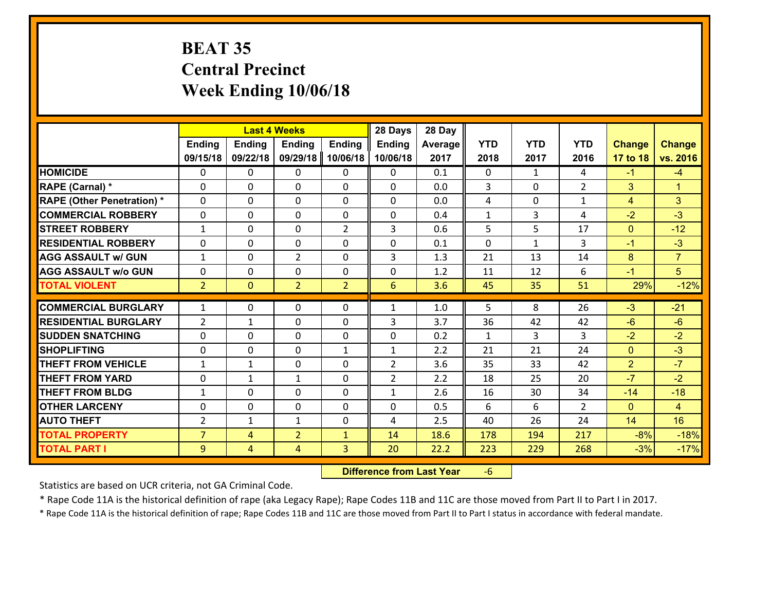# BEAT 35
# Central Precinct
# Week Ending 10/06/18

| | Last 4 Weeks | | | | 28 Days | 28 Day | | | | | |
|---|---|---|---|---|---|---|---|---|---|---|---|
| | Ending 09/15/18 | Ending 09/22/18 | Ending 09/29/18 | Ending 10/06/18 | Ending 10/06/18 | Average 2017 | YTD 2018 | YTD 2017 | YTD 2016 | Change 17 to 18 | Change vs. 2016 |
| **HOMICIDE** | 0 | 0 | 0 | 0 | 0 | 0.1 | 0 | 1 | 4 | -1 | -4 |
| **RAPE (Carnal) *** | 0 | 0 | 0 | 0 | 0 | 0.0 | 3 | 0 | 2 | 3 | 1 |
| **RAPE (Other Penetration) *** | 0 | 0 | 0 | 0 | 0 | 0.0 | 4 | 0 | 1 | 4 | 3 |
| **COMMERCIAL ROBBERY** | 0 | 0 | 0 | 0 | 0 | 0.4 | 1 | 3 | 4 | -2 | -3 |
| **STREET ROBBERY** | 1 | 0 | 0 | 2 | 3 | 0.6 | 5 | 5 | 17 | 0 | -12 |
| **RESIDENTIAL ROBBERY** | 0 | 0 | 0 | 0 | 0 | 0.1 | 0 | 1 | 3 | -1 | -3 |
| **AGG ASSAULT w/ GUN** | 1 | 0 | 2 | 0 | 3 | 1.3 | 21 | 13 | 14 | 8 | 7 |
| **AGG ASSAULT w/o GUN** | 0 | 0 | 0 | 0 | 0 | 1.2 | 11 | 12 | 6 | -1 | 5 |
| **TOTAL VIOLENT** | 2 | 0 | 2 | 2 | 6 | 3.6 | 45 | 35 | 51 | 29% | -12% |
| **COMMERCIAL BURGLARY** | 1 | 0 | 0 | 0 | 1 | 1.0 | 5 | 8 | 26 | -3 | -21 |
| **RESIDENTIAL BURGLARY** | 2 | 1 | 0 | 0 | 3 | 3.7 | 36 | 42 | 42 | -6 | -6 |
| **SUDDEN SNATCHING** | 0 | 0 | 0 | 0 | 0 | 0.2 | 1 | 3 | 3 | -2 | -2 |
| **SHOPLIFTING** | 0 | 0 | 0 | 1 | 1 | 2.2 | 21 | 21 | 24 | 0 | -3 |
| **THEFT FROM VEHICLE** | 1 | 1 | 0 | 0 | 2 | 3.6 | 35 | 33 | 42 | 2 | -7 |
| **THEFT FROM YARD** | 0 | 1 | 1 | 0 | 2 | 2.2 | 18 | 25 | 20 | -7 | -2 |
| **THEFT FROM BLDG** | 1 | 0 | 0 | 0 | 1 | 2.6 | 16 | 30 | 34 | -14 | -18 |
| **OTHER LARCENY** | 0 | 0 | 0 | 0 | 0 | 0.5 | 6 | 6 | 2 | 0 | 4 |
| **AUTO THEFT** | 2 | 1 | 1 | 0 | 4 | 2.5 | 40 | 26 | 24 | 14 | 16 |
| **TOTAL PROPERTY** | 7 | 4 | 2 | 1 | 14 | 18.6 | 178 | 194 | 217 | -8% | -18% |
| **TOTAL PART I** | 9 | 4 | 4 | 3 | 20 | 22.2 | 223 | 229 | 268 | -3% | -17% |

**Difference from Last Year** -6

Statistics are based on UCR criteria, not GA Criminal Code.

* Rape Code 11A is the historical definition of rape (aka Legacy Rape); Rape Codes 11B and 11C are those moved from Part II to Part I in 2017.

* Rape Code 11A is the historical definition of rape; Rape Codes 11B and 11C are those moved from Part II to Part I status in accordance with federal mandate.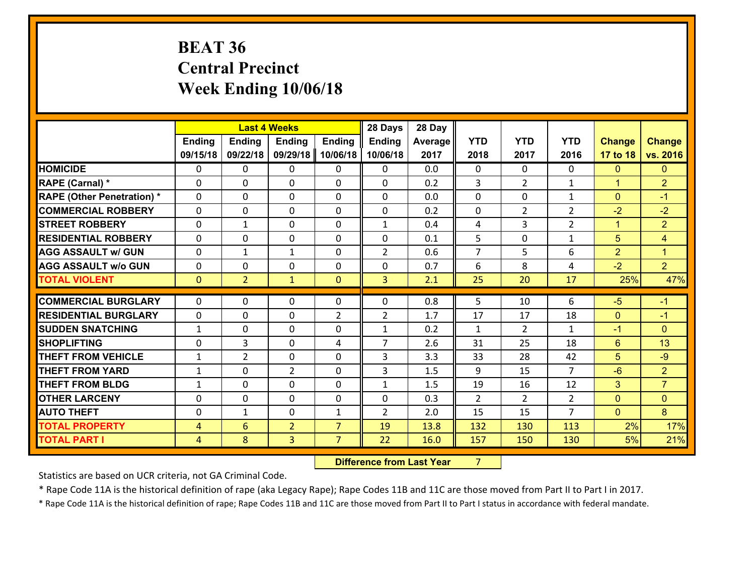# BEAT 36
# Central Precinct
# Week Ending 10/06/18

| | Last 4 Weeks | | | | 28 Days | 28 Day | | | | | |
|---|---|---|---|---|---|---|---|---|---|---|---|
| | Ending 09/15/18 | Ending 09/22/18 | Ending 09/29/18 | Ending 10/06/18 | Ending 10/06/18 | Average 2017 | YTD 2018 | YTD 2017 | YTD 2016 | Change 17 to 18 | Change vs. 2016 |
| **HOMICIDE** | 0 | 0 | 0 | 0 | 0 | 0.0 | 0 | 0 | 0 | 0 | 0 |
| **RAPE (Carnal) *** | 0 | 0 | 0 | 0 | 0 | 0.2 | 3 | 2 | 1 | 1 | 2 |
| **RAPE (Other Penetration) *** | 0 | 0 | 0 | 0 | 0 | 0.0 | 0 | 0 | 1 | 0 | -1 |
| **COMMERCIAL ROBBERY** | 0 | 0 | 0 | 0 | 0 | 0.2 | 0 | 2 | 2 | -2 | -2 |
| **STREET ROBBERY** | 0 | 1 | 0 | 0 | 1 | 0.4 | 4 | 3 | 2 | 1 | 2 |
| **RESIDENTIAL ROBBERY** | 0 | 0 | 0 | 0 | 0 | 0.1 | 5 | 0 | 1 | 5 | 4 |
| **AGG ASSAULT w/ GUN** | 0 | 1 | 1 | 0 | 2 | 0.6 | 7 | 5 | 6 | 2 | 1 |
| **AGG ASSAULT w/o GUN** | 0 | 0 | 0 | 0 | 0 | 0.7 | 6 | 8 | 4 | -2 | 2 |
| **TOTAL VIOLENT** | 0 | 2 | 1 | 0 | 3 | 2.1 | 25 | 20 | 17 | 25% | 47% |
| **COMMERCIAL BURGLARY** | 0 | 0 | 0 | 0 | 0 | 0.8 | 5 | 10 | 6 | -5 | -1 |
| **RESIDENTIAL BURGLARY** | 0 | 0 | 0 | 2 | 2 | 1.7 | 17 | 17 | 18 | 0 | -1 |
| **SUDDEN SNATCHING** | 1 | 0 | 0 | 0 | 1 | 0.2 | 1 | 2 | 1 | -1 | 0 |
| **SHOPLIFTING** | 0 | 3 | 0 | 4 | 7 | 2.6 | 31 | 25 | 18 | 6 | 13 |
| **THEFT FROM VEHICLE** | 1 | 2 | 0 | 0 | 3 | 3.3 | 33 | 28 | 42 | 5 | -9 |
| **THEFT FROM YARD** | 1 | 0 | 2 | 0 | 3 | 1.5 | 9 | 15 | 7 | -6 | 2 |
| **THEFT FROM BLDG** | 1 | 0 | 0 | 0 | 1 | 1.5 | 19 | 16 | 12 | 3 | 7 |
| **OTHER LARCENY** | 0 | 0 | 0 | 0 | 0 | 0.3 | 2 | 2 | 2 | 0 | 0 |
| **AUTO THEFT** | 0 | 1 | 0 | 1 | 2 | 2.0 | 15 | 15 | 7 | 0 | 8 |
| **TOTAL PROPERTY** | 4 | 6 | 2 | 7 | 19 | 13.8 | 132 | 130 | 113 | 2% | 17% |
| **TOTAL PART I** | 4 | 8 | 3 | 7 | 22 | 16.0 | 157 | 150 | 130 | 5% | 21% |

**Difference from Last Year** 7

Statistics are based on UCR criteria, not GA Criminal Code.

* Rape Code 11A is the historical definition of rape (aka Legacy Rape); Rape Codes 11B and 11C are those moved from Part II to Part I in 2017.

* Rape Code 11A is the historical definition of rape; Rape Codes 11B and 11C are those moved from Part II to Part I status in accordance with federal mandate.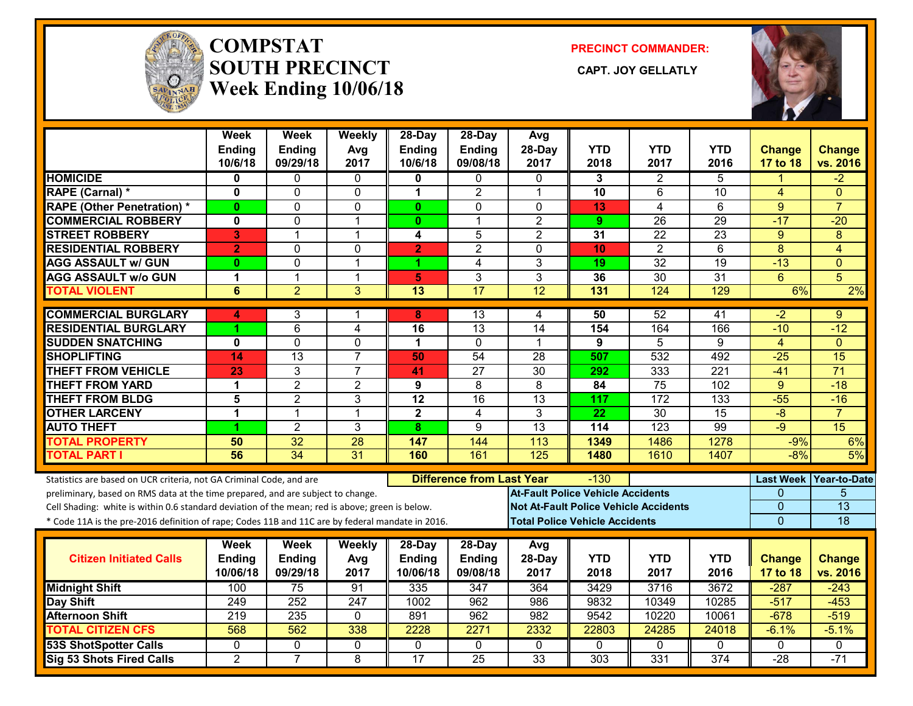# COMPSTAT
# SOUTH PRECINCT
## Week Ending 10/06/18

**PRECINCT COMMANDER:**

**CAPT. JOY GELLATLY**

| | Week Ending 10/6/18 | Week Ending 09/29/18 | Weekly Avg 2017 | 28-Day Ending 10/6/18 | 28-Day Ending 09/08/18 | Avg 28-Day 2017 | YTD 2018 | YTD 2017 | YTD 2016 | Change 17 to 18 | Change vs. 2016 |
|---|---|---|---|---|---|---|---|---|---|---|---|
| HOMICIDE | 0 | 0 | 0 | 0 | 0 | 0 | 3 | 2 | 5 | 1 | -2 |
| RAPE (Carnal) * | 0 | 0 | 0 | 1 | 2 | 1 | 10 | 6 | 10 | 4 | 0 |
| RAPE (Other Penetration) * | 0 | 0 | 0 | 0 | 0 | 0 | 13 | 4 | 6 | 9 | 7 |
| COMMERCIAL ROBBERY | 0 | 0 | 1 | 0 | 1 | 2 | 9 | 26 | 29 | -17 | -20 |
| STREET ROBBERY | 3 | 1 | 1 | 4 | 5 | 2 | 31 | 22 | 23 | 9 | 8 |
| RESIDENTIAL ROBBERY | 2 | 0 | 0 | 2 | 2 | 0 | 10 | 2 | 6 | 8 | 4 |
| AGG ASSAULT w/ GUN | 0 | 0 | 1 | 1 | 4 | 3 | 19 | 32 | 19 | -13 | 0 |
| AGG ASSAULT w/o GUN | 1 | 1 | 1 | 5 | 3 | 3 | 36 | 30 | 31 | 6 | 5 |
| TOTAL VIOLENT | 6 | 2 | 3 | 13 | 17 | 12 | 131 | 124 | 129 | 6% | 2% |
| COMMERCIAL BURGLARY | 4 | 3 | 1 | 8 | 13 | 4 | 50 | 52 | 41 | -2 | 9 |
| RESIDENTIAL BURGLARY | 1 | 6 | 4 | 16 | 13 | 14 | 154 | 164 | 166 | -10 | -12 |
| SUDDEN SNATCHING | 0 | 0 | 0 | 1 | 0 | 1 | 9 | 5 | 9 | 4 | 0 |
| SHOPLIFTING | 14 | 13 | 7 | 50 | 54 | 28 | 507 | 532 | 492 | -25 | 15 |
| THEFT FROM VEHICLE | 23 | 3 | 7 | 41 | 27 | 30 | 292 | 333 | 221 | -41 | 71 |
| THEFT FROM YARD | 1 | 2 | 2 | 9 | 8 | 8 | 84 | 75 | 102 | 9 | -18 |
| THEFT FROM BLDG | 5 | 2 | 3 | 12 | 16 | 13 | 117 | 172 | 133 | -55 | -16 |
| OTHER LARCENY | 1 | 1 | 1 | 2 | 4 | 3 | 22 | 30 | 15 | -8 | 7 |
| AUTO THEFT | 1 | 2 | 3 | 8 | 9 | 13 | 114 | 123 | 99 | -9 | 15 |
| TOTAL PROPERTY | 50 | 32 | 28 | 147 | 144 | 113 | 1349 | 1486 | 1278 | -9% | 6% |
| TOTAL PART I | 56 | 34 | 31 | 160 | 161 | 125 | 1480 | 1610 | 1407 | -8% | 5% |

Statistics are based on UCR criteria, not GA Criminal Code, and are preliminary, based on RMS data at the time prepared, and are subject to change.
Cell Shading: white is within 0.6 standard deviation of the mean; red is above; green is below.
\* Code 11A is the pre-2016 definition of rape; Codes 11B and 11C are by federal mandate in 2016.

**Difference from Last Year:** -130

| | Last Week | Year-to-Date |
|---|---|---|
| At-Fault Police Vehicle Accidents | 0 | 5 |
| Not At-Fault Police Vehicle Accidents | 0 | 13 |
| Total Police Vehicle Accidents | 0 | 18 |

| Citizen Initiated Calls | Week Ending 10/06/18 | Week Ending 09/29/18 | Weekly Avg 2017 | 28-Day Ending 10/06/18 | 28-Day Ending 09/08/18 | Avg 28-Day 2017 | YTD 2018 | YTD 2017 | YTD 2016 | Change 17 to 18 | Change vs. 2016 |
|---|---|---|---|---|---|---|---|---|---|---|---|
| Midnight Shift | 100 | 75 | 91 | 335 | 347 | 364 | 3429 | 3716 | 3672 | -287 | -243 |
| Day Shift | 249 | 252 | 247 | 1002 | 962 | 986 | 9832 | 10349 | 10285 | -517 | -453 |
| Afternoon Shift | 219 | 235 | 0 | 891 | 962 | 982 | 9542 | 10220 | 10061 | -678 | -519 |
| TOTAL CITIZEN CFS | 568 | 562 | 338 | 2228 | 2271 | 2332 | 22803 | 24285 | 24018 | -6.1% | -5.1% |
| 53S ShotSpotter Calls | 0 | 0 | 0 | 0 | 0 | 0 | 0 | 0 | 0 | 0 | 0 |
| Sig 53 Shots Fired Calls | 2 | 7 | 8 | 17 | 25 | 33 | 303 | 331 | 374 | -28 | -71 |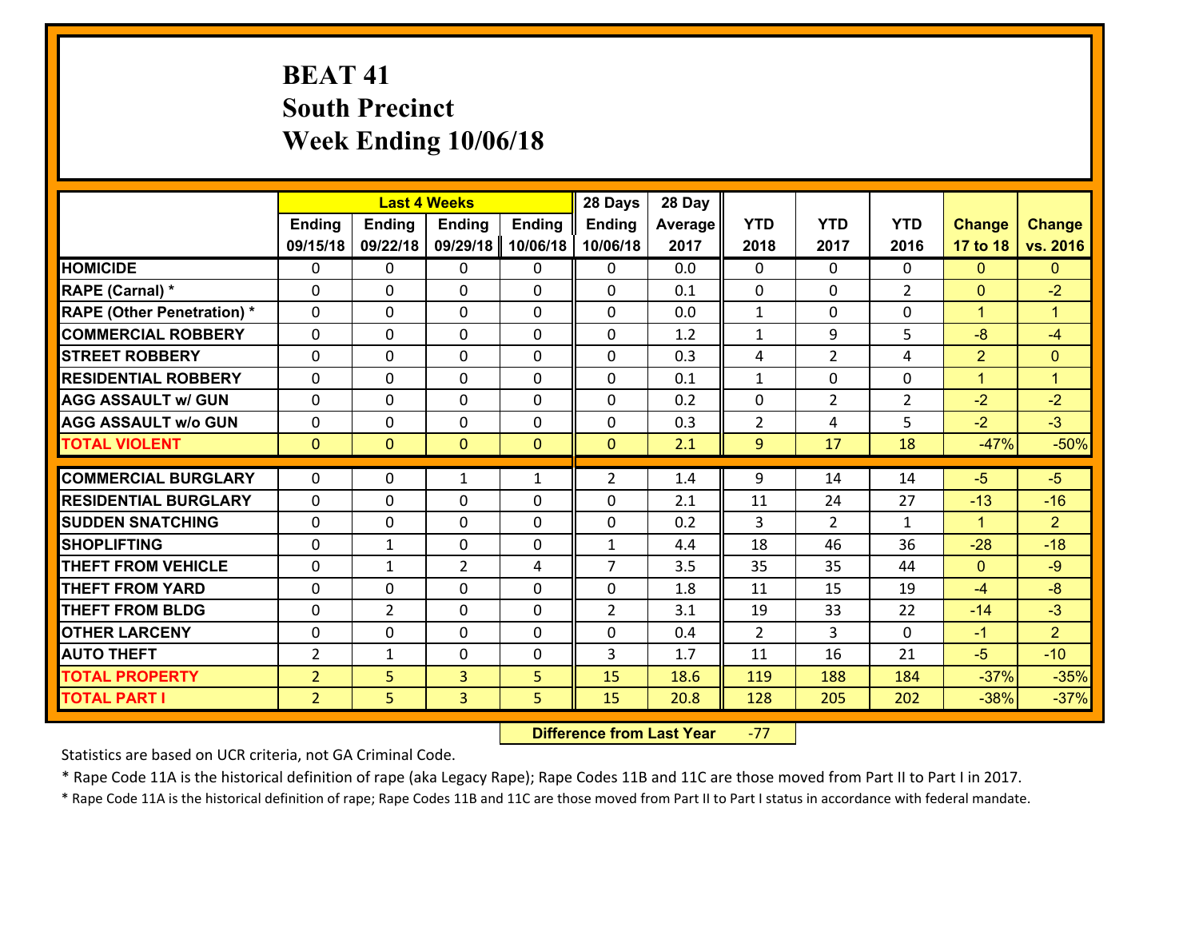# BEAT 41
## South Precinct
## Week Ending 10/06/18

| | Last 4 Weeks | | | | 28 Days | 28 Day | | | | | |
|---|---|---|---|---|---|---|---|---|---|---|---|
| | Ending 09/15/18 | Ending 09/22/18 | Ending 09/29/18 | Ending 10/06/18 | Ending 10/06/18 | Average 2017 | YTD 2018 | YTD 2017 | YTD 2016 | Change 17 to 18 | Change vs. 2016 |
| HOMICIDE | 0 | 0 | 0 | 0 | 0 | 0.0 | 0 | 0 | 0 | 0 | 0 |
| RAPE (Carnal) * | 0 | 0 | 0 | 0 | 0 | 0.1 | 0 | 0 | 2 | 0 | -2 |
| RAPE (Other Penetration) * | 0 | 0 | 0 | 0 | 0 | 0.0 | 1 | 0 | 0 | 1 | 1 |
| COMMERCIAL ROBBERY | 0 | 0 | 0 | 0 | 0 | 1.2 | 1 | 9 | 5 | -8 | -4 |
| STREET ROBBERY | 0 | 0 | 0 | 0 | 0 | 0.3 | 4 | 2 | 4 | 2 | 0 |
| RESIDENTIAL ROBBERY | 0 | 0 | 0 | 0 | 0 | 0.1 | 1 | 0 | 0 | 1 | 1 |
| AGG ASSAULT w/ GUN | 0 | 0 | 0 | 0 | 0 | 0.2 | 0 | 2 | 2 | -2 | -2 |
| AGG ASSAULT w/o GUN | 0 | 0 | 0 | 0 | 0 | 0.3 | 2 | 4 | 5 | -2 | -3 |
| TOTAL VIOLENT | 0 | 0 | 0 | 0 | 0 | 2.1 | 9 | 17 | 18 | -47% | -50% |
| COMMERCIAL BURGLARY | 0 | 0 | 1 | 1 | 2 | 1.4 | 9 | 14 | 14 | -5 | -5 |
| RESIDENTIAL BURGLARY | 0 | 0 | 0 | 0 | 0 | 2.1 | 11 | 24 | 27 | -13 | -16 |
| SUDDEN SNATCHING | 0 | 0 | 0 | 0 | 0 | 0.2 | 3 | 2 | 1 | 1 | 2 |
| SHOPLIFTING | 0 | 1 | 0 | 0 | 1 | 4.4 | 18 | 46 | 36 | -28 | -18 |
| THEFT FROM VEHICLE | 0 | 1 | 2 | 4 | 7 | 3.5 | 35 | 35 | 44 | 0 | -9 |
| THEFT FROM YARD | 0 | 0 | 0 | 0 | 0 | 1.8 | 11 | 15 | 19 | -4 | -8 |
| THEFT FROM BLDG | 0 | 2 | 0 | 0 | 2 | 3.1 | 19 | 33 | 22 | -14 | -3 |
| OTHER LARCENY | 0 | 0 | 0 | 0 | 0 | 0.4 | 2 | 3 | 0 | -1 | 2 |
| AUTO THEFT | 2 | 1 | 0 | 0 | 3 | 1.7 | 11 | 16 | 21 | -5 | -10 |
| TOTAL PROPERTY | 2 | 5 | 3 | 5 | 15 | 18.6 | 119 | 188 | 184 | -37% | -35% |
| TOTAL PART I | 2 | 5 | 3 | 5 | 15 | 20.8 | 128 | 205 | 202 | -38% | -37% |

**Difference from Last Year** -77

Statistics are based on UCR criteria, not GA Criminal Code.

* Rape Code 11A is the historical definition of rape (aka Legacy Rape); Rape Codes 11B and 11C are those moved from Part II to Part I in 2017.

* Rape Code 11A is the historical definition of rape; Rape Codes 11B and 11C are those moved from Part II to Part I status in accordance with federal mandate.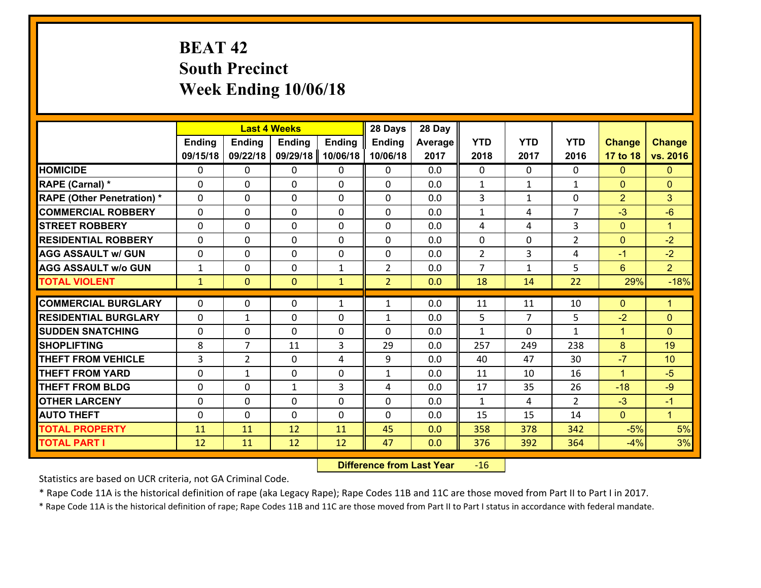# BEAT 42
## South Precinct
## Week Ending 10/06/18

| | Last 4 Weeks | | | | 28 Days | 28 Day | | | | | |
|---|---|---|---|---|---|---|---|---|---|---|---|
| | Ending 09/15/18 | Ending 09/22/18 | Ending 09/29/18 | Ending 10/06/18 | Ending 10/06/18 | Average 2017 | YTD 2018 | YTD 2017 | YTD 2016 | Change 17 to 18 | Change vs. 2016 |
| HOMICIDE | 0 | 0 | 0 | 0 | 0 | 0.0 | 0 | 0 | 0 | 0 | 0 |
| RAPE (Carnal) * | 0 | 0 | 0 | 0 | 0 | 0.0 | 1 | 1 | 1 | 0 | 0 |
| RAPE (Other Penetration) * | 0 | 0 | 0 | 0 | 0 | 0.0 | 3 | 1 | 0 | 2 | 3 |
| COMMERCIAL ROBBERY | 0 | 0 | 0 | 0 | 0 | 0.0 | 1 | 4 | 7 | -3 | -6 |
| STREET ROBBERY | 0 | 0 | 0 | 0 | 0 | 0.0 | 4 | 4 | 3 | 0 | 1 |
| RESIDENTIAL ROBBERY | 0 | 0 | 0 | 0 | 0 | 0.0 | 0 | 0 | 2 | 0 | -2 |
| AGG ASSAULT w/ GUN | 0 | 0 | 0 | 0 | 0 | 0.0 | 2 | 3 | 4 | -1 | -2 |
| AGG ASSAULT w/o GUN | 1 | 0 | 0 | 1 | 2 | 0.0 | 7 | 1 | 5 | 6 | 2 |
| TOTAL VIOLENT | 1 | 0 | 0 | 1 | 2 | 0.0 | 18 | 14 | 22 | 29% | -18% |
| COMMERCIAL BURGLARY | 0 | 0 | 0 | 1 | 1 | 0.0 | 11 | 11 | 10 | 0 | 1 |
| RESIDENTIAL BURGLARY | 0 | 1 | 0 | 0 | 1 | 0.0 | 5 | 7 | 5 | -2 | 0 |
| SUDDEN SNATCHING | 0 | 0 | 0 | 0 | 0 | 0.0 | 1 | 0 | 1 | 1 | 0 |
| SHOPLIFTING | 8 | 7 | 11 | 3 | 29 | 0.0 | 257 | 249 | 238 | 8 | 19 |
| THEFT FROM VEHICLE | 3 | 2 | 0 | 4 | 9 | 0.0 | 40 | 47 | 30 | -7 | 10 |
| THEFT FROM YARD | 0 | 1 | 0 | 0 | 1 | 0.0 | 11 | 10 | 16 | 1 | -5 |
| THEFT FROM BLDG | 0 | 0 | 1 | 3 | 4 | 0.0 | 17 | 35 | 26 | -18 | -9 |
| OTHER LARCENY | 0 | 0 | 0 | 0 | 0 | 0.0 | 1 | 4 | 2 | -3 | -1 |
| AUTO THEFT | 0 | 0 | 0 | 0 | 0 | 0.0 | 15 | 15 | 14 | 0 | 1 |
| TOTAL PROPERTY | 11 | 11 | 12 | 11 | 45 | 0.0 | 358 | 378 | 342 | -5% | 5% |
| TOTAL PART I | 12 | 11 | 12 | 12 | 47 | 0.0 | 376 | 392 | 364 | -4% | 3% |

**Difference from Last Year** -16

Statistics are based on UCR criteria, not GA Criminal Code.

* Rape Code 11A is the historical definition of rape (aka Legacy Rape); Rape Codes 11B and 11C are those moved from Part II to Part I in 2017.

* Rape Code 11A is the historical definition of rape; Rape Codes 11B and 11C are those moved from Part II to Part I status in accordance with federal mandate.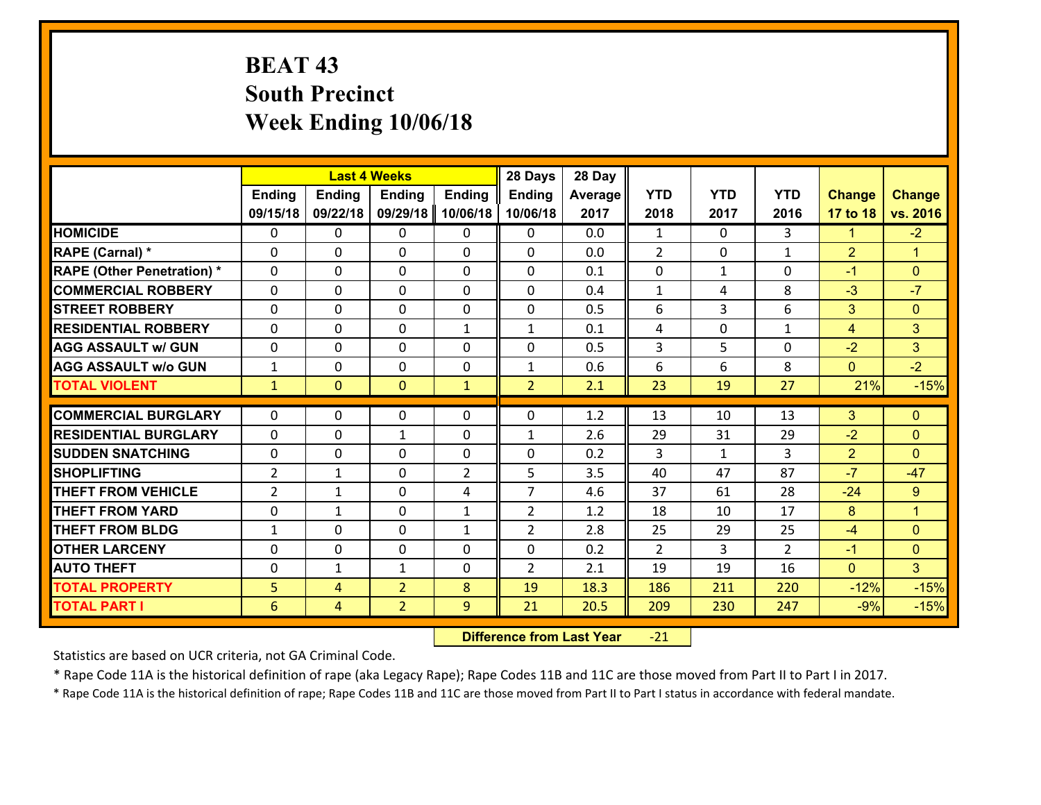# BEAT 43
## South Precinct
## Week Ending 10/06/18

| | Last 4 Weeks | | | | 28 Days | 28 Day | | | | | |
|---|---|---|---|---|---|---|---|---|---|---|---|
| | Ending 09/15/18 | Ending 09/22/18 | Ending 09/29/18 | Ending 10/06/18 | Ending 10/06/18 | Average 2017 | YTD 2018 | YTD 2017 | YTD 2016 | Change 17 to 18 | Change vs. 2016 |
| **HOMICIDE** | 0 | 0 | 0 | 0 | 0 | 0.0 | 1 | 0 | 3 | 1 | -2 |
| **RAPE (Carnal) *** | 0 | 0 | 0 | 0 | 0 | 0.0 | 2 | 0 | 1 | 2 | 1 |
| **RAPE (Other Penetration) *** | 0 | 0 | 0 | 0 | 0 | 0.1 | 0 | 1 | 0 | -1 | 0 |
| **COMMERCIAL ROBBERY** | 0 | 0 | 0 | 0 | 0 | 0.4 | 1 | 4 | 8 | -3 | -7 |
| **STREET ROBBERY** | 0 | 0 | 0 | 0 | 0 | 0.5 | 6 | 3 | 6 | 3 | 0 |
| **RESIDENTIAL ROBBERY** | 0 | 0 | 0 | 1 | 1 | 0.1 | 4 | 0 | 1 | 4 | 3 |
| **AGG ASSAULT w/ GUN** | 0 | 0 | 0 | 0 | 0 | 0.5 | 3 | 5 | 0 | -2 | 3 |
| **AGG ASSAULT w/o GUN** | 1 | 0 | 0 | 0 | 1 | 0.6 | 6 | 6 | 8 | 0 | -2 |
| **TOTAL VIOLENT** | 1 | 0 | 0 | 1 | 2 | 2.1 | 23 | 19 | 27 | 21% | -15% |
| **COMMERCIAL BURGLARY** | 0 | 0 | 0 | 0 | 0 | 1.2 | 13 | 10 | 13 | 3 | 0 |
| **RESIDENTIAL BURGLARY** | 0 | 0 | 1 | 0 | 1 | 2.6 | 29 | 31 | 29 | -2 | 0 |
| **SUDDEN SNATCHING** | 0 | 0 | 0 | 0 | 0 | 0.2 | 3 | 1 | 3 | 2 | 0 |
| **SHOPLIFTING** | 2 | 1 | 0 | 2 | 5 | 3.5 | 40 | 47 | 87 | -7 | -47 |
| **THEFT FROM VEHICLE** | 2 | 1 | 0 | 4 | 7 | 4.6 | 37 | 61 | 28 | -24 | 9 |
| **THEFT FROM YARD** | 0 | 1 | 0 | 1 | 2 | 1.2 | 18 | 10 | 17 | 8 | 1 |
| **THEFT FROM BLDG** | 1 | 0 | 0 | 1 | 2 | 2.8 | 25 | 29 | 25 | -4 | 0 |
| **OTHER LARCENY** | 0 | 0 | 0 | 0 | 0 | 0.2 | 2 | 3 | 2 | -1 | 0 |
| **AUTO THEFT** | 0 | 1 | 1 | 0 | 2 | 2.1 | 19 | 19 | 16 | 0 | 3 |
| **TOTAL PROPERTY** | 5 | 4 | 2 | 8 | 19 | 18.3 | 186 | 211 | 220 | -12% | -15% |
| **TOTAL PART I** | 6 | 4 | 2 | 9 | 21 | 20.5 | 209 | 230 | 247 | -9% | -15% |

**Difference from Last Year** -21

Statistics are based on UCR criteria, not GA Criminal Code.

* Rape Code 11A is the historical definition of rape (aka Legacy Rape); Rape Codes 11B and 11C are those moved from Part II to Part I in 2017.

* Rape Code 11A is the historical definition of rape; Rape Codes 11B and 11C are those moved from Part II to Part I status in accordance with federal mandate.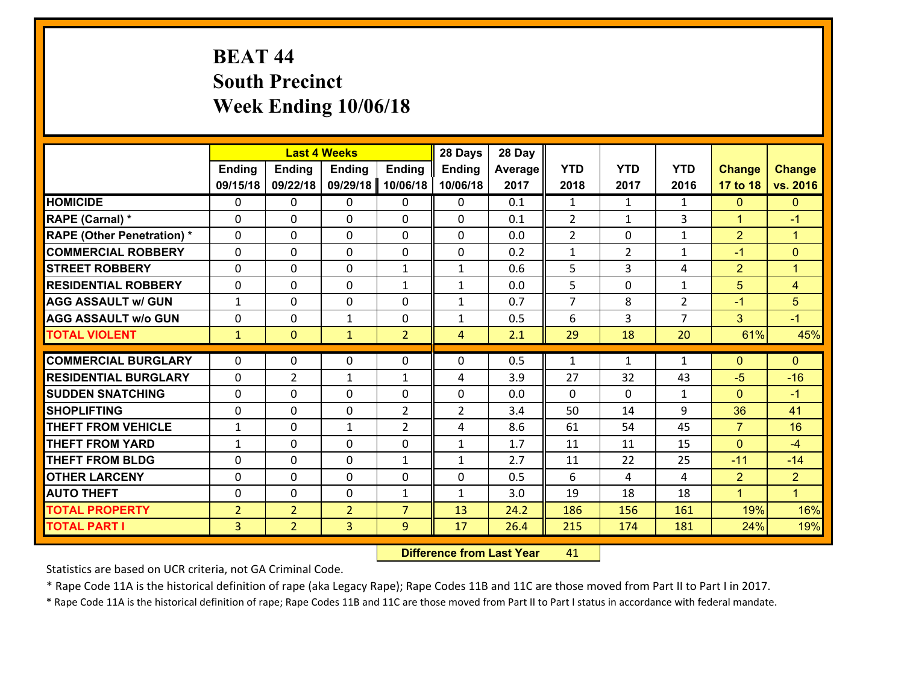# BEAT 44
## South Precinct
## Week Ending 10/06/18

| | Last 4 Weeks | | | | 28 Days | 28 Day | | | | | |
|---|---|---|---|---|---|---|---|---|---|---|---|
| | Ending 09/15/18 | Ending 09/22/18 | Ending 09/29/18 | Ending 10/06/18 | Ending 10/06/18 | Average 2017 | YTD 2018 | YTD 2017 | YTD 2016 | Change 17 to 18 | Change vs. 2016 |
| **HOMICIDE** | 0 | 0 | 0 | 0 | 0 | 0.1 | 1 | 1 | 1 | 0 | 0 |
| **RAPE (Carnal) *** | 0 | 0 | 0 | 0 | 0 | 0.1 | 2 | 1 | 3 | 1 | -1 |
| **RAPE (Other Penetration) *** | 0 | 0 | 0 | 0 | 0 | 0.0 | 2 | 0 | 1 | 2 | 1 |
| **COMMERCIAL ROBBERY** | 0 | 0 | 0 | 0 | 0 | 0.2 | 1 | 2 | 1 | -1 | 0 |
| **STREET ROBBERY** | 0 | 0 | 0 | 1 | 1 | 0.6 | 5 | 3 | 4 | 2 | 1 |
| **RESIDENTIAL ROBBERY** | 0 | 0 | 0 | 1 | 1 | 0.0 | 5 | 0 | 1 | 5 | 4 |
| **AGG ASSAULT w/ GUN** | 1 | 0 | 0 | 0 | 1 | 0.7 | 7 | 8 | 2 | -1 | 5 |
| **AGG ASSAULT w/o GUN** | 0 | 0 | 1 | 0 | 1 | 0.5 | 6 | 3 | 7 | 3 | -1 |
| **TOTAL VIOLENT** | 1 | 0 | 1 | 2 | 4 | 2.1 | 29 | 18 | 20 | 61% | 45% |
| **COMMERCIAL BURGLARY** | 0 | 0 | 0 | 0 | 0 | 0.5 | 1 | 1 | 1 | 0 | 0 |
| **RESIDENTIAL BURGLARY** | 0 | 2 | 1 | 1 | 4 | 3.9 | 27 | 32 | 43 | -5 | -16 |
| **SUDDEN SNATCHING** | 0 | 0 | 0 | 0 | 0 | 0.0 | 0 | 0 | 1 | 0 | -1 |
| **SHOPLIFTING** | 0 | 0 | 0 | 2 | 2 | 3.4 | 50 | 14 | 9 | 36 | 41 |
| **THEFT FROM VEHICLE** | 1 | 0 | 1 | 2 | 4 | 8.6 | 61 | 54 | 45 | 7 | 16 |
| **THEFT FROM YARD** | 1 | 0 | 0 | 0 | 1 | 1.7 | 11 | 11 | 15 | 0 | -4 |
| **THEFT FROM BLDG** | 0 | 0 | 0 | 1 | 1 | 2.7 | 11 | 22 | 25 | -11 | -14 |
| **OTHER LARCENY** | 0 | 0 | 0 | 0 | 0 | 0.5 | 6 | 4 | 4 | 2 | 2 |
| **AUTO THEFT** | 0 | 0 | 0 | 1 | 1 | 3.0 | 19 | 18 | 18 | 1 | 1 |
| **TOTAL PROPERTY** | 2 | 2 | 2 | 7 | 13 | 24.2 | 186 | 156 | 161 | 19% | 16% |
| **TOTAL PART I** | 3 | 2 | 3 | 9 | 17 | 26.4 | 215 | 174 | 181 | 24% | 19% |

**Difference from Last Year** 41

Statistics are based on UCR criteria, not GA Criminal Code.

* Rape Code 11A is the historical definition of rape (aka Legacy Rape); Rape Codes 11B and 11C are those moved from Part II to Part I in 2017.

* Rape Code 11A is the historical definition of rape; Rape Codes 11B and 11C are those moved from Part II to Part I status in accordance with federal mandate.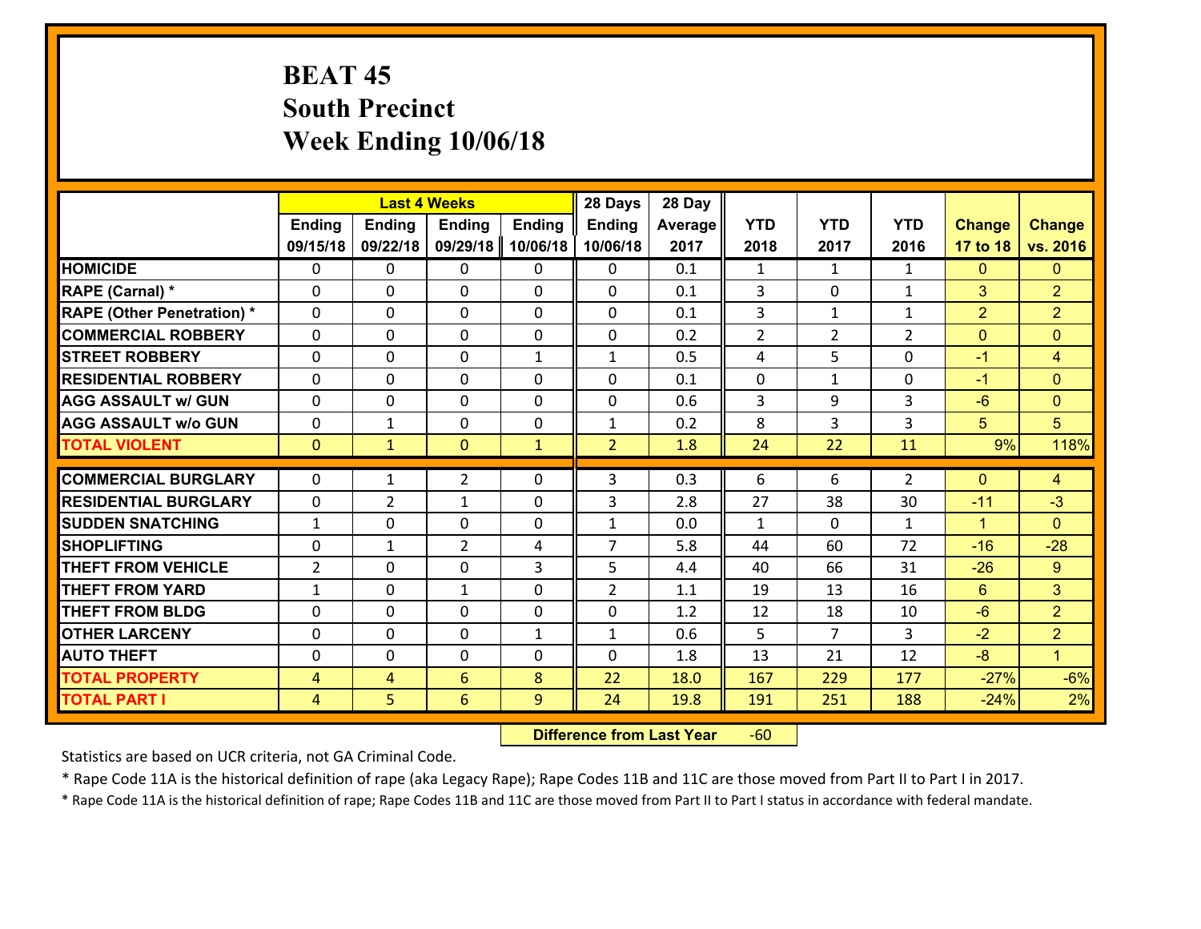# BEAT 45
## South Precinct
## Week Ending 10/06/18

| | Last 4 Weeks | | | | 28 Days | 28 Day | | | | | |
|---|---|---|---|---|---|---|---|---|---|---|---|
| | Ending 09/15/18 | Ending 09/22/18 | Ending 09/29/18 | Ending 10/06/18 | Ending 10/06/18 | Average 2017 | YTD 2018 | YTD 2017 | YTD 2016 | Change 17 to 18 | Change vs. 2016 |
| HOMICIDE | 0 | 0 | 0 | 0 | 0 | 0.1 | 1 | 1 | 1 | 0 | 0 |
| RAPE (Carnal) * | 0 | 0 | 0 | 0 | 0 | 0.1 | 3 | 0 | 1 | 3 | 2 |
| RAPE (Other Penetration) * | 0 | 0 | 0 | 0 | 0 | 0.1 | 3 | 1 | 1 | 2 | 2 |
| COMMERCIAL ROBBERY | 0 | 0 | 0 | 0 | 0 | 0.2 | 2 | 2 | 2 | 0 | 0 |
| STREET ROBBERY | 0 | 0 | 0 | 1 | 1 | 0.5 | 4 | 5 | 0 | -1 | 4 |
| RESIDENTIAL ROBBERY | 0 | 0 | 0 | 0 | 0 | 0.1 | 0 | 1 | 0 | -1 | 0 |
| AGG ASSAULT w/ GUN | 0 | 0 | 0 | 0 | 0 | 0.6 | 3 | 9 | 3 | -6 | 0 |
| AGG ASSAULT w/o GUN | 0 | 1 | 0 | 0 | 1 | 0.2 | 8 | 3 | 3 | 5 | 5 |
| TOTAL VIOLENT | 0 | 1 | 0 | 1 | 2 | 1.8 | 24 | 22 | 11 | 9% | 118% |
| COMMERCIAL BURGLARY | 0 | 1 | 2 | 0 | 3 | 0.3 | 6 | 6 | 2 | 0 | 4 |
| RESIDENTIAL BURGLARY | 0 | 2 | 1 | 0 | 3 | 2.8 | 27 | 38 | 30 | -11 | -3 |
| SUDDEN SNATCHING | 1 | 0 | 0 | 0 | 1 | 0.0 | 1 | 0 | 1 | 1 | 0 |
| SHOPLIFTING | 0 | 1 | 2 | 4 | 7 | 5.8 | 44 | 60 | 72 | -16 | -28 |
| THEFT FROM VEHICLE | 2 | 0 | 0 | 3 | 5 | 4.4 | 40 | 66 | 31 | -26 | 9 |
| THEFT FROM YARD | 1 | 0 | 1 | 0 | 2 | 1.1 | 19 | 13 | 16 | 6 | 3 |
| THEFT FROM BLDG | 0 | 0 | 0 | 0 | 0 | 1.2 | 12 | 18 | 10 | -6 | 2 |
| OTHER LARCENY | 0 | 0 | 0 | 1 | 1 | 0.6 | 5 | 7 | 3 | -2 | 2 |
| AUTO THEFT | 0 | 0 | 0 | 0 | 0 | 1.8 | 13 | 21 | 12 | -8 | 1 |
| TOTAL PROPERTY | 4 | 4 | 6 | 8 | 22 | 18.0 | 167 | 229 | 177 | -27% | -6% |
| TOTAL PART I | 4 | 5 | 6 | 9 | 24 | 19.8 | 191 | 251 | 188 | -24% | 2% |

**Difference from Last Year** -60

Statistics are based on UCR criteria, not GA Criminal Code.

* Rape Code 11A is the historical definition of rape (aka Legacy Rape); Rape Codes 11B and 11C are those moved from Part II to Part I in 2017.

* Rape Code 11A is the historical definition of rape; Rape Codes 11B and 11C are those moved from Part II to Part I status in accordance with federal mandate.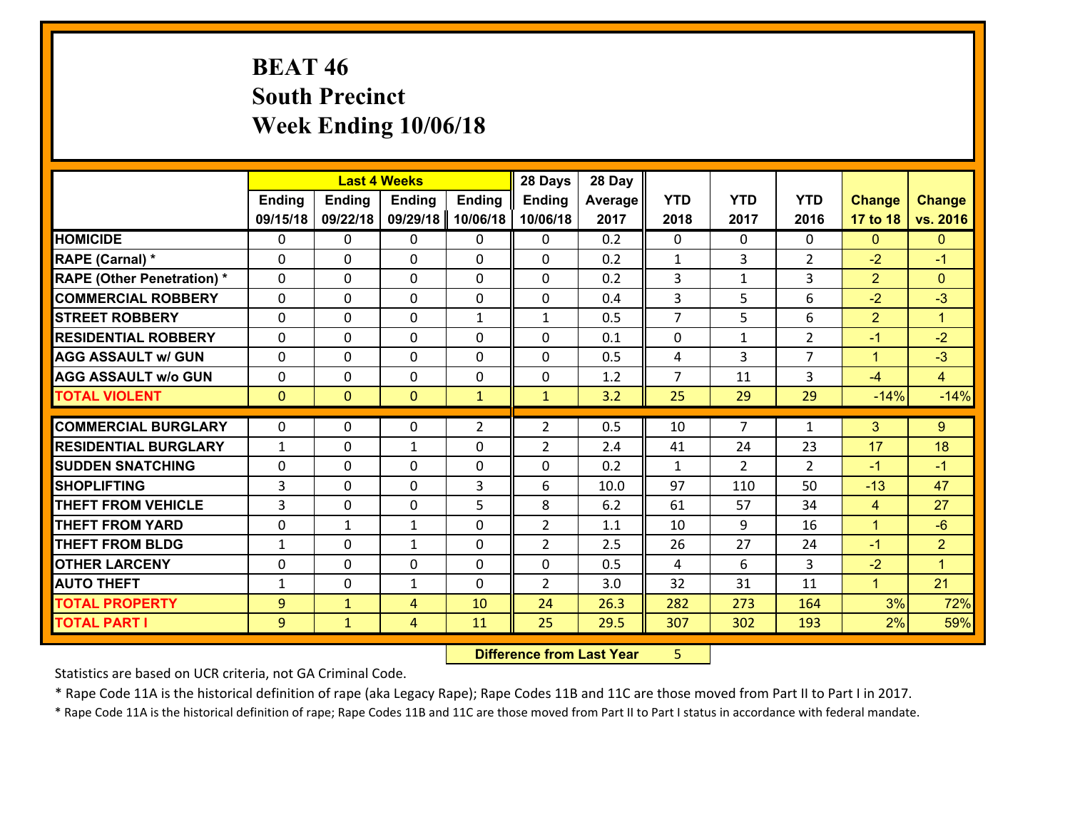# BEAT 46
## South Precinct
## Week Ending 10/06/18

| | Last 4 Weeks | | | | 28 Days | 28 Day | | | | | |
|---|---|---|---|---|---|---|---|---|---|---|---|
| | Ending 09/15/18 | Ending 09/22/18 | Ending 09/29/18 | Ending 10/06/18 | Ending 10/06/18 | Average 2017 | YTD 2018 | YTD 2017 | YTD 2016 | Change 17 to 18 | Change vs. 2016 |
| **HOMICIDE** | 0 | 0 | 0 | 0 | 0 | 0.2 | 0 | 0 | 0 | 0 | 0 |
| **RAPE (Carnal) *** | 0 | 0 | 0 | 0 | 0 | 0.2 | 1 | 3 | 2 | -2 | -1 |
| **RAPE (Other Penetration) *** | 0 | 0 | 0 | 0 | 0 | 0.2 | 3 | 1 | 3 | 2 | 0 |
| **COMMERCIAL ROBBERY** | 0 | 0 | 0 | 0 | 0 | 0.4 | 3 | 5 | 6 | -2 | -3 |
| **STREET ROBBERY** | 0 | 0 | 0 | 1 | 1 | 0.5 | 7 | 5 | 6 | 2 | 1 |
| **RESIDENTIAL ROBBERY** | 0 | 0 | 0 | 0 | 0 | 0.1 | 0 | 1 | 2 | -1 | -2 |
| **AGG ASSAULT w/ GUN** | 0 | 0 | 0 | 0 | 0 | 0.5 | 4 | 3 | 7 | 1 | -3 |
| **AGG ASSAULT w/o GUN** | 0 | 0 | 0 | 0 | 0 | 1.2 | 7 | 11 | 3 | -4 | 4 |
| **TOTAL VIOLENT** | 0 | 0 | 0 | 1 | 1 | 3.2 | 25 | 29 | 29 | -14% | -14% |
| **COMMERCIAL BURGLARY** | 0 | 0 | 0 | 2 | 2 | 0.5 | 10 | 7 | 1 | 3 | 9 |
| **RESIDENTIAL BURGLARY** | 1 | 0 | 1 | 0 | 2 | 2.4 | 41 | 24 | 23 | 17 | 18 |
| **SUDDEN SNATCHING** | 0 | 0 | 0 | 0 | 0 | 0.2 | 1 | 2 | 2 | -1 | -1 |
| **SHOPLIFTING** | 3 | 0 | 0 | 3 | 6 | 10.0 | 97 | 110 | 50 | -13 | 47 |
| **THEFT FROM VEHICLE** | 3 | 0 | 0 | 5 | 8 | 6.2 | 61 | 57 | 34 | 4 | 27 |
| **THEFT FROM YARD** | 0 | 1 | 1 | 0 | 2 | 1.1 | 10 | 9 | 16 | 1 | -6 |
| **THEFT FROM BLDG** | 1 | 0 | 1 | 0 | 2 | 2.5 | 26 | 27 | 24 | -1 | 2 |
| **OTHER LARCENY** | 0 | 0 | 0 | 0 | 0 | 0.5 | 4 | 6 | 3 | -2 | 1 |
| **AUTO THEFT** | 1 | 0 | 1 | 0 | 2 | 3.0 | 32 | 31 | 11 | 1 | 21 |
| **TOTAL PROPERTY** | 9 | 1 | 4 | 10 | 24 | 26.3 | 282 | 273 | 164 | 3% | 72% |
| **TOTAL PART I** | 9 | 1 | 4 | 11 | 25 | 29.5 | 307 | 302 | 193 | 2% | 59% |

**Difference from Last Year** 5

Statistics are based on UCR criteria, not GA Criminal Code.

* Rape Code 11A is the historical definition of rape (aka Legacy Rape); Rape Codes 11B and 11C are those moved from Part II to Part I in 2017.

* Rape Code 11A is the historical definition of rape; Rape Codes 11B and 11C are those moved from Part II to Part I status in accordance with federal mandate.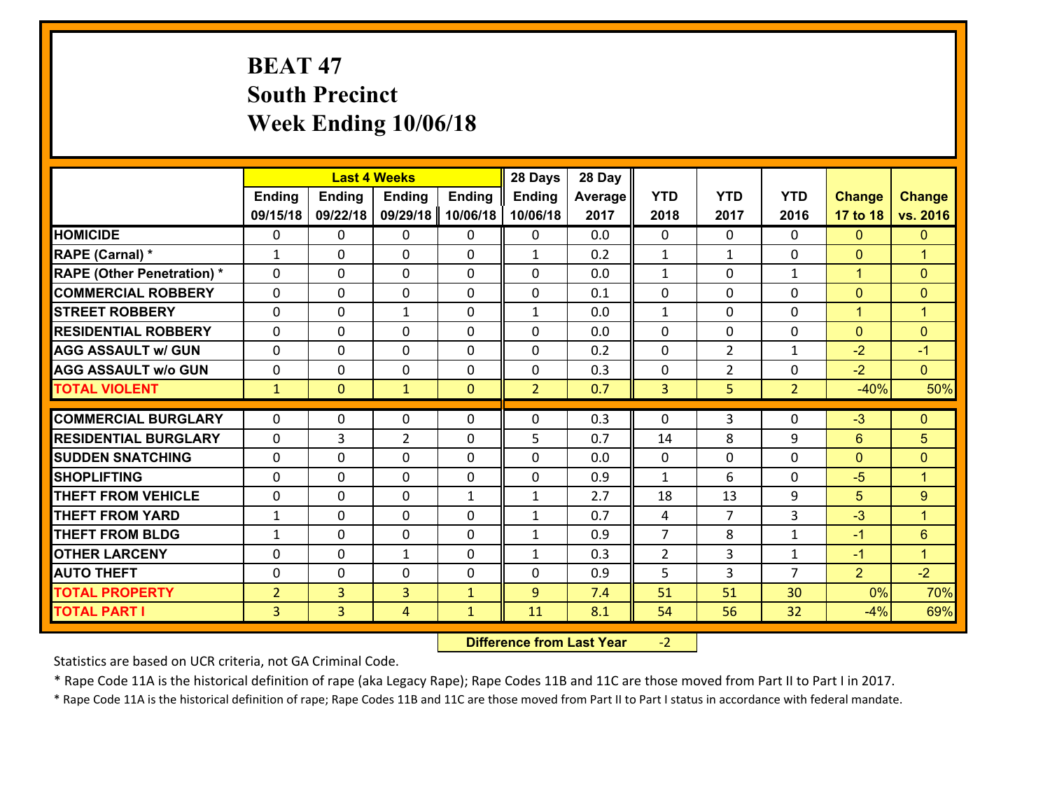# BEAT 47
# South Precinct
# Week Ending 10/06/18

| | Last 4 Weeks | | | | 28 Days | 28 Day | | | | | |
|---|---|---|---|---|---|---|---|---|---|---|---|
| | Ending 09/15/18 | Ending 09/22/18 | Ending 09/29/18 | Ending 10/06/18 | Ending 10/06/18 | Average 2017 | YTD 2018 | YTD 2017 | YTD 2016 | Change 17 to 18 | Change vs. 2016 |
| HOMICIDE | 0 | 0 | 0 | 0 | 0 | 0.0 | 0 | 0 | 0 | 0 | 0 |
| RAPE (Carnal) * | 1 | 0 | 0 | 0 | 1 | 0.2 | 1 | 1 | 0 | 0 | 1 |
| RAPE (Other Penetration) * | 0 | 0 | 0 | 0 | 0 | 0.0 | 1 | 0 | 1 | 1 | 0 |
| COMMERCIAL ROBBERY | 0 | 0 | 0 | 0 | 0 | 0.1 | 0 | 0 | 0 | 0 | 0 |
| STREET ROBBERY | 0 | 0 | 1 | 0 | 1 | 0.0 | 1 | 0 | 0 | 1 | 1 |
| RESIDENTIAL ROBBERY | 0 | 0 | 0 | 0 | 0 | 0.0 | 0 | 0 | 0 | 0 | 0 |
| AGG ASSAULT w/ GUN | 0 | 0 | 0 | 0 | 0 | 0.2 | 0 | 2 | 1 | -2 | -1 |
| AGG ASSAULT w/o GUN | 0 | 0 | 0 | 0 | 0 | 0.3 | 0 | 2 | 0 | -2 | 0 |
| TOTAL VIOLENT | 1 | 0 | 1 | 0 | 2 | 0.7 | 3 | 5 | 2 | -40% | 50% |
| COMMERCIAL BURGLARY | 0 | 0 | 0 | 0 | 0 | 0.3 | 0 | 3 | 0 | -3 | 0 |
| RESIDENTIAL BURGLARY | 0 | 3 | 2 | 0 | 5 | 0.7 | 14 | 8 | 9 | 6 | 5 |
| SUDDEN SNATCHING | 0 | 0 | 0 | 0 | 0 | 0.0 | 0 | 0 | 0 | 0 | 0 |
| SHOPLIFTING | 0 | 0 | 0 | 0 | 0 | 0.9 | 1 | 6 | 0 | -5 | 1 |
| THEFT FROM VEHICLE | 0 | 0 | 0 | 1 | 1 | 2.7 | 18 | 13 | 9 | 5 | 9 |
| THEFT FROM YARD | 1 | 0 | 0 | 0 | 1 | 0.7 | 4 | 7 | 3 | -3 | 1 |
| THEFT FROM BLDG | 1 | 0 | 0 | 0 | 1 | 0.9 | 7 | 8 | 1 | -1 | 6 |
| OTHER LARCENY | 0 | 0 | 1 | 0 | 1 | 0.3 | 2 | 3 | 1 | -1 | 1 |
| AUTO THEFT | 0 | 0 | 0 | 0 | 0 | 0.9 | 5 | 3 | 7 | 2 | -2 |
| TOTAL PROPERTY | 2 | 3 | 3 | 1 | 9 | 7.4 | 51 | 51 | 30 | 0% | 70% |
| TOTAL PART I | 3 | 3 | 4 | 1 | 11 | 8.1 | 54 | 56 | 32 | -4% | 69% |

**Difference from Last Year** -2

Statistics are based on UCR criteria, not GA Criminal Code.

* Rape Code 11A is the historical definition of rape (aka Legacy Rape); Rape Codes 11B and 11C are those moved from Part II to Part I in 2017.

* Rape Code 11A is the historical definition of rape; Rape Codes 11B and 11C are those moved from Part II to Part I status in accordance with federal mandate.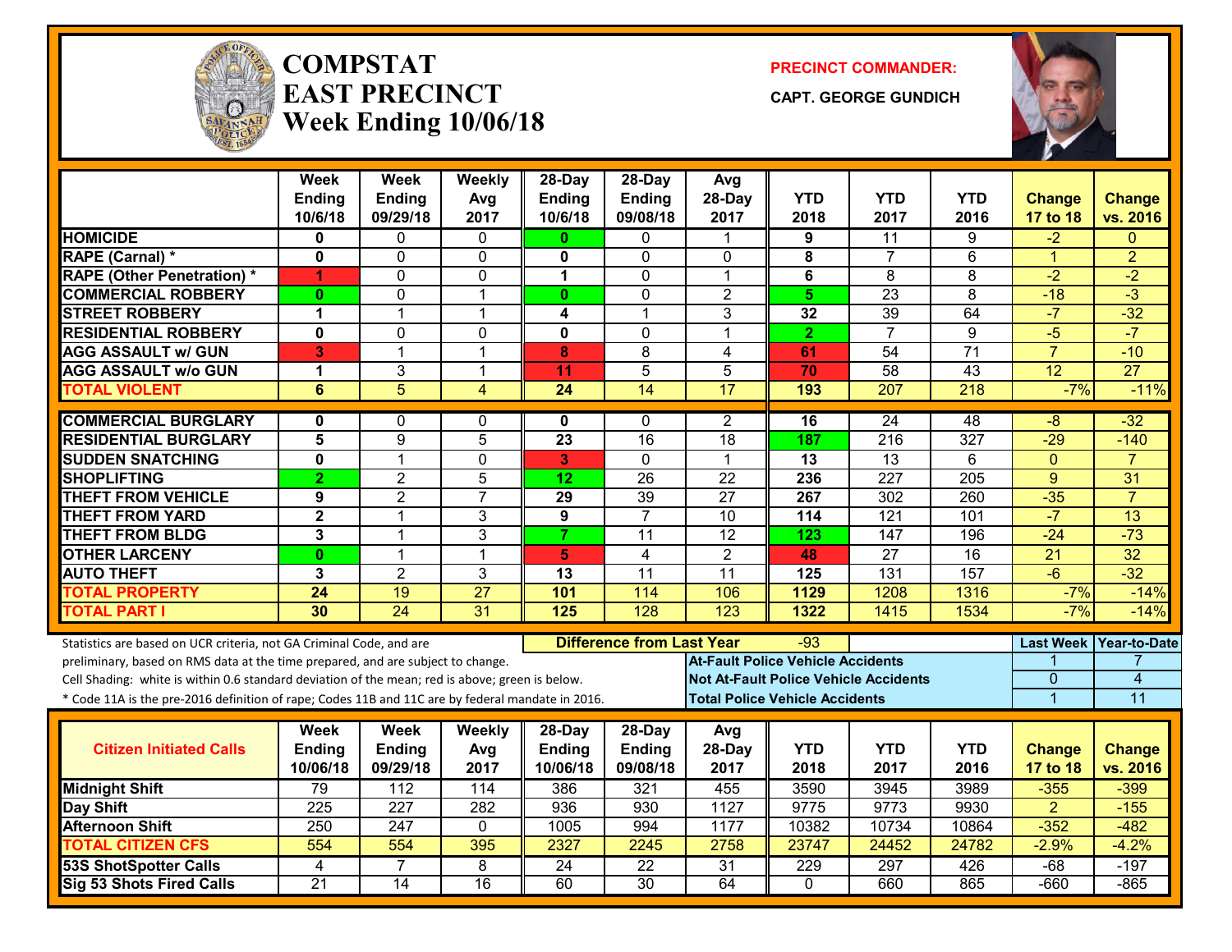# COMPSTAT
# EAST PRECINCT
## Week Ending 10/06/18

**PRECINCT COMMANDER:**

**CAPT. GEORGE GUNDICH**

| | Week Ending 10/6/18 | Week Ending 09/29/18 | Weekly Avg 2017 | 28-Day Ending 10/6/18 | 28-Day Ending 09/08/18 | Avg 28-Day 2017 | YTD 2018 | YTD 2017 | YTD 2016 | Change 17 to 18 | Change vs. 2016 |
|---|---|---|---|---|---|---|---|---|---|---|---|
| HOMICIDE | 0 | 0 | 0 | 0 | 0 | 1 | 9 | 11 | 9 | -2 | 0 |
| RAPE (Carnal) * | 0 | 0 | 0 | 0 | 0 | 0 | 8 | 7 | 6 | 1 | 2 |
| RAPE (Other Penetration) * | 1 | 0 | 0 | 1 | 0 | 1 | 6 | 8 | 8 | -2 | -2 |
| COMMERCIAL ROBBERY | 0 | 0 | 1 | 0 | 0 | 2 | 5 | 23 | 8 | -18 | -3 |
| STREET ROBBERY | 1 | 1 | 1 | 4 | 1 | 3 | 32 | 39 | 64 | -7 | -32 |
| RESIDENTIAL ROBBERY | 0 | 0 | 0 | 0 | 0 | 1 | 2 | 7 | 9 | -5 | -7 |
| AGG ASSAULT w/ GUN | 3 | 1 | 1 | 8 | 8 | 4 | 61 | 54 | 71 | 7 | -10 |
| AGG ASSAULT w/o GUN | 1 | 3 | 1 | 11 | 5 | 5 | 70 | 58 | 43 | 12 | 27 |
| TOTAL VIOLENT | 6 | 5 | 4 | 24 | 14 | 17 | 193 | 207 | 218 | -7% | -11% |
| COMMERCIAL BURGLARY | 0 | 0 | 0 | 0 | 0 | 2 | 16 | 24 | 48 | -8 | -32 |
| RESIDENTIAL BURGLARY | 5 | 9 | 5 | 23 | 16 | 18 | 187 | 216 | 327 | -29 | -140 |
| SUDDEN SNATCHING | 0 | 1 | 0 | 3 | 0 | 1 | 13 | 13 | 6 | 0 | 7 |
| SHOPLIFTING | 2 | 2 | 5 | 12 | 26 | 22 | 236 | 227 | 205 | 9 | 31 |
| THEFT FROM VEHICLE | 9 | 2 | 7 | 29 | 39 | 27 | 267 | 302 | 260 | -35 | 7 |
| THEFT FROM YARD | 2 | 1 | 3 | 9 | 7 | 10 | 114 | 121 | 101 | -7 | 13 |
| THEFT FROM BLDG | 3 | 1 | 3 | 7 | 11 | 12 | 123 | 147 | 196 | -24 | -73 |
| OTHER LARCENY | 0 | 1 | 1 | 5 | 4 | 2 | 48 | 27 | 16 | 21 | 32 |
| AUTO THEFT | 3 | 2 | 3 | 13 | 11 | 11 | 125 | 131 | 157 | -6 | -32 |
| TOTAL PROPERTY | 24 | 19 | 27 | 101 | 114 | 106 | 1129 | 1208 | 1316 | -7% | -14% |
| TOTAL PART I | 30 | 24 | 31 | 125 | 128 | 123 | 1322 | 1415 | 1534 | -7% | -14% |

Statistics are based on UCR criteria, not GA Criminal Code, and are preliminary, based on RMS data at the time prepared, and are subject to change.

Cell Shading: white is within 0.6 standard deviation of the mean; red is above; green is below.

* Code 11A is the pre-2016 definition of rape; Codes 11B and 11C are by federal mandate in 2016.

**Difference from Last Year:** -93

| | Last Week | Year-to-Date |
|---|---|---|
| At-Fault Police Vehicle Accidents | 1 | 7 |
| Not At-Fault Police Vehicle Accidents | 0 | 4 |
| Total Police Vehicle Accidents | 1 | 11 |

| Citizen Initiated Calls | Week Ending 10/06/18 | Week Ending 09/29/18 | Weekly Avg 2017 | 28-Day Ending 10/06/18 | 28-Day Ending 09/08/18 | Avg 28-Day 2017 | YTD 2018 | YTD 2017 | YTD 2016 | Change 17 to 18 | Change vs. 2016 |
|---|---|---|---|---|---|---|---|---|---|---|---|
| Midnight Shift | 79 | 112 | 114 | 386 | 321 | 455 | 3590 | 3945 | 3989 | -355 | -399 |
| Day Shift | 225 | 227 | 282 | 936 | 930 | 1127 | 9775 | 9773 | 9930 | 2 | -155 |
| Afternoon Shift | 250 | 247 | 0 | 1005 | 994 | 1177 | 10382 | 10734 | 10864 | -352 | -482 |
| TOTAL CITIZEN CFS | 554 | 554 | 395 | 2327 | 2245 | 2758 | 23747 | 24452 | 24782 | -2.9% | -4.2% |
| 53S ShotSpotter Calls | 4 | 7 | 8 | 24 | 22 | 31 | 229 | 297 | 426 | -68 | -197 |
| Sig 53 Shots Fired Calls | 21 | 14 | 16 | 60 | 30 | 64 | 0 | 660 | 865 | -660 | -865 |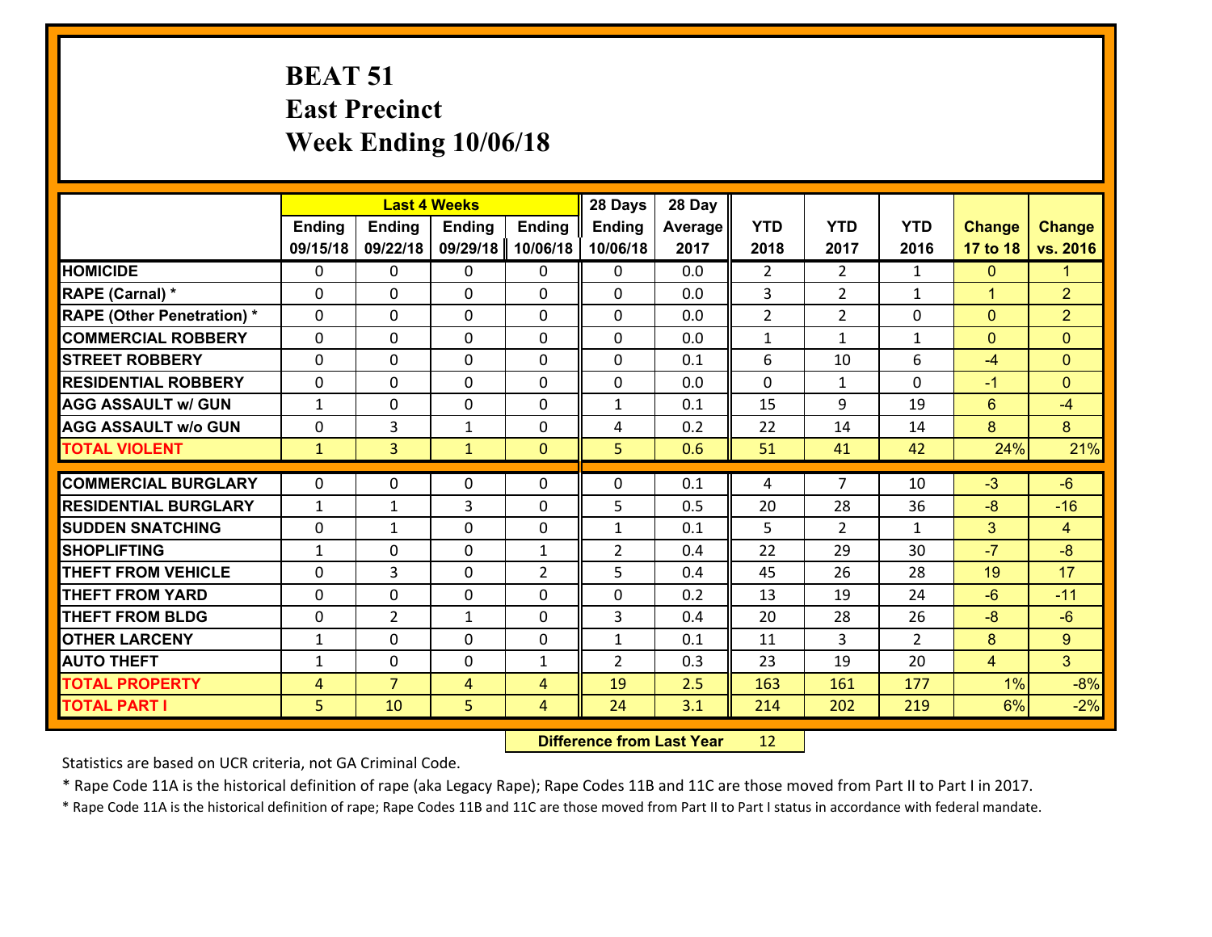# BEAT 51
## East Precinct
## Week Ending 10/06/18

| | Last 4 Weeks | | | | 28 Days | 28 Day | | | | | |
|---|---|---|---|---|---|---|---|---|---|---|---|
| | Ending 09/15/18 | Ending 09/22/18 | Ending 09/29/18 | Ending 10/06/18 | Ending 10/06/18 | Average 2017 | YTD 2018 | YTD 2017 | YTD 2016 | Change 17 to 18 | Change vs. 2016 |
| HOMICIDE | 0 | 0 | 0 | 0 | 0 | 0.0 | 2 | 2 | 1 | 0 | 1 |
| RAPE (Carnal) * | 0 | 0 | 0 | 0 | 0 | 0.0 | 3 | 2 | 1 | 1 | 2 |
| RAPE (Other Penetration) * | 0 | 0 | 0 | 0 | 0 | 0.0 | 2 | 2 | 0 | 0 | 2 |
| COMMERCIAL ROBBERY | 0 | 0 | 0 | 0 | 0 | 0.0 | 1 | 1 | 1 | 0 | 0 |
| STREET ROBBERY | 0 | 0 | 0 | 0 | 0 | 0.1 | 6 | 10 | 6 | -4 | 0 |
| RESIDENTIAL ROBBERY | 0 | 0 | 0 | 0 | 0 | 0.0 | 0 | 1 | 0 | -1 | 0 |
| AGG ASSAULT w/ GUN | 1 | 0 | 0 | 0 | 1 | 0.1 | 15 | 9 | 19 | 6 | -4 |
| AGG ASSAULT w/o GUN | 0 | 3 | 1 | 0 | 4 | 0.2 | 22 | 14 | 14 | 8 | 8 |
| TOTAL VIOLENT | 1 | 3 | 1 | 0 | 5 | 0.6 | 51 | 41 | 42 | 24% | 21% |
| COMMERCIAL BURGLARY | 0 | 0 | 0 | 0 | 0 | 0.1 | 4 | 7 | 10 | -3 | -6 |
| RESIDENTIAL BURGLARY | 1 | 1 | 3 | 0 | 5 | 0.5 | 20 | 28 | 36 | -8 | -16 |
| SUDDEN SNATCHING | 0 | 1 | 0 | 0 | 1 | 0.1 | 5 | 2 | 1 | 3 | 4 |
| SHOPLIFTING | 1 | 0 | 0 | 1 | 2 | 0.4 | 22 | 29 | 30 | -7 | -8 |
| THEFT FROM VEHICLE | 0 | 3 | 0 | 2 | 5 | 0.4 | 45 | 26 | 28 | 19 | 17 |
| THEFT FROM YARD | 0 | 0 | 0 | 0 | 0 | 0.2 | 13 | 19 | 24 | -6 | -11 |
| THEFT FROM BLDG | 0 | 2 | 1 | 0 | 3 | 0.4 | 20 | 28 | 26 | -8 | -6 |
| OTHER LARCENY | 1 | 0 | 0 | 0 | 1 | 0.1 | 11 | 3 | 2 | 8 | 9 |
| AUTO THEFT | 1 | 0 | 0 | 1 | 2 | 0.3 | 23 | 19 | 20 | 4 | 3 |
| TOTAL PROPERTY | 4 | 7 | 4 | 4 | 19 | 2.5 | 163 | 161 | 177 | 1% | -8% |
| TOTAL PART I | 5 | 10 | 5 | 4 | 24 | 3.1 | 214 | 202 | 219 | 6% | -2% |

**Difference from Last Year** 12

Statistics are based on UCR criteria, not GA Criminal Code.

* Rape Code 11A is the historical definition of rape (aka Legacy Rape); Rape Codes 11B and 11C are those moved from Part II to Part I in 2017.

* Rape Code 11A is the historical definition of rape; Rape Codes 11B and 11C are those moved from Part II to Part I status in accordance with federal mandate.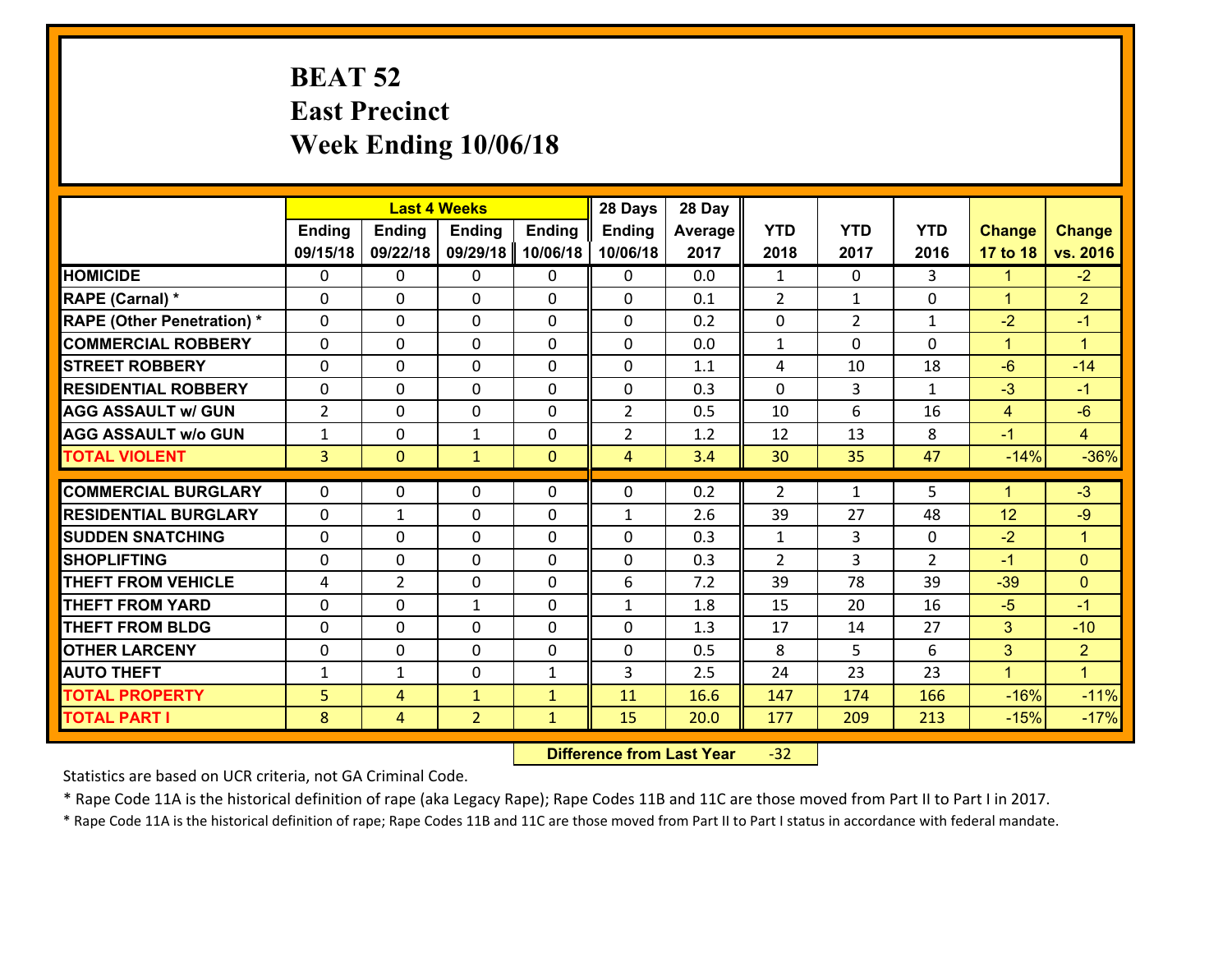# BEAT 52
# East Precinct
# Week Ending 10/06/18

| | Last 4 Weeks | | | | 28 Days | 28 Day | | | | | |
|---|---|---|---|---|---|---|---|---|---|---|---|
| | Ending 09/15/18 | Ending 09/22/18 | Ending 09/29/18 | Ending 10/06/18 | Ending 10/06/18 | Average 2017 | YTD 2018 | YTD 2017 | YTD 2016 | Change 17 to 18 | Change vs. 2016 |
| **HOMICIDE** | 0 | 0 | 0 | 0 | 0 | 0.0 | 1 | 0 | 3 | 1 | -2 |
| **RAPE (Carnal) *** | 0 | 0 | 0 | 0 | 0 | 0.1 | 2 | 1 | 0 | 1 | 2 |
| **RAPE (Other Penetration) *** | 0 | 0 | 0 | 0 | 0 | 0.2 | 0 | 2 | 1 | -2 | -1 |
| **COMMERCIAL ROBBERY** | 0 | 0 | 0 | 0 | 0 | 0.0 | 1 | 0 | 0 | 1 | 1 |
| **STREET ROBBERY** | 0 | 0 | 0 | 0 | 0 | 1.1 | 4 | 10 | 18 | -6 | -14 |
| **RESIDENTIAL ROBBERY** | 0 | 0 | 0 | 0 | 0 | 0.3 | 0 | 3 | 1 | -3 | -1 |
| **AGG ASSAULT w/ GUN** | 2 | 0 | 0 | 0 | 2 | 0.5 | 10 | 6 | 16 | 4 | -6 |
| **AGG ASSAULT w/o GUN** | 1 | 0 | 1 | 0 | 2 | 1.2 | 12 | 13 | 8 | -1 | 4 |
| **TOTAL VIOLENT** | 3 | 0 | 1 | 0 | 4 | 3.4 | 30 | 35 | 47 | -14% | -36% |
| **COMMERCIAL BURGLARY** | 0 | 0 | 0 | 0 | 0 | 0.2 | 2 | 1 | 5 | 1 | -3 |
| **RESIDENTIAL BURGLARY** | 0 | 1 | 0 | 0 | 1 | 2.6 | 39 | 27 | 48 | 12 | -9 |
| **SUDDEN SNATCHING** | 0 | 0 | 0 | 0 | 0 | 0.3 | 1 | 3 | 0 | -2 | 1 |
| **SHOPLIFTING** | 0 | 0 | 0 | 0 | 0 | 0.3 | 2 | 3 | 2 | -1 | 0 |
| **THEFT FROM VEHICLE** | 4 | 2 | 0 | 0 | 6 | 7.2 | 39 | 78 | 39 | -39 | 0 |
| **THEFT FROM YARD** | 0 | 0 | 1 | 0 | 1 | 1.8 | 15 | 20 | 16 | -5 | -1 |
| **THEFT FROM BLDG** | 0 | 0 | 0 | 0 | 0 | 1.3 | 17 | 14 | 27 | 3 | -10 |
| **OTHER LARCENY** | 0 | 0 | 0 | 0 | 0 | 0.5 | 8 | 5 | 6 | 3 | 2 |
| **AUTO THEFT** | 1 | 1 | 0 | 1 | 3 | 2.5 | 24 | 23 | 23 | 1 | 1 |
| **TOTAL PROPERTY** | 5 | 4 | 1 | 1 | 11 | 16.6 | 147 | 174 | 166 | -16% | -11% |
| **TOTAL PART I** | 8 | 4 | 2 | 1 | 15 | 20.0 | 177 | 209 | 213 | -15% | -17% |

**Difference from Last Year** -32

Statistics are based on UCR criteria, not GA Criminal Code.

* Rape Code 11A is the historical definition of rape (aka Legacy Rape); Rape Codes 11B and 11C are those moved from Part II to Part I in 2017.

* Rape Code 11A is the historical definition of rape; Rape Codes 11B and 11C are those moved from Part II to Part I status in accordance with federal mandate.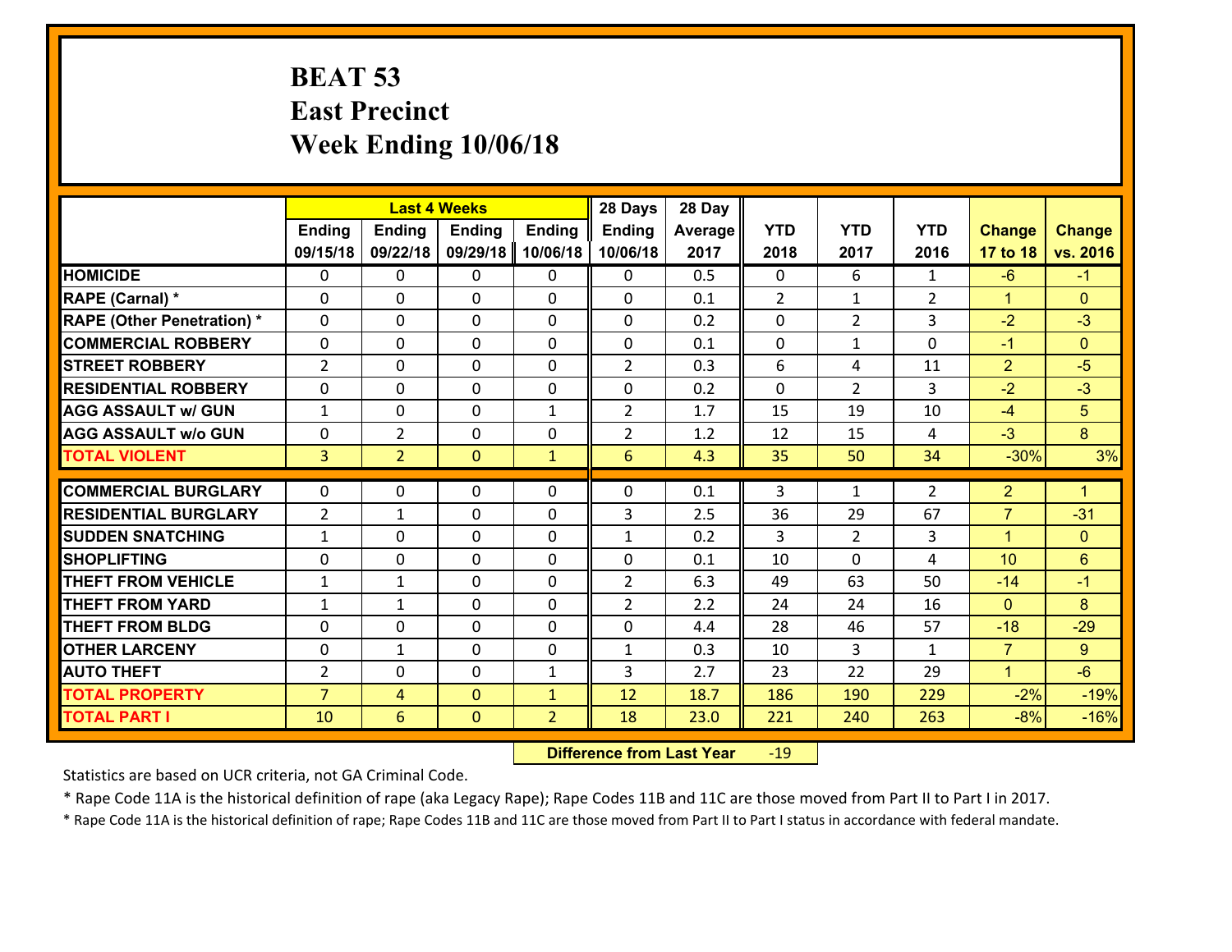# BEAT 53
# East Precinct
# Week Ending 10/06/18

| | Last 4 Weeks | | | | 28 Days | 28 Day | YTD | YTD | YTD | Change | Change |
|---|---|---|---|---|---|---|---|---|---|---|---|
| | Ending 09/15/18 | Ending 09/22/18 | Ending 09/29/18 | Ending 10/06/18 | Ending 10/06/18 | Average 2017 | 2018 | 2017 | 2016 | 17 to 18 | vs. 2016 |
| **HOMICIDE** | 0 | 0 | 0 | 0 | 0 | 0.5 | 0 | 6 | 1 | -6 | -1 |
| **RAPE (Carnal) *** | 0 | 0 | 0 | 0 | 0 | 0.1 | 2 | 1 | 2 | 1 | 0 |
| **RAPE (Other Penetration) *** | 0 | 0 | 0 | 0 | 0 | 0.2 | 0 | 2 | 3 | -2 | -3 |
| **COMMERCIAL ROBBERY** | 0 | 0 | 0 | 0 | 0 | 0.1 | 0 | 1 | 0 | -1 | 0 |
| **STREET ROBBERY** | 2 | 0 | 0 | 0 | 2 | 0.3 | 6 | 4 | 11 | 2 | -5 |
| **RESIDENTIAL ROBBERY** | 0 | 0 | 0 | 0 | 0 | 0.2 | 0 | 2 | 3 | -2 | -3 |
| **AGG ASSAULT w/ GUN** | 1 | 0 | 0 | 1 | 2 | 1.7 | 15 | 19 | 10 | -4 | 5 |
| **AGG ASSAULT w/o GUN** | 0 | 2 | 0 | 0 | 2 | 1.2 | 12 | 15 | 4 | -3 | 8 |
| **TOTAL VIOLENT** | 3 | 2 | 0 | 1 | 6 | 4.3 | 35 | 50 | 34 | -30% | 3% |
| **COMMERCIAL BURGLARY** | 0 | 0 | 0 | 0 | 0 | 0.1 | 3 | 1 | 2 | 2 | 1 |
| **RESIDENTIAL BURGLARY** | 2 | 1 | 0 | 0 | 3 | 2.5 | 36 | 29 | 67 | 7 | -31 |
| **SUDDEN SNATCHING** | 1 | 0 | 0 | 0 | 1 | 0.2 | 3 | 2 | 3 | 1 | 0 |
| **SHOPLIFTING** | 0 | 0 | 0 | 0 | 0 | 0.1 | 10 | 0 | 4 | 10 | 6 |
| **THEFT FROM VEHICLE** | 1 | 1 | 0 | 0 | 2 | 6.3 | 49 | 63 | 50 | -14 | -1 |
| **THEFT FROM YARD** | 1 | 1 | 0 | 0 | 2 | 2.2 | 24 | 24 | 16 | 0 | 8 |
| **THEFT FROM BLDG** | 0 | 0 | 0 | 0 | 0 | 4.4 | 28 | 46 | 57 | -18 | -29 |
| **OTHER LARCENY** | 0 | 1 | 0 | 0 | 1 | 0.3 | 10 | 3 | 1 | 7 | 9 |
| **AUTO THEFT** | 2 | 0 | 0 | 1 | 3 | 2.7 | 23 | 22 | 29 | 1 | -6 |
| **TOTAL PROPERTY** | 7 | 4 | 0 | 1 | 12 | 18.7 | 186 | 190 | 229 | -2% | -19% |
| **TOTAL PART I** | 10 | 6 | 0 | 2 | 18 | 23.0 | 221 | 240 | 263 | -8% | -16% |

**Difference from Last Year** -19

Statistics are based on UCR criteria, not GA Criminal Code.

* Rape Code 11A is the historical definition of rape (aka Legacy Rape); Rape Codes 11B and 11C are those moved from Part II to Part I in 2017.

* Rape Code 11A is the historical definition of rape; Rape Codes 11B and 11C are those moved from Part II to Part I status in accordance with federal mandate.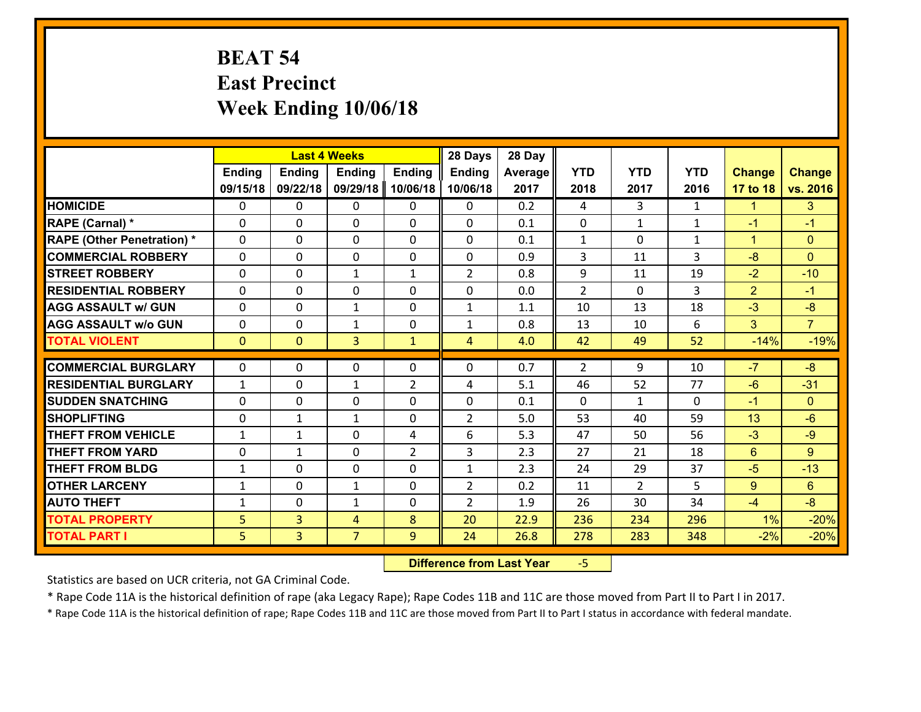# BEAT 54
# East Precinct
# Week Ending 10/06/18

| | Last 4 Weeks | | | | 28 Days | 28 Day | | | | | |
|---|---|---|---|---|---|---|---|---|---|---|---|
| | Ending 09/15/18 | Ending 09/22/18 | Ending 09/29/18 | Ending 10/06/18 | Ending 10/06/18 | Average 2017 | YTD 2018 | YTD 2017 | YTD 2016 | Change 17 to 18 | Change vs. 2016 |
| HOMICIDE | 0 | 0 | 0 | 0 | 0 | 0.2 | 4 | 3 | 1 | 1 | 3 |
| RAPE (Carnal) * | 0 | 0 | 0 | 0 | 0 | 0.1 | 0 | 1 | 1 | -1 | -1 |
| RAPE (Other Penetration) * | 0 | 0 | 0 | 0 | 0 | 0.1 | 1 | 0 | 1 | 1 | 0 |
| COMMERCIAL ROBBERY | 0 | 0 | 0 | 0 | 0 | 0.9 | 3 | 11 | 3 | -8 | 0 |
| STREET ROBBERY | 0 | 0 | 1 | 1 | 2 | 0.8 | 9 | 11 | 19 | -2 | -10 |
| RESIDENTIAL ROBBERY | 0 | 0 | 0 | 0 | 0 | 0.0 | 2 | 0 | 3 | 2 | -1 |
| AGG ASSAULT w/ GUN | 0 | 0 | 1 | 0 | 1 | 1.1 | 10 | 13 | 18 | -3 | -8 |
| AGG ASSAULT w/o GUN | 0 | 0 | 1 | 0 | 1 | 0.8 | 13 | 10 | 6 | 3 | 7 |
| TOTAL VIOLENT | 0 | 0 | 3 | 1 | 4 | 4.0 | 42 | 49 | 52 | -14% | -19% |
| COMMERCIAL BURGLARY | 0 | 0 | 0 | 0 | 0 | 0.7 | 2 | 9 | 10 | -7 | -8 |
| RESIDENTIAL BURGLARY | 1 | 0 | 1 | 2 | 4 | 5.1 | 46 | 52 | 77 | -6 | -31 |
| SUDDEN SNATCHING | 0 | 0 | 0 | 0 | 0 | 0.1 | 0 | 1 | 0 | -1 | 0 |
| SHOPLIFTING | 0 | 1 | 1 | 0 | 2 | 5.0 | 53 | 40 | 59 | 13 | -6 |
| THEFT FROM VEHICLE | 1 | 1 | 0 | 4 | 6 | 5.3 | 47 | 50 | 56 | -3 | -9 |
| THEFT FROM YARD | 0 | 1 | 0 | 2 | 3 | 2.3 | 27 | 21 | 18 | 6 | 9 |
| THEFT FROM BLDG | 1 | 0 | 0 | 0 | 1 | 2.3 | 24 | 29 | 37 | -5 | -13 |
| OTHER LARCENY | 1 | 0 | 1 | 0 | 2 | 0.2 | 11 | 2 | 5 | 9 | 6 |
| AUTO THEFT | 1 | 0 | 1 | 0 | 2 | 1.9 | 26 | 30 | 34 | -4 | -8 |
| TOTAL PROPERTY | 5 | 3 | 4 | 8 | 20 | 22.9 | 236 | 234 | 296 | 1% | -20% |
| TOTAL PART I | 5 | 3 | 7 | 9 | 24 | 26.8 | 278 | 283 | 348 | -2% | -20% |

**Difference from Last Year** -5

Statistics are based on UCR criteria, not GA Criminal Code.

* Rape Code 11A is the historical definition of rape (aka Legacy Rape); Rape Codes 11B and 11C are those moved from Part II to Part I in 2017.

* Rape Code 11A is the historical definition of rape; Rape Codes 11B and 11C are those moved from Part II to Part I status in accordance with federal mandate.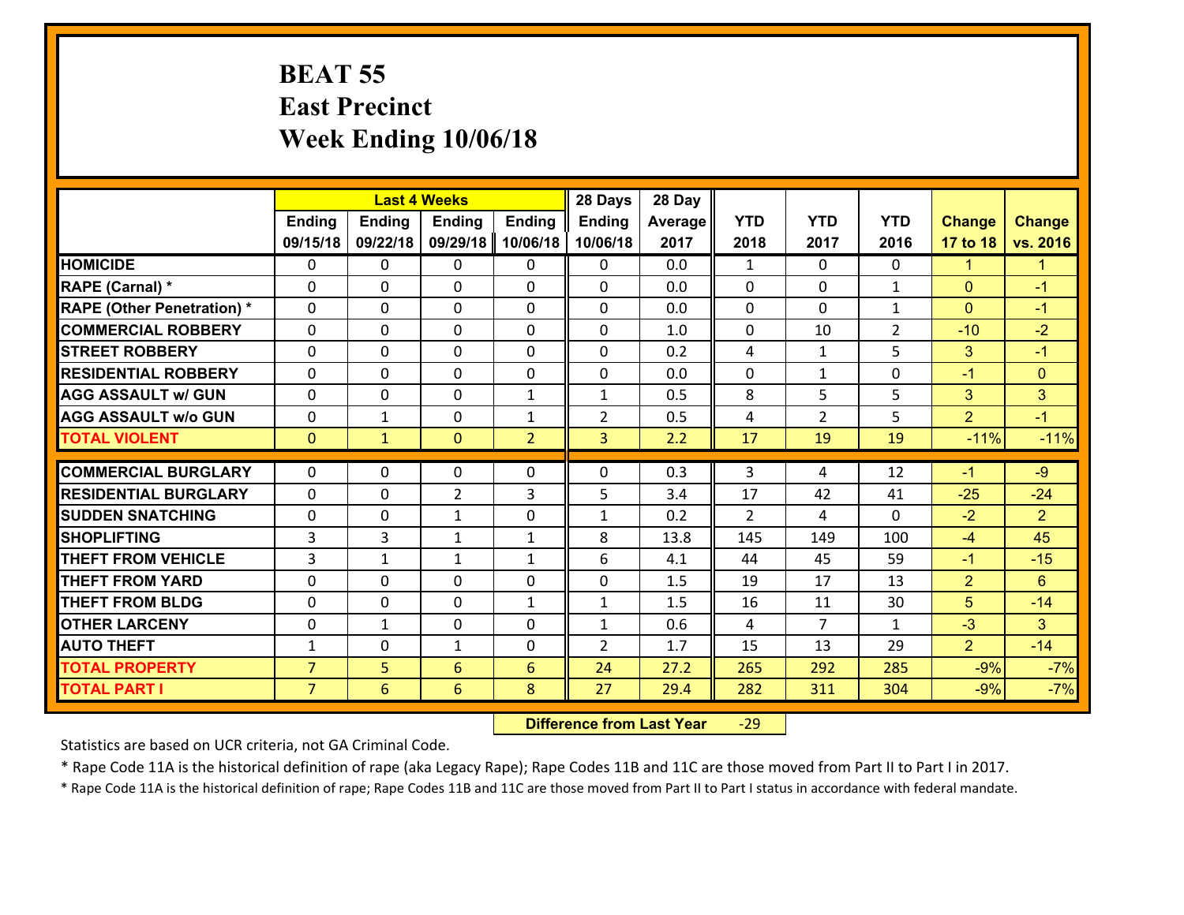# BEAT 55
## East Precinct
## Week Ending 10/06/18

| | Last 4 Weeks | | | | 28 Days | 28 Day | | | | | |
|---|---|---|---|---|---|---|---|---|---|---|---|
| | Ending 09/15/18 | Ending 09/22/18 | Ending 09/29/18 | Ending 10/06/18 | Ending 10/06/18 | Average 2017 | YTD 2018 | YTD 2017 | YTD 2016 | Change 17 to 18 | Change vs. 2016 |
| **HOMICIDE** | 0 | 0 | 0 | 0 | 0 | 0.0 | 1 | 0 | 0 | 1 | 1 |
| **RAPE (Carnal) *** | 0 | 0 | 0 | 0 | 0 | 0.0 | 0 | 0 | 1 | 0 | -1 |
| **RAPE (Other Penetration) *** | 0 | 0 | 0 | 0 | 0 | 0.0 | 0 | 0 | 1 | 0 | -1 |
| **COMMERCIAL ROBBERY** | 0 | 0 | 0 | 0 | 0 | 1.0 | 0 | 10 | 2 | -10 | -2 |
| **STREET ROBBERY** | 0 | 0 | 0 | 0 | 0 | 0.2 | 4 | 1 | 5 | 3 | -1 |
| **RESIDENTIAL ROBBERY** | 0 | 0 | 0 | 0 | 0 | 0.0 | 0 | 1 | 0 | -1 | 0 |
| **AGG ASSAULT w/ GUN** | 0 | 0 | 0 | 1 | 1 | 0.5 | 8 | 5 | 5 | 3 | 3 |
| **AGG ASSAULT w/o GUN** | 0 | 1 | 0 | 1 | 2 | 0.5 | 4 | 2 | 5 | 2 | -1 |
| **TOTAL VIOLENT** | 0 | 1 | 0 | 2 | 3 | 2.2 | 17 | 19 | 19 | -11% | -11% |
| **COMMERCIAL BURGLARY** | 0 | 0 | 0 | 0 | 0 | 0.3 | 3 | 4 | 12 | -1 | -9 |
| **RESIDENTIAL BURGLARY** | 0 | 0 | 2 | 3 | 5 | 3.4 | 17 | 42 | 41 | -25 | -24 |
| **SUDDEN SNATCHING** | 0 | 0 | 1 | 0 | 1 | 0.2 | 2 | 4 | 0 | -2 | 2 |
| **SHOPLIFTING** | 3 | 3 | 1 | 1 | 8 | 13.8 | 145 | 149 | 100 | -4 | 45 |
| **THEFT FROM VEHICLE** | 3 | 1 | 1 | 1 | 6 | 4.1 | 44 | 45 | 59 | -1 | -15 |
| **THEFT FROM YARD** | 0 | 0 | 0 | 0 | 0 | 1.5 | 19 | 17 | 13 | 2 | 6 |
| **THEFT FROM BLDG** | 0 | 0 | 0 | 1 | 1 | 1.5 | 16 | 11 | 30 | 5 | -14 |
| **OTHER LARCENY** | 0 | 1 | 0 | 0 | 1 | 0.6 | 4 | 7 | 1 | -3 | 3 |
| **AUTO THEFT** | 1 | 0 | 1 | 0 | 2 | 1.7 | 15 | 13 | 29 | 2 | -14 |
| **TOTAL PROPERTY** | 7 | 5 | 6 | 6 | 24 | 27.2 | 265 | 292 | 285 | -9% | -7% |
| **TOTAL PART I** | 7 | 6 | 6 | 8 | 27 | 29.4 | 282 | 311 | 304 | -9% | -7% |

**Difference from Last Year** -29

Statistics are based on UCR criteria, not GA Criminal Code.

* Rape Code 11A is the historical definition of rape (aka Legacy Rape); Rape Codes 11B and 11C are those moved from Part II to Part I in 2017.

* Rape Code 11A is the historical definition of rape; Rape Codes 11B and 11C are those moved from Part II to Part I status in accordance with federal mandate.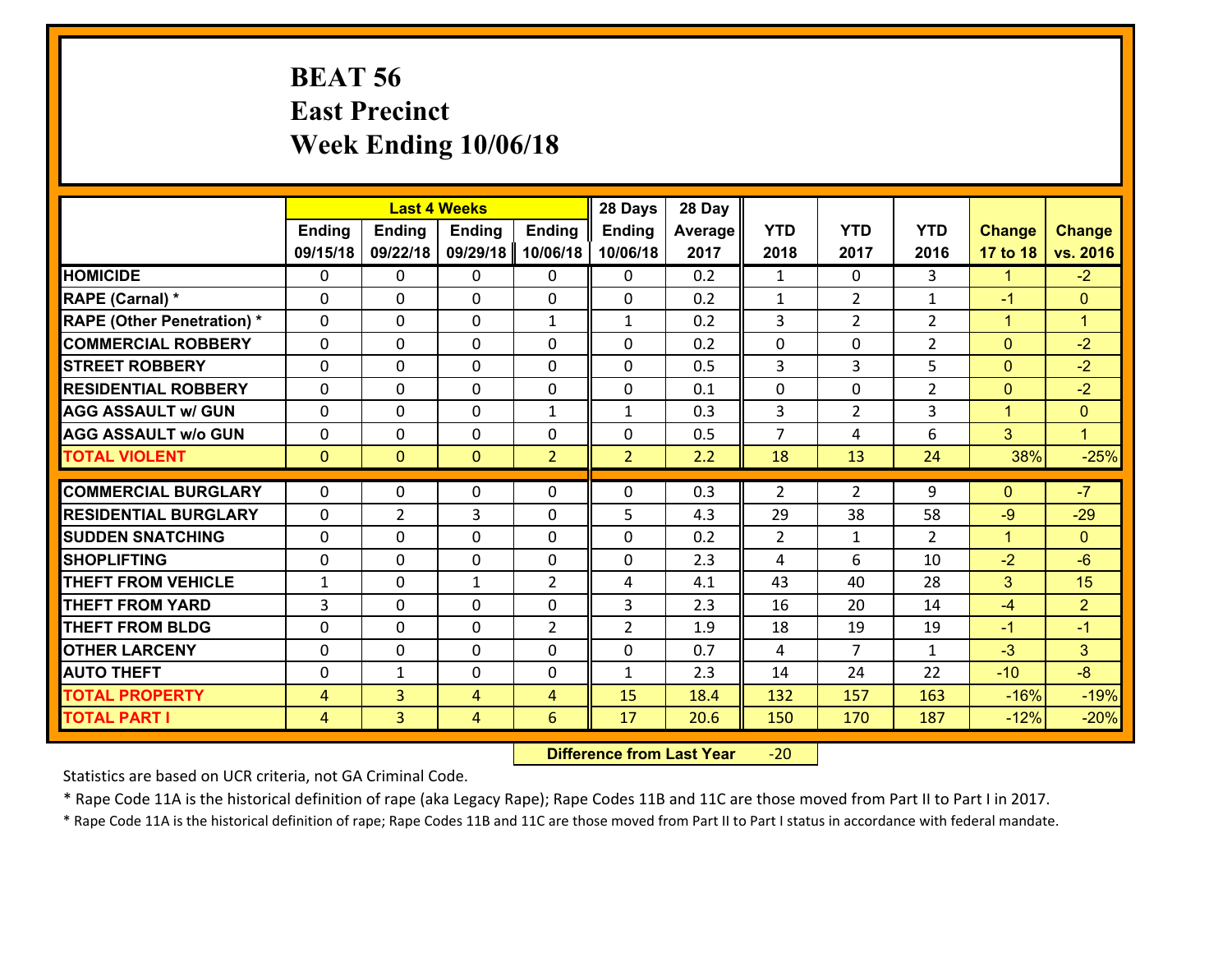# BEAT 56
## East Precinct
## Week Ending 10/06/18

| | Last 4 Weeks | | | | 28 Days | 28 Day | | | | | |
|---|---|---|---|---|---|---|---|---|---|---|---|
| | Ending 09/15/18 | Ending 09/22/18 | Ending 09/29/18 | Ending 10/06/18 | Ending 10/06/18 | Average 2017 | YTD 2018 | YTD 2017 | YTD 2016 | Change 17 to 18 | Change vs. 2016 |
| HOMICIDE | 0 | 0 | 0 | 0 | 0 | 0.2 | 1 | 0 | 3 | 1 | -2 |
| RAPE (Carnal) * | 0 | 0 | 0 | 0 | 0 | 0.2 | 1 | 2 | 1 | -1 | 0 |
| RAPE (Other Penetration) * | 0 | 0 | 0 | 1 | 1 | 0.2 | 3 | 2 | 2 | 1 | 1 |
| COMMERCIAL ROBBERY | 0 | 0 | 0 | 0 | 0 | 0.2 | 0 | 0 | 2 | 0 | -2 |
| STREET ROBBERY | 0 | 0 | 0 | 0 | 0 | 0.5 | 3 | 3 | 5 | 0 | -2 |
| RESIDENTIAL ROBBERY | 0 | 0 | 0 | 0 | 0 | 0.1 | 0 | 0 | 2 | 0 | -2 |
| AGG ASSAULT w/ GUN | 0 | 0 | 0 | 1 | 1 | 0.3 | 3 | 2 | 3 | 1 | 0 |
| AGG ASSAULT w/o GUN | 0 | 0 | 0 | 0 | 0 | 0.5 | 7 | 4 | 6 | 3 | 1 |
| TOTAL VIOLENT | 0 | 0 | 0 | 2 | 2 | 2.2 | 18 | 13 | 24 | 38% | -25% |
| COMMERCIAL BURGLARY | 0 | 0 | 0 | 0 | 0 | 0.3 | 2 | 2 | 9 | 0 | -7 |
| RESIDENTIAL BURGLARY | 0 | 2 | 3 | 0 | 5 | 4.3 | 29 | 38 | 58 | -9 | -29 |
| SUDDEN SNATCHING | 0 | 0 | 0 | 0 | 0 | 0.2 | 2 | 1 | 2 | 1 | 0 |
| SHOPLIFTING | 0 | 0 | 0 | 0 | 0 | 2.3 | 4 | 6 | 10 | -2 | -6 |
| THEFT FROM VEHICLE | 1 | 0 | 1 | 2 | 4 | 4.1 | 43 | 40 | 28 | 3 | 15 |
| THEFT FROM YARD | 3 | 0 | 0 | 0 | 3 | 2.3 | 16 | 20 | 14 | -4 | 2 |
| THEFT FROM BLDG | 0 | 0 | 0 | 2 | 2 | 1.9 | 18 | 19 | 19 | -1 | -1 |
| OTHER LARCENY | 0 | 0 | 0 | 0 | 0 | 0.7 | 4 | 7 | 1 | -3 | 3 |
| AUTO THEFT | 0 | 1 | 0 | 0 | 1 | 2.3 | 14 | 24 | 22 | -10 | -8 |
| TOTAL PROPERTY | 4 | 3 | 4 | 4 | 15 | 18.4 | 132 | 157 | 163 | -16% | -19% |
| TOTAL PART I | 4 | 3 | 4 | 6 | 17 | 20.6 | 150 | 170 | 187 | -12% | -20% |

**Difference from Last Year** -20

Statistics are based on UCR criteria, not GA Criminal Code.

* Rape Code 11A is the historical definition of rape (aka Legacy Rape); Rape Codes 11B and 11C are those moved from Part II to Part I in 2017.

* Rape Code 11A is the historical definition of rape; Rape Codes 11B and 11C are those moved from Part II to Part I status in accordance with federal mandate.